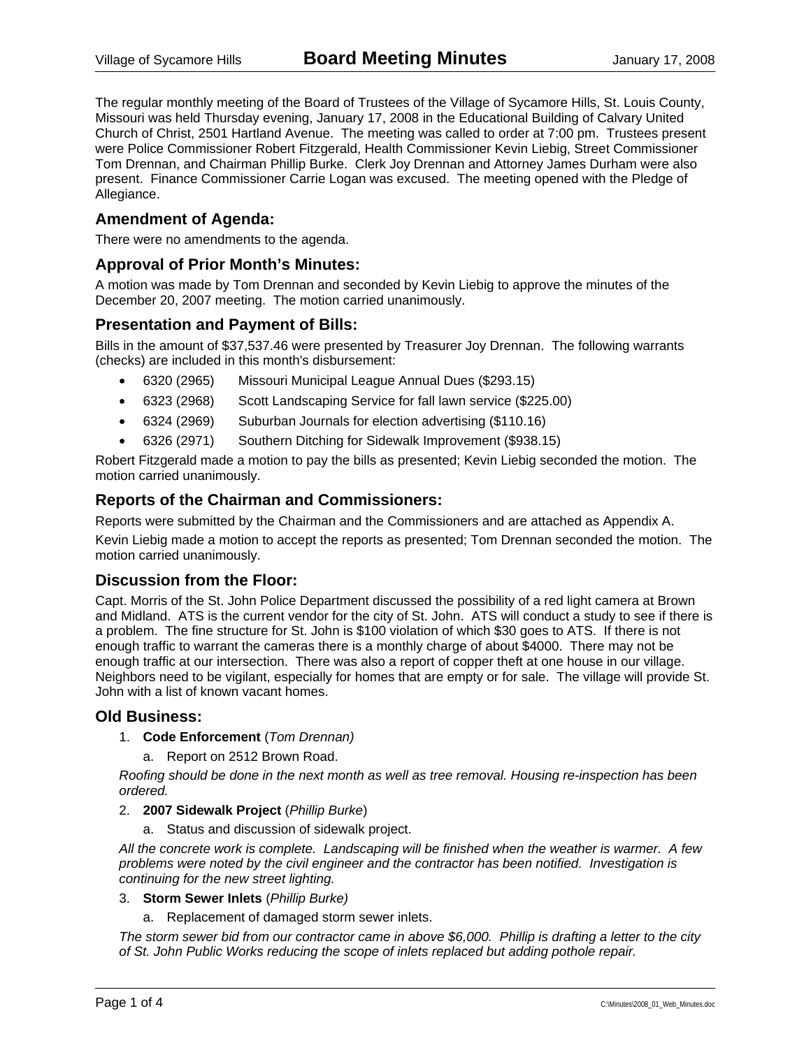The regular monthly meeting of the Board of Trustees of the Village of Sycamore Hills, St. Louis County, Missouri was held Thursday evening, January 17, 2008 in the Educational Building of Calvary United Church of Christ, 2501 Hartland Avenue. The meeting was called to order at 7:00 pm. Trustees present were Police Commissioner Robert Fitzgerald, Health Commissioner Kevin Liebig, Street Commissioner Tom Drennan, and Chairman Phillip Burke. Clerk Joy Drennan and Attorney James Durham were also present. Finance Commissioner Carrie Logan was excused. The meeting opened with the Pledge of Allegiance.

## Amendment of Agenda:

There were no amendments to the agenda.

## Approval of Prior Month's Minutes:

A motion was made by Tom Drennan and seconded by Kevin Liebig to approve the minutes of the December 20, 2007 meeting. The motion carried unanimously.

## Presentation and Payment of Bills:

Bills in the amount of $37,537.46 were presented by Treasurer Joy Drennan. The following warrants (checks) are included in this month's disbursement:

- 6320 (2965) Missouri Municipal League Annual Dues ($293.15)
- 6323 (2968) Scott Landscaping Service for fall lawn service ($225.00)
- 6324 (2969) Suburban Journals for election advertising ($110.16)
- 6326 (2971) Southern Ditching for Sidewalk Improvement ($938.15)

Robert Fitzgerald made a motion to pay the bills as presented; Kevin Liebig seconded the motion. The motion carried unanimously.

## Reports of the Chairman and Commissioners:

Reports were submitted by the Chairman and the Commissioners and are attached as Appendix A.

Kevin Liebig made a motion to accept the reports as presented; Tom Drennan seconded the motion. The motion carried unanimously.

## Discussion from the Floor:

Capt. Morris of the St. John Police Department discussed the possibility of a red light camera at Brown and Midland. ATS is the current vendor for the city of St. John. ATS will conduct a study to see if there is a problem. The fine structure for St. John is $100 violation of which $30 goes to ATS. If there is not enough traffic to warrant the cameras there is a monthly charge of about $4000. There may not be enough traffic at our intersection. There was also a report of copper theft at one house in our village. Neighbors need to be vigilant, especially for homes that are empty or for sale. The village will provide St. John with a list of known vacant homes.

## Old Business:

1. **Code Enforcement** (*Tom Drennan)*
   a. Report on 2512 Brown Road.

   *Roofing should be done in the next month as well as tree removal. Housing re-inspection has been ordered.*

2. **2007 Sidewalk Project** (*Phillip Burke*)
   a. Status and discussion of sidewalk project.

   *All the concrete work is complete. Landscaping will be finished when the weather is warmer. A few problems were noted by the civil engineer and the contractor has been notified. Investigation is continuing for the new street lighting.*

3. **Storm Sewer Inlets** (*Phillip Burke)*
   a. Replacement of damaged storm sewer inlets.

   *The storm sewer bid from our contractor came in above $6,000. Phillip is drafting a letter to the city of St. John Public Works reducing the scope of inlets replaced but adding pothole repair.*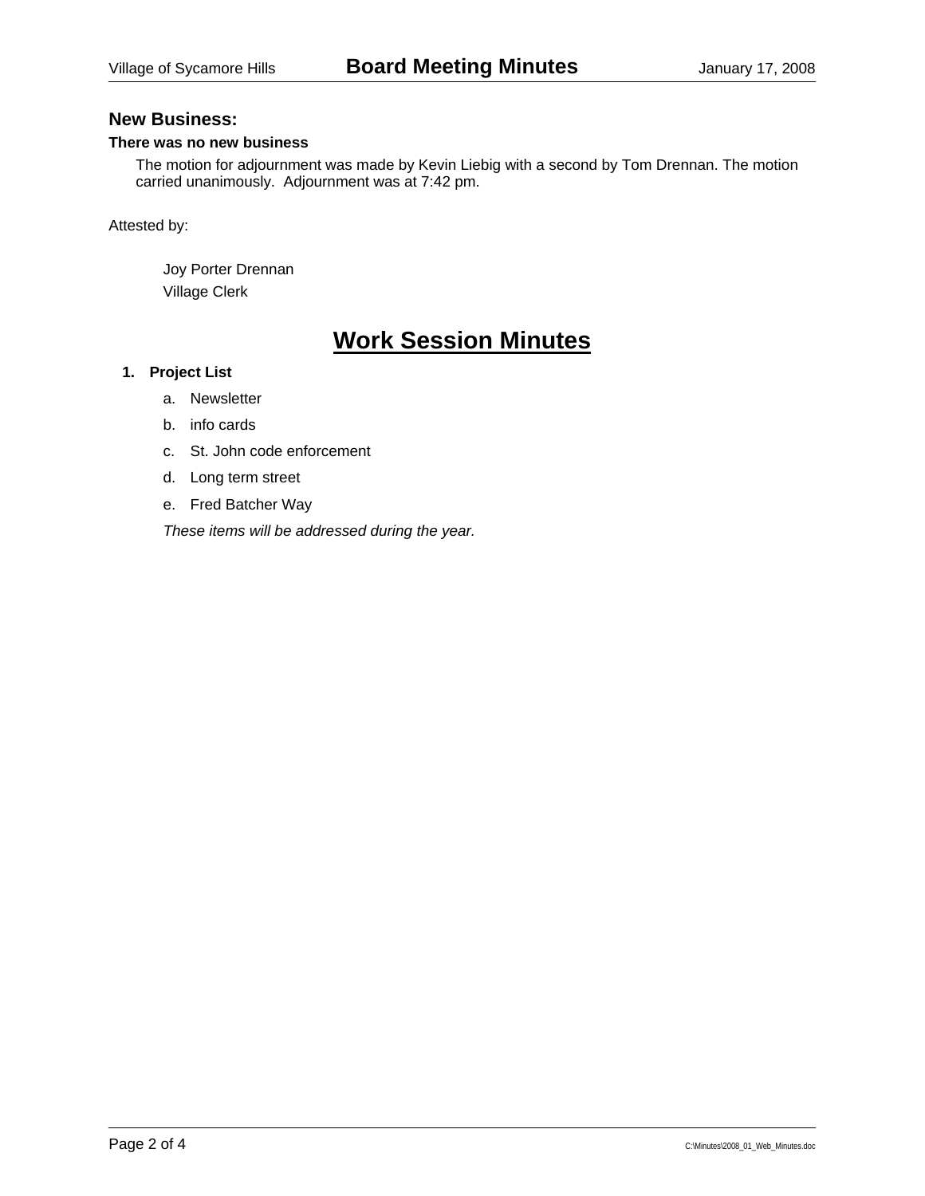## New Business:

### There was no new business

The motion for adjournment was made by Kevin Liebig with a second by Tom Drennan. The motion carried unanimously. Adjournment was at 7:42 pm.

Attested by:

Joy Porter Drennan
Village Clerk

# Work Session Minutes

1. **Project List**
   a. Newsletter
   b. info cards
   c. St. John code enforcement
   d. Long term street
   e. Fred Batcher Way

   *These items will be addressed during the year.*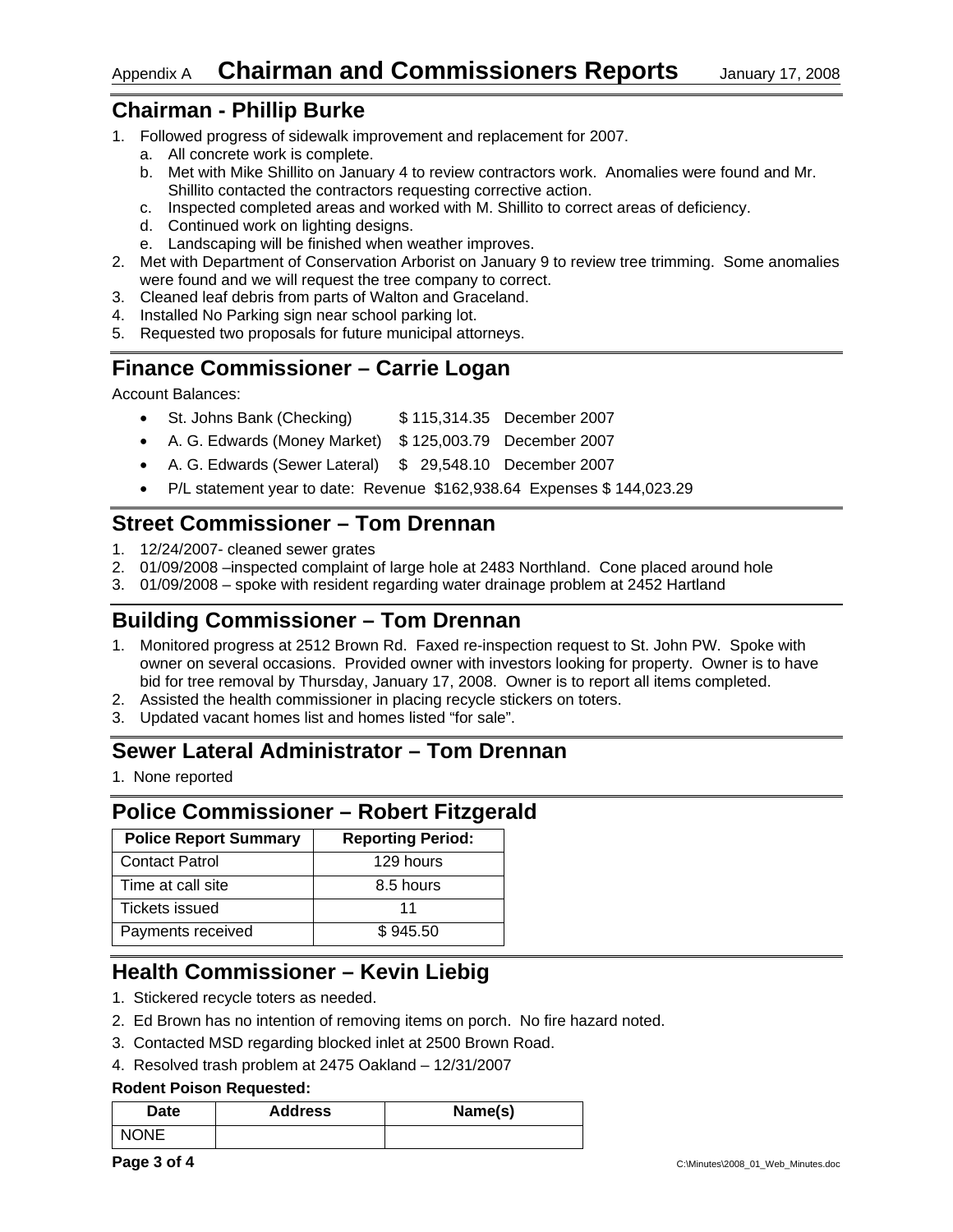Appendix A **Chairman and Commissioners Reports** January 17, 2008

## Chairman - Phillip Burke

1. Followed progress of sidewalk improvement and replacement for 2007.
   a. All concrete work is complete.
   b. Met with Mike Shillito on January 4 to review contractors work. Anomalies were found and Mr. Shillito contacted the contractors requesting corrective action.
   c. Inspected completed areas and worked with M. Shillito to correct areas of deficiency.
   d. Continued work on lighting designs.
   e. Landscaping will be finished when weather improves.
2. Met with Department of Conservation Arborist on January 9 to review tree trimming. Some anomalies were found and we will request the tree company to correct.
3. Cleaned leaf debris from parts of Walton and Graceland.
4. Installed No Parking sign near school parking lot.
5. Requested two proposals for future municipal attorneys.

## Finance Commissioner – Carrie Logan

Account Balances:

- St. Johns Bank (Checking) $ 115,314.35 December 2007
- A. G. Edwards (Money Market) $ 125,003.79 December 2007
- A. G. Edwards (Sewer Lateral) $ 29,548.10 December 2007
- P/L statement year to date: Revenue $162,938.64 Expenses $ 144,023.29

## Street Commissioner – Tom Drennan

1. 12/24/2007- cleaned sewer grates
2. 01/09/2008 –inspected complaint of large hole at 2483 Northland. Cone placed around hole
3. 01/09/2008 – spoke with resident regarding water drainage problem at 2452 Hartland

## Building Commissioner – Tom Drennan

1. Monitored progress at 2512 Brown Rd. Faxed re-inspection request to St. John PW. Spoke with owner on several occasions. Provided owner with investors looking for property. Owner is to have bid for tree removal by Thursday, January 17, 2008. Owner is to report all items completed.
2. Assisted the health commissioner in placing recycle stickers on toters.
3. Updated vacant homes list and homes listed "for sale".

## Sewer Lateral Administrator – Tom Drennan

1. None reported

## Police Commissioner – Robert Fitzgerald

| Police Report Summary | Reporting Period: |
|---|---|
| Contact Patrol | 129 hours |
| Time at call site | 8.5 hours |
| Tickets issued | 11 |
| Payments received | $ 945.50 |

## Health Commissioner – Kevin Liebig

1. Stickered recycle toters as needed.
2. Ed Brown has no intention of removing items on porch. No fire hazard noted.
3. Contacted MSD regarding blocked inlet at 2500 Brown Road.
4. Resolved trash problem at 2475 Oakland – 12/31/2007

**Rodent Poison Requested:**

| Date | Address | Name(s) |
|---|---|---|
| NONE | | |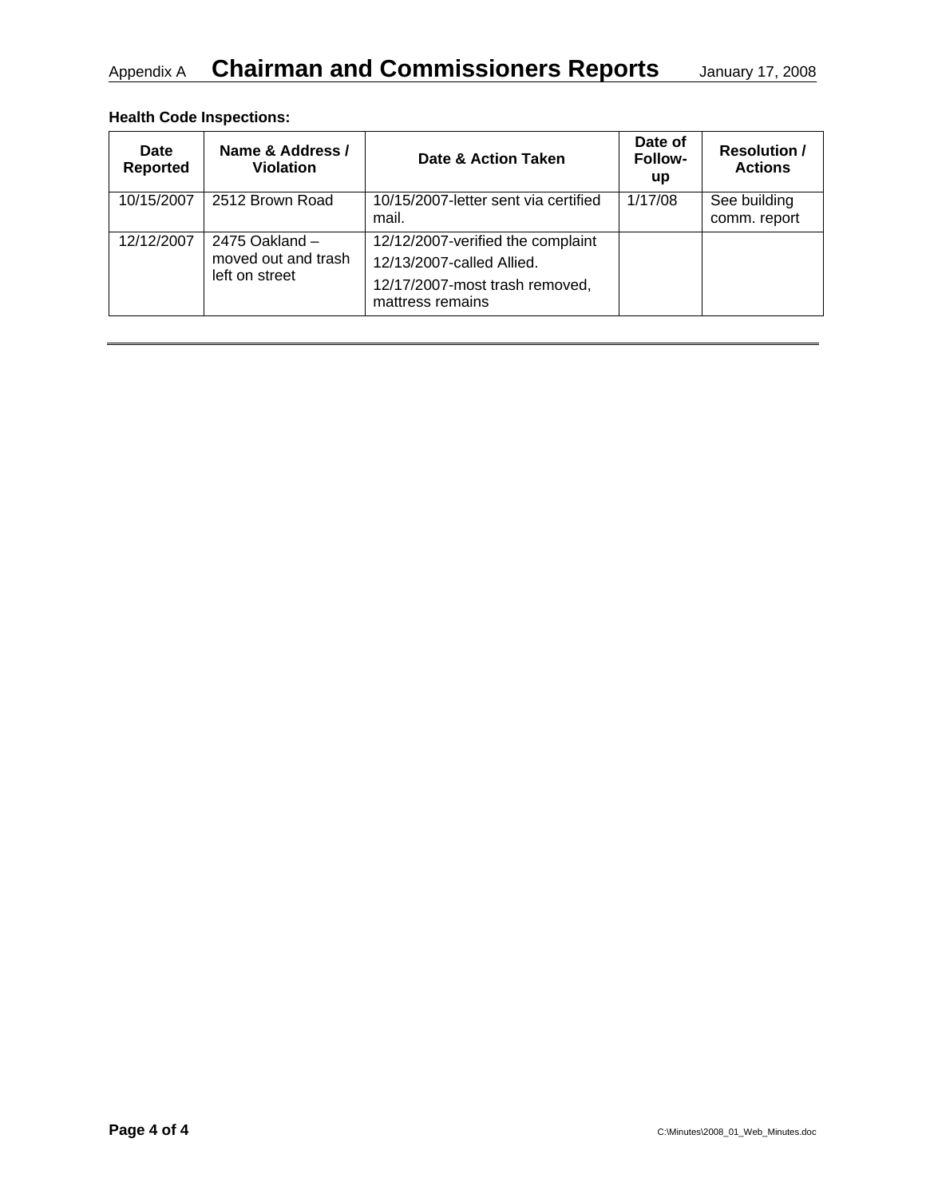**Health Code Inspections:**

| Date Reported | Name & Address / Violation | Date & Action Taken | Date of Follow-up | Resolution / Actions |
| --- | --- | --- | --- | --- |
| 10/15/2007 | 2512 Brown Road | 10/15/2007-letter sent via certified mail. | 1/17/08 | See building comm. report |
| 12/12/2007 | 2475 Oakland – moved out and trash left on street | 12/12/2007-verified the complaint<br>12/13/2007-called Allied.<br>12/17/2007-most trash removed, mattress remains | | |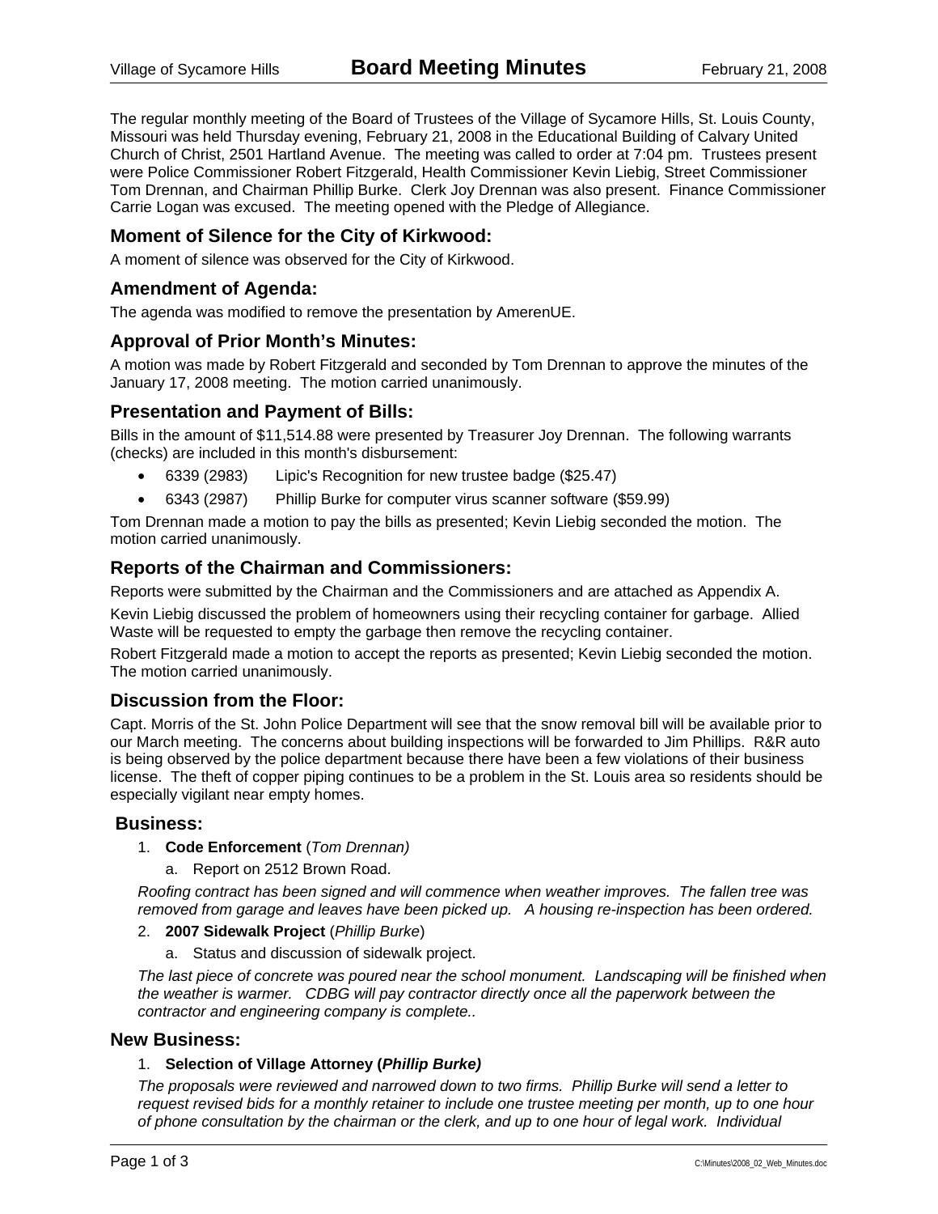The regular monthly meeting of the Board of Trustees of the Village of Sycamore Hills, St. Louis County, Missouri was held Thursday evening, February 21, 2008 in the Educational Building of Calvary United Church of Christ, 2501 Hartland Avenue. The meeting was called to order at 7:04 pm. Trustees present were Police Commissioner Robert Fitzgerald, Health Commissioner Kevin Liebig, Street Commissioner Tom Drennan, and Chairman Phillip Burke. Clerk Joy Drennan was also present. Finance Commissioner Carrie Logan was excused. The meeting opened with the Pledge of Allegiance.

## Moment of Silence for the City of Kirkwood:

A moment of silence was observed for the City of Kirkwood.

## Amendment of Agenda:

The agenda was modified to remove the presentation by AmerenUE.

## Approval of Prior Month's Minutes:

A motion was made by Robert Fitzgerald and seconded by Tom Drennan to approve the minutes of the January 17, 2008 meeting. The motion carried unanimously.

## Presentation and Payment of Bills:

Bills in the amount of $11,514.88 were presented by Treasurer Joy Drennan. The following warrants (checks) are included in this month's disbursement:

- 6339 (2983) Lipic's Recognition for new trustee badge ($25.47)
- 6343 (2987) Phillip Burke for computer virus scanner software ($59.99)

Tom Drennan made a motion to pay the bills as presented; Kevin Liebig seconded the motion. The motion carried unanimously.

## Reports of the Chairman and Commissioners:

Reports were submitted by the Chairman and the Commissioners and are attached as Appendix A.

Kevin Liebig discussed the problem of homeowners using their recycling container for garbage. Allied Waste will be requested to empty the garbage then remove the recycling container.

Robert Fitzgerald made a motion to accept the reports as presented; Kevin Liebig seconded the motion. The motion carried unanimously.

## Discussion from the Floor:

Capt. Morris of the St. John Police Department will see that the snow removal bill will be available prior to our March meeting. The concerns about building inspections will be forwarded to Jim Phillips. R&R auto is being observed by the police department because there have been a few violations of their business license. The theft of copper piping continues to be a problem in the St. Louis area so residents should be especially vigilant near empty homes.

## Business:

1. **Code Enforcement** (*Tom Drennan)*
   a. Report on 2512 Brown Road.

*Roofing contract has been signed and will commence when weather improves. The fallen tree was removed from garage and leaves have been picked up. A housing re-inspection has been ordered.*

2. **2007 Sidewalk Project** (*Phillip Burke*)
   a. Status and discussion of sidewalk project.

*The last piece of concrete was poured near the school monument. Landscaping will be finished when the weather is warmer. CDBG will pay contractor directly once all the paperwork between the contractor and engineering company is complete..*

## New Business:

1. **Selection of Village Attorney (*Phillip Burke)***

*The proposals were reviewed and narrowed down to two firms. Phillip Burke will send a letter to request revised bids for a monthly retainer to include one trustee meeting per month, up to one hour of phone consultation by the chairman or the clerk, and up to one hour of legal work. Individual*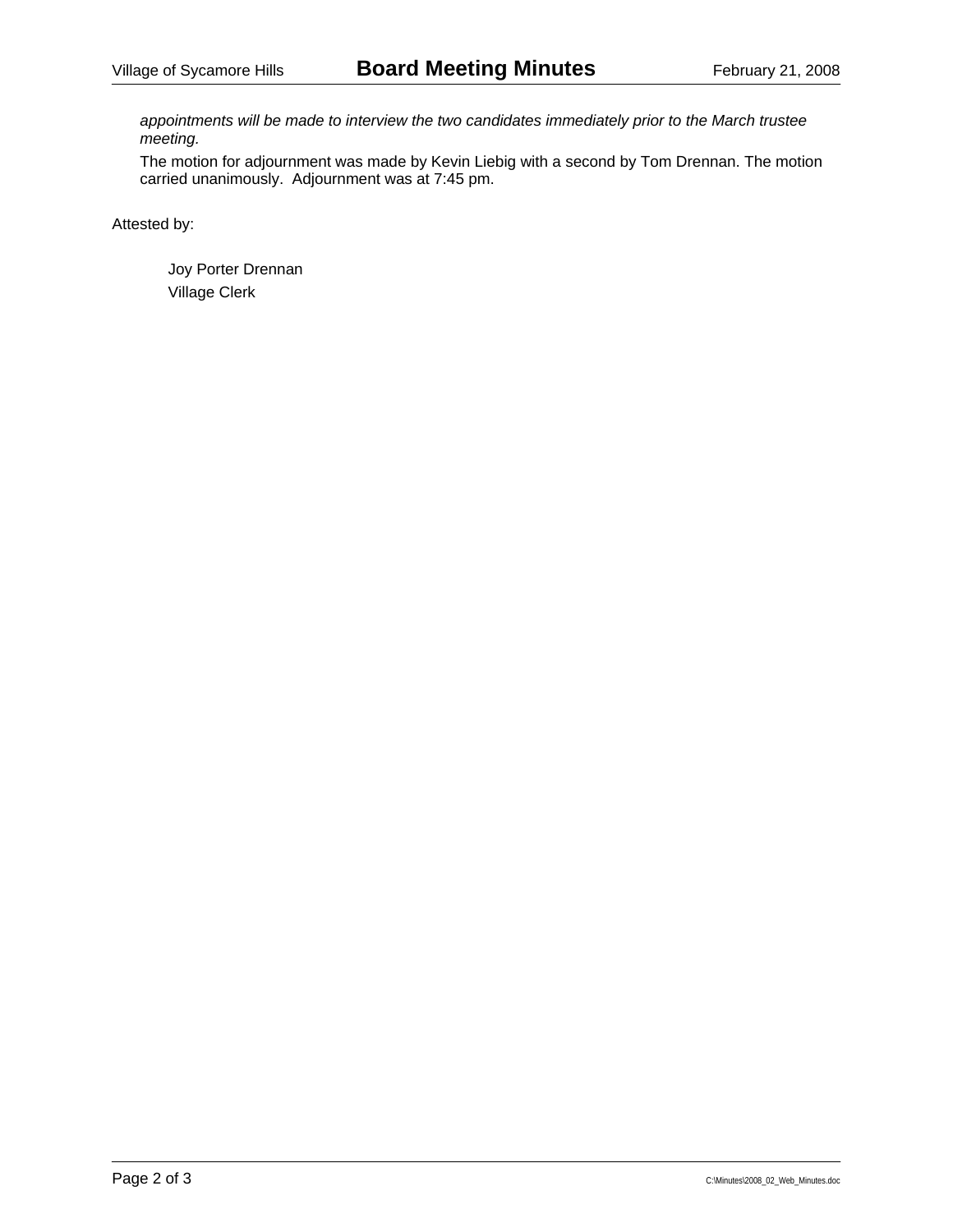*appointments will be made to interview the two candidates immediately prior to the March trustee meeting.*

The motion for adjournment was made by Kevin Liebig with a second by Tom Drennan. The motion carried unanimously. Adjournment was at 7:45 pm.

Attested by:

Joy Porter Drennan
Village Clerk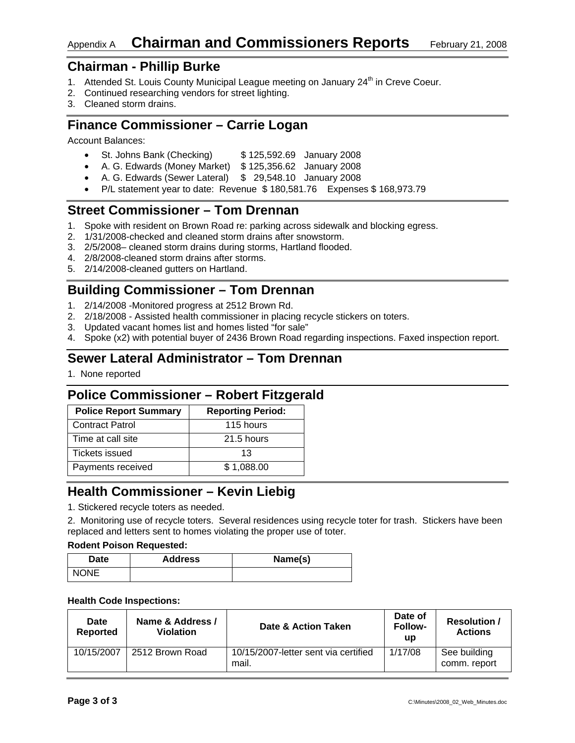Appendix A **Chairman and Commissioners Reports** February 21, 2008

## Chairman - Phillip Burke

1. Attended St. Louis County Municipal League meeting on January 24th in Creve Coeur.
2. Continued researching vendors for street lighting.
3. Cleaned storm drains.

## Finance Commissioner – Carrie Logan

Account Balances:

- St. Johns Bank (Checking) $ 125,592.69 January 2008
- A. G. Edwards (Money Market) $ 125,356.62 January 2008
- A. G. Edwards (Sewer Lateral) $ 29,548.10 January 2008
- P/L statement year to date: Revenue $ 180,581.76 Expenses $ 168,973.79

## Street Commissioner – Tom Drennan

1. Spoke with resident on Brown Road re: parking across sidewalk and blocking egress.
2. 1/31/2008-checked and cleaned storm drains after snowstorm.
3. 2/5/2008– cleaned storm drains during storms, Hartland flooded.
4. 2/8/2008-cleaned storm drains after storms.
5. 2/14/2008-cleaned gutters on Hartland.

## Building Commissioner – Tom Drennan

1. 2/14/2008 -Monitored progress at 2512 Brown Rd.
2. 2/18/2008 - Assisted health commissioner in placing recycle stickers on toters.
3. Updated vacant homes list and homes listed "for sale"
4. Spoke (x2) with potential buyer of 2436 Brown Road regarding inspections. Faxed inspection report.

## Sewer Lateral Administrator – Tom Drennan

1. None reported

## Police Commissioner – Robert Fitzgerald

| Police Report Summary | Reporting Period: |
|---|---|
| Contract Patrol | 115 hours |
| Time at call site | 21.5 hours |
| Tickets issued | 13 |
| Payments received | $ 1,088.00 |

## Health Commissioner – Kevin Liebig

1. Stickered recycle toters as needed.

2. Monitoring use of recycle toters. Several residences using recycle toter for trash. Stickers have been replaced and letters sent to homes violating the proper use of toter.

**Rodent Poison Requested:**

| Date | Address | Name(s) |
|---|---|---|
| NONE | | |

**Health Code Inspections:**

| Date Reported | Name & Address / Violation | Date & Action Taken | Date of Follow-up | Resolution / Actions |
|---|---|---|---|---|
| 10/15/2007 | 2512 Brown Road | 10/15/2007-letter sent via certified mail. | 1/17/08 | See building comm. report |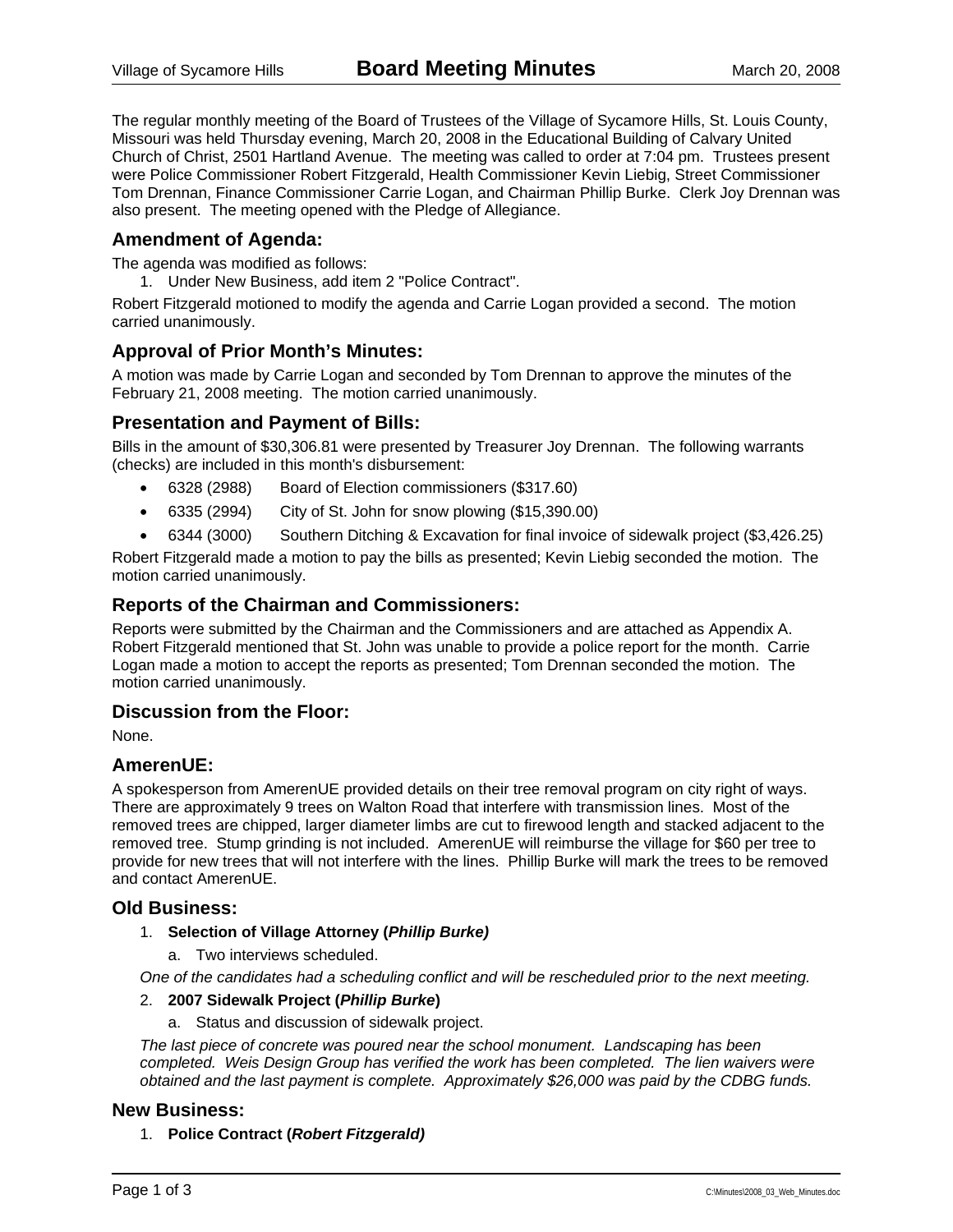The regular monthly meeting of the Board of Trustees of the Village of Sycamore Hills, St. Louis County, Missouri was held Thursday evening, March 20, 2008 in the Educational Building of Calvary United Church of Christ, 2501 Hartland Avenue. The meeting was called to order at 7:04 pm. Trustees present were Police Commissioner Robert Fitzgerald, Health Commissioner Kevin Liebig, Street Commissioner Tom Drennan, Finance Commissioner Carrie Logan, and Chairman Phillip Burke. Clerk Joy Drennan was also present. The meeting opened with the Pledge of Allegiance.

## Amendment of Agenda:

The agenda was modified as follows:

1. Under New Business, add item 2 "Police Contract".

Robert Fitzgerald motioned to modify the agenda and Carrie Logan provided a second. The motion carried unanimously.

## Approval of Prior Month's Minutes:

A motion was made by Carrie Logan and seconded by Tom Drennan to approve the minutes of the February 21, 2008 meeting. The motion carried unanimously.

## Presentation and Payment of Bills:

Bills in the amount of $30,306.81 were presented by Treasurer Joy Drennan. The following warrants (checks) are included in this month's disbursement:

- 6328 (2988) Board of Election commissioners ($317.60)
- 6335 (2994) City of St. John for snow plowing ($15,390.00)
- 6344 (3000) Southern Ditching & Excavation for final invoice of sidewalk project ($3,426.25)

Robert Fitzgerald made a motion to pay the bills as presented; Kevin Liebig seconded the motion. The motion carried unanimously.

## Reports of the Chairman and Commissioners:

Reports were submitted by the Chairman and the Commissioners and are attached as Appendix A. Robert Fitzgerald mentioned that St. John was unable to provide a police report for the month. Carrie Logan made a motion to accept the reports as presented; Tom Drennan seconded the motion. The motion carried unanimously.

## Discussion from the Floor:

None.

## AmerenUE:

A spokesperson from AmerenUE provided details on their tree removal program on city right of ways. There are approximately 9 trees on Walton Road that interfere with transmission lines. Most of the removed trees are chipped, larger diameter limbs are cut to firewood length and stacked adjacent to the removed tree. Stump grinding is not included. AmerenUE will reimburse the village for $60 per tree to provide for new trees that will not interfere with the lines. Phillip Burke will mark the trees to be removed and contact AmerenUE.

## Old Business:

1. **Selection of Village Attorney (*Phillip Burke)***
   a. Two interviews scheduled.

   *One of the candidates had a scheduling conflict and will be rescheduled prior to the next meeting.*

2. **2007 Sidewalk Project (*Phillip Burke*)**
   a. Status and discussion of sidewalk project.

   *The last piece of concrete was poured near the school monument. Landscaping has been completed. Weis Design Group has verified the work has been completed. The lien waivers were obtained and the last payment is complete. Approximately $26,000 was paid by the CDBG funds.*

## New Business:

1. **Police Contract (*Robert Fitzgerald)***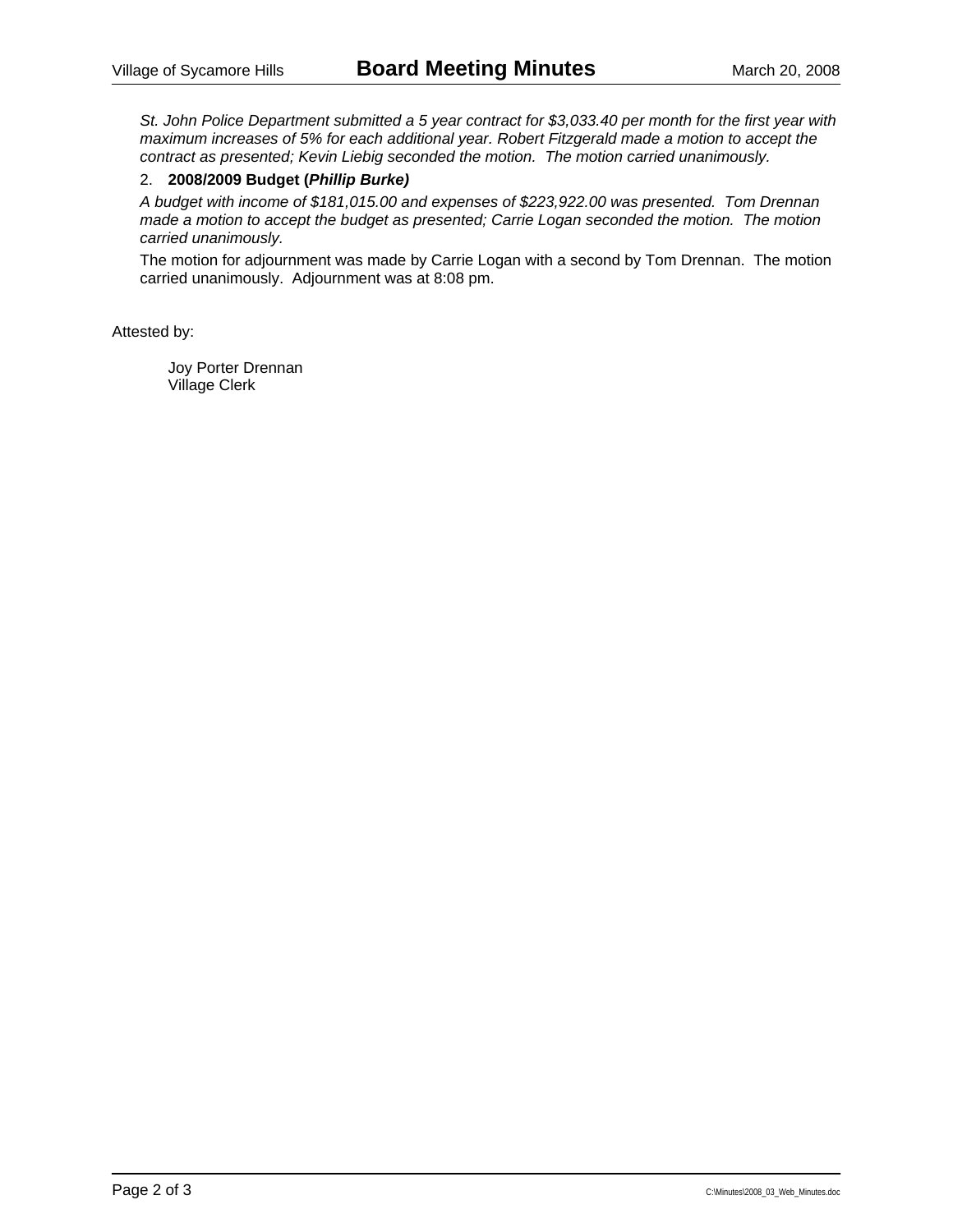*St. John Police Department submitted a 5 year contract for $3,033.40 per month for the first year with maximum increases of 5% for each additional year. Robert Fitzgerald made a motion to accept the contract as presented; Kevin Liebig seconded the motion. The motion carried unanimously.*

2. **2008/2009 Budget (*Phillip Burke)***

*A budget with income of $181,015.00 and expenses of $223,922.00 was presented. Tom Drennan made a motion to accept the budget as presented; Carrie Logan seconded the motion. The motion carried unanimously.*

The motion for adjournment was made by Carrie Logan with a second by Tom Drennan. The motion carried unanimously. Adjournment was at 8:08 pm.

Attested by:

Joy Porter Drennan
Village Clerk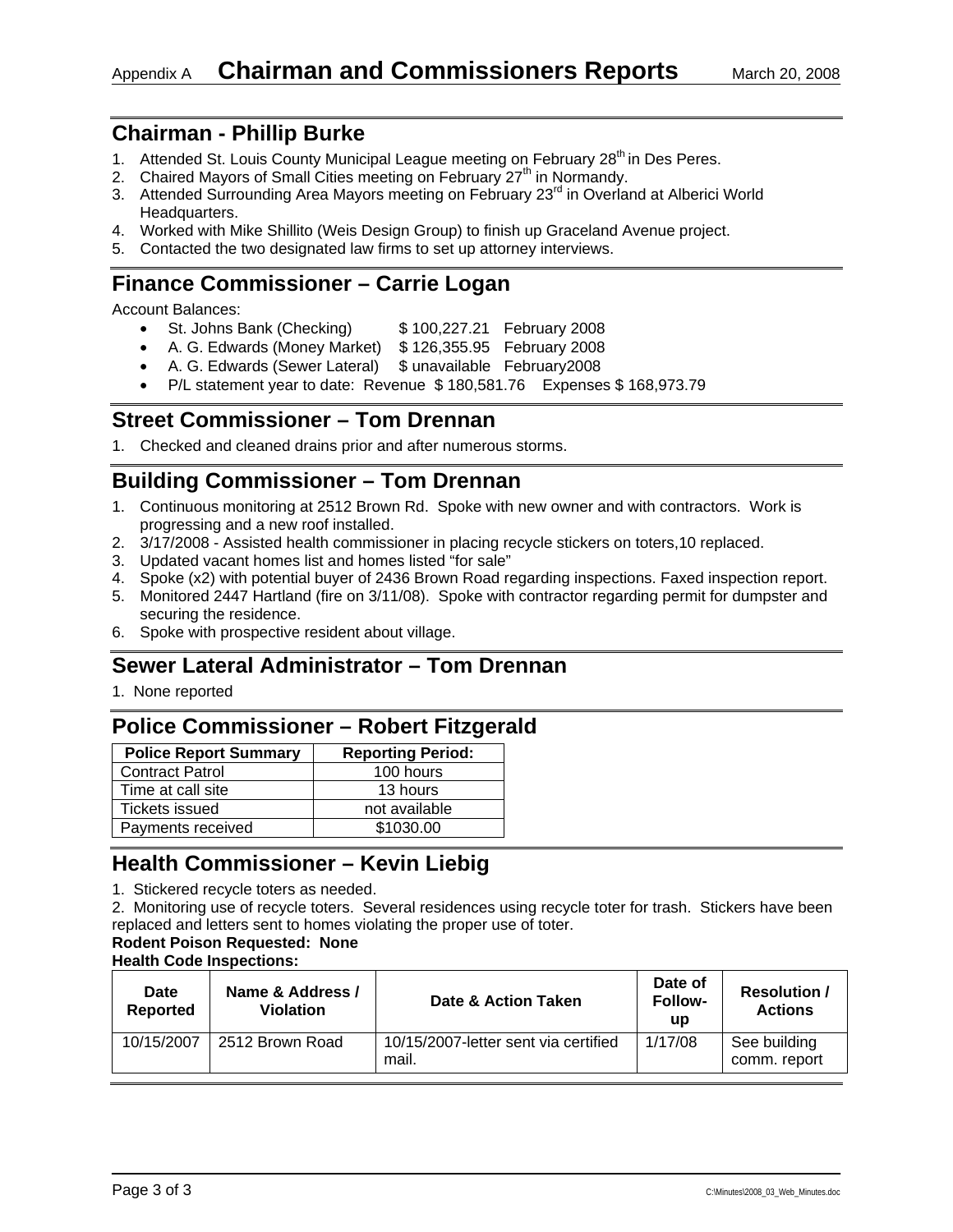Appendix A **Chairman and Commissioners Reports** March 20, 2008

## Chairman - Phillip Burke

1. Attended St. Louis County Municipal League meeting on February 28th in Des Peres.
2. Chaired Mayors of Small Cities meeting on February 27th in Normandy.
3. Attended Surrounding Area Mayors meeting on February 23rd in Overland at Alberici World Headquarters.
4. Worked with Mike Shillito (Weis Design Group) to finish up Graceland Avenue project.
5. Contacted the two designated law firms to set up attorney interviews.

## Finance Commissioner – Carrie Logan

Account Balances:

- St. Johns Bank (Checking) $ 100,227.21 February 2008
- A. G. Edwards (Money Market) $ 126,355.95 February 2008
- A. G. Edwards (Sewer Lateral) $ unavailable February2008
- P/L statement year to date: Revenue $ 180,581.76 Expenses $ 168,973.79

## Street Commissioner – Tom Drennan

1. Checked and cleaned drains prior and after numerous storms.

## Building Commissioner – Tom Drennan

1. Continuous monitoring at 2512 Brown Rd. Spoke with new owner and with contractors. Work is progressing and a new roof installed.
2. 3/17/2008 - Assisted health commissioner in placing recycle stickers on toters,10 replaced.
3. Updated vacant homes list and homes listed "for sale"
4. Spoke (x2) with potential buyer of 2436 Brown Road regarding inspections. Faxed inspection report.
5. Monitored 2447 Hartland (fire on 3/11/08). Spoke with contractor regarding permit for dumpster and securing the residence.
6. Spoke with prospective resident about village.

## Sewer Lateral Administrator – Tom Drennan

1. None reported

## Police Commissioner – Robert Fitzgerald

| Police Report Summary | Reporting Period: |
|---|---|
| Contract Patrol | 100 hours |
| Time at call site | 13 hours |
| Tickets issued | not available |
| Payments received | $1030.00 |

## Health Commissioner – Kevin Liebig

1. Stickered recycle toters as needed.
2. Monitoring use of recycle toters. Several residences using recycle toter for trash. Stickers have been replaced and letters sent to homes violating the proper use of toter.

**Rodent Poison Requested: None**

**Health Code Inspections:**

| Date Reported | Name & Address / Violation | Date & Action Taken | Date of Follow-up | Resolution / Actions |
|---|---|---|---|---|
| 10/15/2007 | 2512 Brown Road | 10/15/2007-letter sent via certified mail. | 1/17/08 | See building comm. report |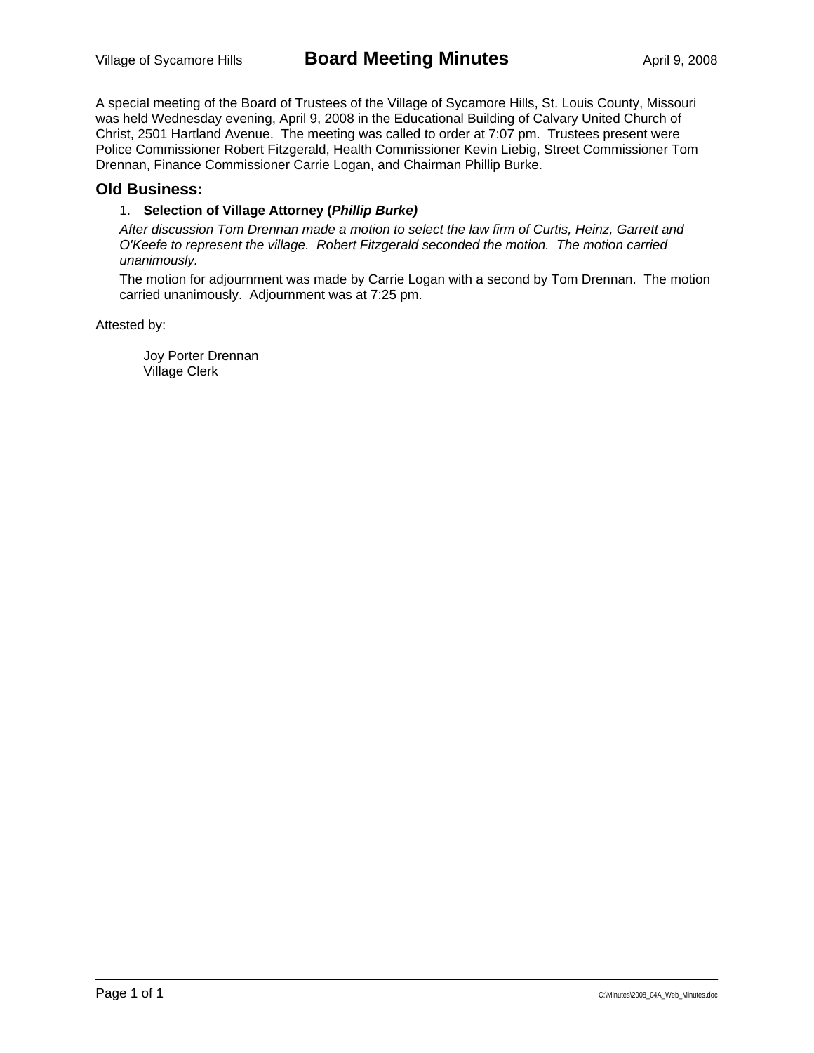A special meeting of the Board of Trustees of the Village of Sycamore Hills, St. Louis County, Missouri was held Wednesday evening, April 9, 2008 in the Educational Building of Calvary United Church of Christ, 2501 Hartland Avenue. The meeting was called to order at 7:07 pm. Trustees present were Police Commissioner Robert Fitzgerald, Health Commissioner Kevin Liebig, Street Commissioner Tom Drennan, Finance Commissioner Carrie Logan, and Chairman Phillip Burke.

## Old Business:

1. **Selection of Village Attorney (*Phillip Burke*)**

   *After discussion Tom Drennan made a motion to select the law firm of Curtis, Heinz, Garrett and O'Keefe to represent the village. Robert Fitzgerald seconded the motion. The motion carried unanimously.*

   The motion for adjournment was made by Carrie Logan with a second by Tom Drennan. The motion carried unanimously. Adjournment was at 7:25 pm.

Attested by:

Joy Porter Drennan
Village Clerk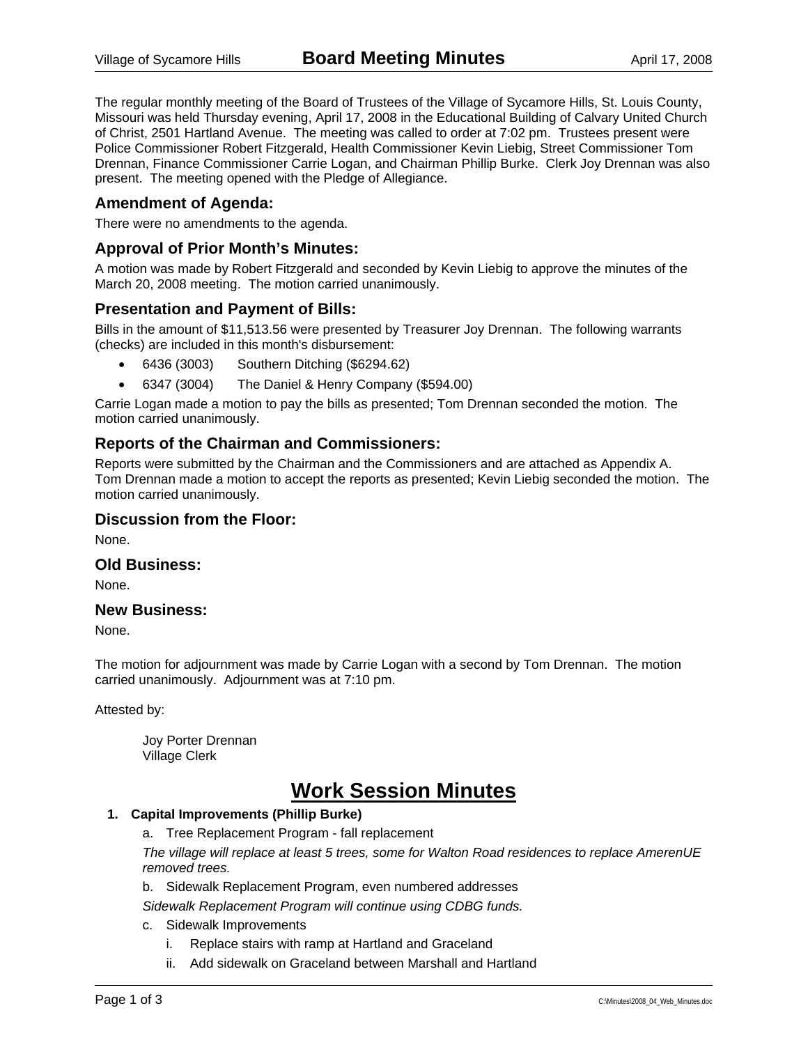The regular monthly meeting of the Board of Trustees of the Village of Sycamore Hills, St. Louis County, Missouri was held Thursday evening, April 17, 2008 in the Educational Building of Calvary United Church of Christ, 2501 Hartland Avenue. The meeting was called to order at 7:02 pm. Trustees present were Police Commissioner Robert Fitzgerald, Health Commissioner Kevin Liebig, Street Commissioner Tom Drennan, Finance Commissioner Carrie Logan, and Chairman Phillip Burke. Clerk Joy Drennan was also present. The meeting opened with the Pledge of Allegiance.

## Amendment of Agenda:

There were no amendments to the agenda.

## Approval of Prior Month's Minutes:

A motion was made by Robert Fitzgerald and seconded by Kevin Liebig to approve the minutes of the March 20, 2008 meeting. The motion carried unanimously.

## Presentation and Payment of Bills:

Bills in the amount of $11,513.56 were presented by Treasurer Joy Drennan. The following warrants (checks) are included in this month's disbursement:

- 6436 (3003) Southern Ditching ($6294.62)
- 6347 (3004) The Daniel & Henry Company ($594.00)

Carrie Logan made a motion to pay the bills as presented; Tom Drennan seconded the motion. The motion carried unanimously.

## Reports of the Chairman and Commissioners:

Reports were submitted by the Chairman and the Commissioners and are attached as Appendix A.
Tom Drennan made a motion to accept the reports as presented; Kevin Liebig seconded the motion. The motion carried unanimously.

## Discussion from the Floor:

None.

## Old Business:

None.

## New Business:

None.

The motion for adjournment was made by Carrie Logan with a second by Tom Drennan. The motion carried unanimously. Adjournment was at 7:10 pm.

Attested by:

Joy Porter Drennan
Village Clerk

# Work Session Minutes

1. **Capital Improvements (Phillip Burke)**
   a. Tree Replacement Program - fall replacement

   *The village will replace at least 5 trees, some for Walton Road residences to replace AmerenUE removed trees.*

   b. Sidewalk Replacement Program, even numbered addresses

   *Sidewalk Replacement Program will continue using CDBG funds.*

   c. Sidewalk Improvements
      i. Replace stairs with ramp at Hartland and Graceland
      ii. Add sidewalk on Graceland between Marshall and Hartland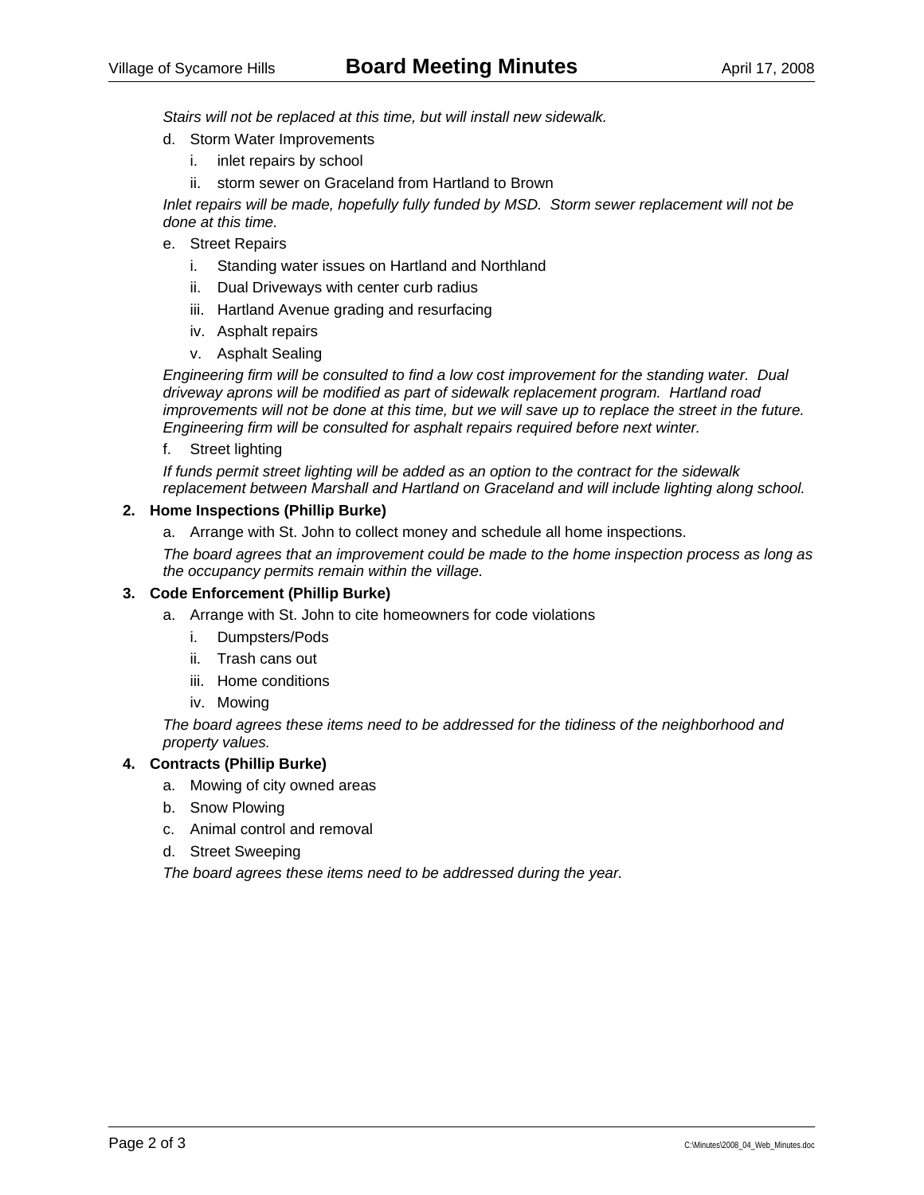*Stairs will not be replaced at this time, but will install new sidewalk.*

d. Storm Water Improvements
   i. inlet repairs by school
   ii. storm sewer on Graceland from Hartland to Brown

*Inlet repairs will be made, hopefully fully funded by MSD. Storm sewer replacement will not be done at this time.*

e. Street Repairs
   i. Standing water issues on Hartland and Northland
   ii. Dual Driveways with center curb radius
   iii. Hartland Avenue grading and resurfacing
   iv. Asphalt repairs
   v. Asphalt Sealing

*Engineering firm will be consulted to find a low cost improvement for the standing water. Dual driveway aprons will be modified as part of sidewalk replacement program. Hartland road improvements will not be done at this time, but we will save up to replace the street in the future. Engineering firm will be consulted for asphalt repairs required before next winter.*

f. Street lighting

*If funds permit street lighting will be added as an option to the contract for the sidewalk replacement between Marshall and Hartland on Graceland and will include lighting along school.*

**2. Home Inspections (Phillip Burke)**

a. Arrange with St. John to collect money and schedule all home inspections.

*The board agrees that an improvement could be made to the home inspection process as long as the occupancy permits remain within the village.*

**3. Code Enforcement (Phillip Burke)**

a. Arrange with St. John to cite homeowners for code violations
   i. Dumpsters/Pods
   ii. Trash cans out
   iii. Home conditions
   iv. Mowing

*The board agrees these items need to be addressed for the tidiness of the neighborhood and property values.*

**4. Contracts (Phillip Burke)**

a. Mowing of city owned areas
b. Snow Plowing
c. Animal control and removal
d. Street Sweeping

*The board agrees these items need to be addressed during the year.*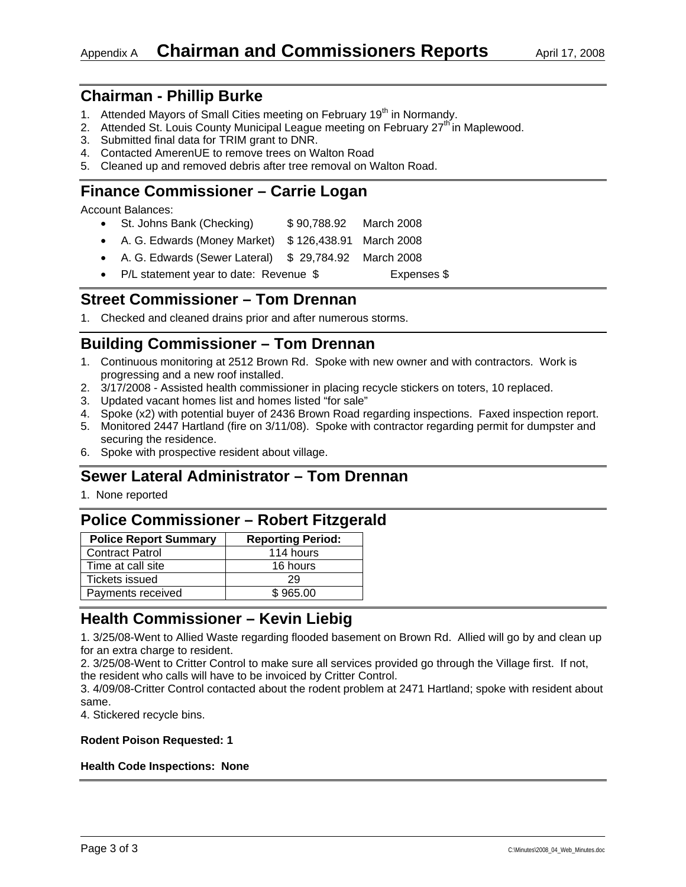Appendix A **Chairman and Commissioners Reports** April 17, 2008

## Chairman - Phillip Burke

1. Attended Mayors of Small Cities meeting on February 19th in Normandy.
2. Attended St. Louis County Municipal League meeting on February 27th in Maplewood.
3. Submitted final data for TRIM grant to DNR.
4. Contacted AmerenUE to remove trees on Walton Road
5. Cleaned up and removed debris after tree removal on Walton Road.

## Finance Commissioner – Carrie Logan

Account Balances:

- St. Johns Bank (Checking) $ 90,788.92 March 2008
- A. G. Edwards (Money Market) $ 126,438.91 March 2008
- A. G. Edwards (Sewer Lateral) $ 29,784.92 March 2008
- P/L statement year to date: Revenue $ Expenses $

## Street Commissioner – Tom Drennan

1. Checked and cleaned drains prior and after numerous storms.

## Building Commissioner – Tom Drennan

1. Continuous monitoring at 2512 Brown Rd. Spoke with new owner and with contractors. Work is progressing and a new roof installed.
2. 3/17/2008 - Assisted health commissioner in placing recycle stickers on toters, 10 replaced.
3. Updated vacant homes list and homes listed "for sale"
4. Spoke (x2) with potential buyer of 2436 Brown Road regarding inspections. Faxed inspection report.
5. Monitored 2447 Hartland (fire on 3/11/08). Spoke with contractor regarding permit for dumpster and securing the residence.
6. Spoke with prospective resident about village.

## Sewer Lateral Administrator – Tom Drennan

1. None reported

## Police Commissioner – Robert Fitzgerald

| Police Report Summary | Reporting Period: |
|---|---|
| Contract Patrol | 114 hours |
| Time at call site | 16 hours |
| Tickets issued | 29 |
| Payments received | $ 965.00 |

## Health Commissioner – Kevin Liebig

1. 3/25/08-Went to Allied Waste regarding flooded basement on Brown Rd. Allied will go by and clean up for an extra charge to resident.

2. 3/25/08-Went to Critter Control to make sure all services provided go through the Village first. If not, the resident who calls will have to be invoiced by Critter Control.

3. 4/09/08-Critter Control contacted about the rodent problem at 2471 Hartland; spoke with resident about same.

4. Stickered recycle bins.

**Rodent Poison Requested: 1**

**Health Code Inspections: None**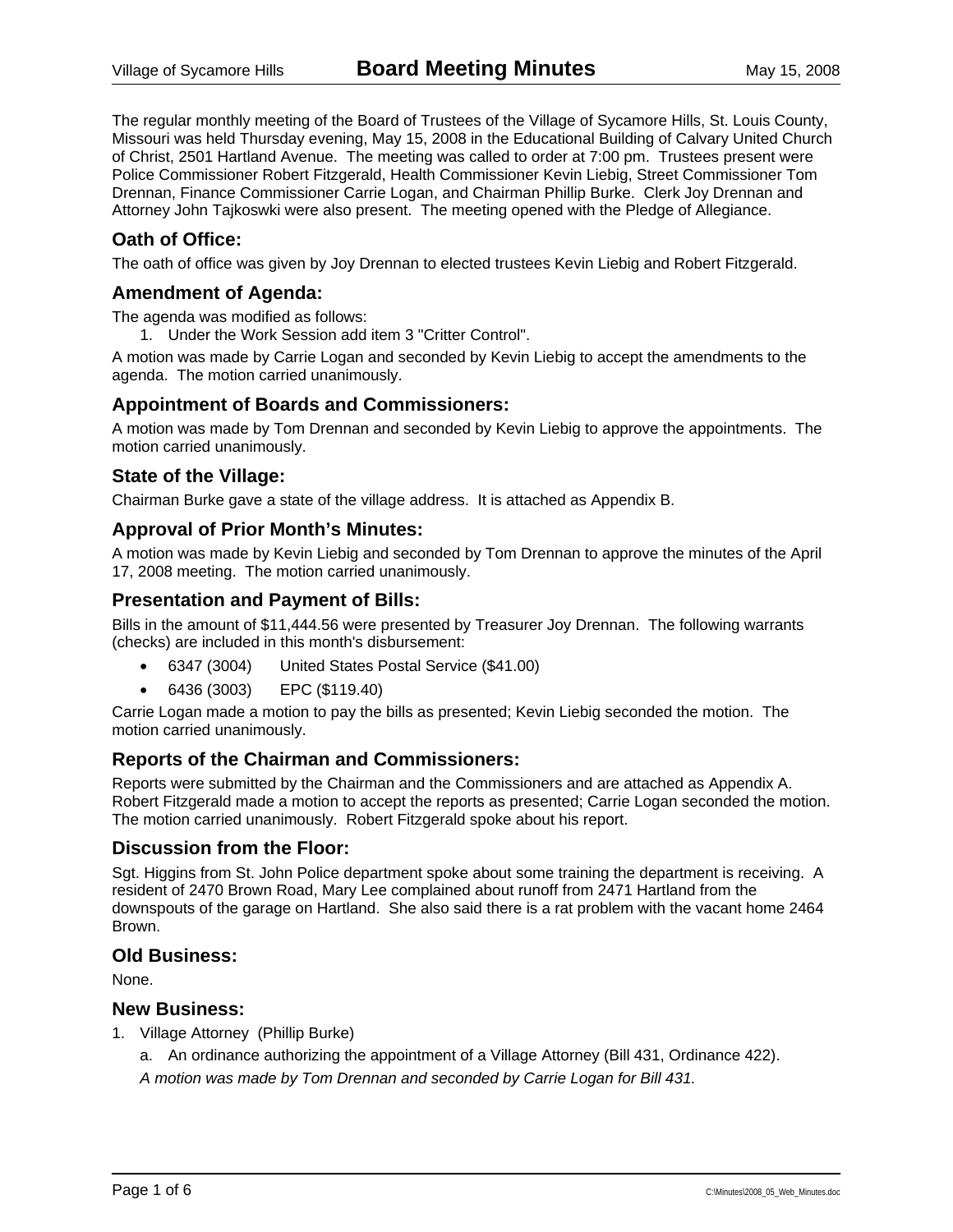The regular monthly meeting of the Board of Trustees of the Village of Sycamore Hills, St. Louis County, Missouri was held Thursday evening, May 15, 2008 in the Educational Building of Calvary United Church of Christ, 2501 Hartland Avenue. The meeting was called to order at 7:00 pm. Trustees present were Police Commissioner Robert Fitzgerald, Health Commissioner Kevin Liebig, Street Commissioner Tom Drennan, Finance Commissioner Carrie Logan, and Chairman Phillip Burke. Clerk Joy Drennan and Attorney John Tajkoswki were also present. The meeting opened with the Pledge of Allegiance.

## Oath of Office:

The oath of office was given by Joy Drennan to elected trustees Kevin Liebig and Robert Fitzgerald.

## Amendment of Agenda:

The agenda was modified as follows:

1. Under the Work Session add item 3 "Critter Control".

A motion was made by Carrie Logan and seconded by Kevin Liebig to accept the amendments to the agenda. The motion carried unanimously.

## Appointment of Boards and Commissioners:

A motion was made by Tom Drennan and seconded by Kevin Liebig to approve the appointments. The motion carried unanimously.

## State of the Village:

Chairman Burke gave a state of the village address. It is attached as Appendix B.

## Approval of Prior Month's Minutes:

A motion was made by Kevin Liebig and seconded by Tom Drennan to approve the minutes of the April 17, 2008 meeting. The motion carried unanimously.

## Presentation and Payment of Bills:

Bills in the amount of $11,444.56 were presented by Treasurer Joy Drennan. The following warrants (checks) are included in this month's disbursement:

- 6347 (3004) United States Postal Service ($41.00)
- 6436 (3003) EPC ($119.40)

Carrie Logan made a motion to pay the bills as presented; Kevin Liebig seconded the motion. The motion carried unanimously.

## Reports of the Chairman and Commissioners:

Reports were submitted by the Chairman and the Commissioners and are attached as Appendix A. Robert Fitzgerald made a motion to accept the reports as presented; Carrie Logan seconded the motion. The motion carried unanimously. Robert Fitzgerald spoke about his report.

## Discussion from the Floor:

Sgt. Higgins from St. John Police department spoke about some training the department is receiving. A resident of 2470 Brown Road, Mary Lee complained about runoff from 2471 Hartland from the downspouts of the garage on Hartland. She also said there is a rat problem with the vacant home 2464 Brown.

## Old Business:

None.

## New Business:

1. Village Attorney (Phillip Burke)
   a. An ordinance authorizing the appointment of a Village Attorney (Bill 431, Ordinance 422).

   *A motion was made by Tom Drennan and seconded by Carrie Logan for Bill 431.*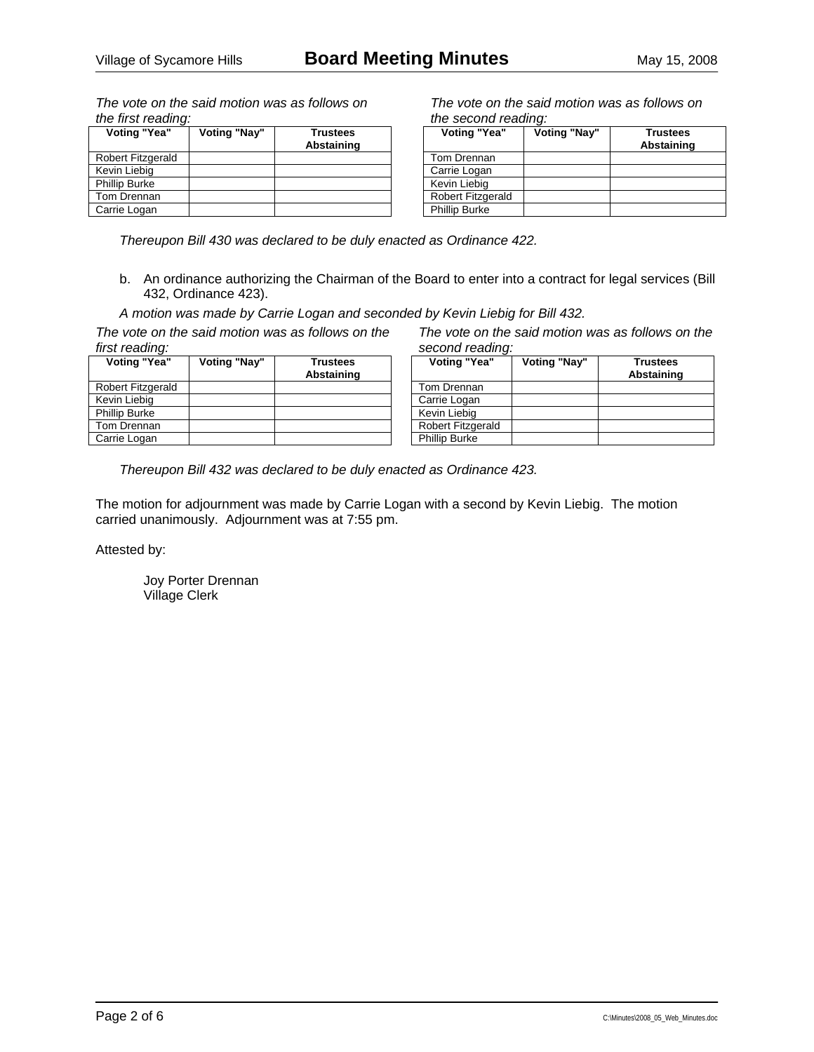*The vote on the said motion was as follows on the first reading:*

| Voting "Yea" | Voting "Nay" | Trustees Abstaining |
|---|---|---|
| Robert Fitzgerald | | |
| Kevin Liebig | | |
| Phillip Burke | | |
| Tom Drennan | | |
| Carrie Logan | | |

*The vote on the said motion was as follows on the second reading:*

| Voting "Yea" | Voting "Nay" | Trustees Abstaining |
|---|---|---|
| Tom Drennan | | |
| Carrie Logan | | |
| Kevin Liebig | | |
| Robert Fitzgerald | | |
| Phillip Burke | | |

*Thereupon Bill 430 was declared to be duly enacted as Ordinance 422.*

b. An ordinance authorizing the Chairman of the Board to enter into a contract for legal services (Bill 432, Ordinance 423).

*A motion was made by Carrie Logan and seconded by Kevin Liebig for Bill 432.*

*The vote on the said motion was as follows on the first reading:*

| Voting "Yea" | Voting "Nay" | Trustees Abstaining |
|---|---|---|
| Robert Fitzgerald | | |
| Kevin Liebig | | |
| Phillip Burke | | |
| Tom Drennan | | |
| Carrie Logan | | |

*The vote on the said motion was as follows on the second reading:*

| Voting "Yea" | Voting "Nay" | Trustees Abstaining |
|---|---|---|
| Tom Drennan | | |
| Carrie Logan | | |
| Kevin Liebig | | |
| Robert Fitzgerald | | |
| Phillip Burke | | |

*Thereupon Bill 432 was declared to be duly enacted as Ordinance 423.*

The motion for adjournment was made by Carrie Logan with a second by Kevin Liebig. The motion carried unanimously. Adjournment was at 7:55 pm.

Attested by:

Joy Porter Drennan
Village Clerk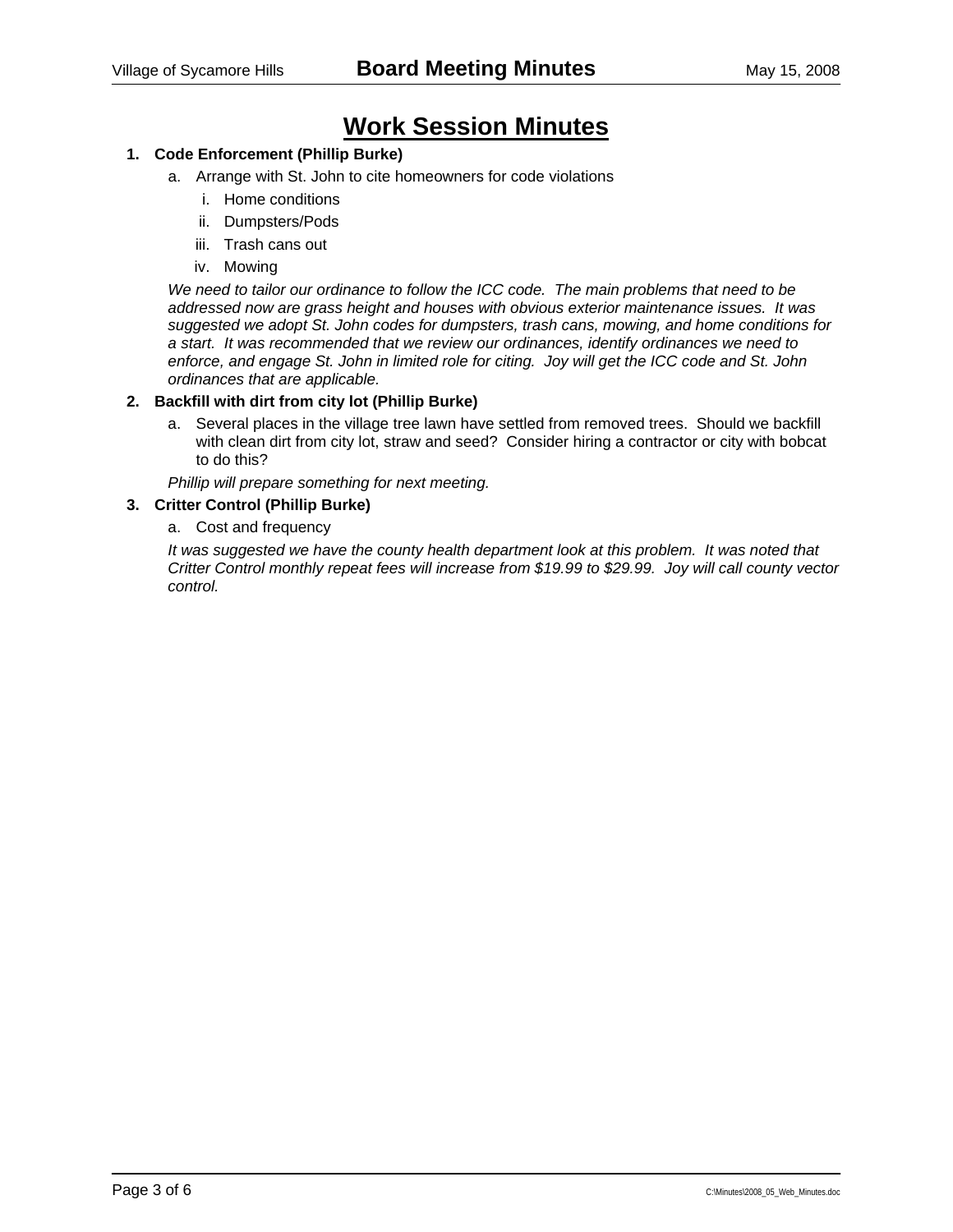# Work Session Minutes

1. **Code Enforcement (Phillip Burke)**
   a. Arrange with St. John to cite homeowners for code violations
      i. Home conditions
      ii. Dumpsters/Pods
      iii. Trash cans out
      iv. Mowing

   *We need to tailor our ordinance to follow the ICC code. The main problems that need to be addressed now are grass height and houses with obvious exterior maintenance issues. It was suggested we adopt St. John codes for dumpsters, trash cans, mowing, and home conditions for a start. It was recommended that we review our ordinances, identify ordinances we need to enforce, and engage St. John in limited role for citing. Joy will get the ICC code and St. John ordinances that are applicable.*

2. **Backfill with dirt from city lot (Phillip Burke)**
   a. Several places in the village tree lawn have settled from removed trees. Should we backfill with clean dirt from city lot, straw and seed? Consider hiring a contractor or city with bobcat to do this?

   *Phillip will prepare something for next meeting.*

3. **Critter Control (Phillip Burke)**
   a. Cost and frequency

   *It was suggested we have the county health department look at this problem. It was noted that Critter Control monthly repeat fees will increase from $19.99 to $29.99. Joy will call county vector control.*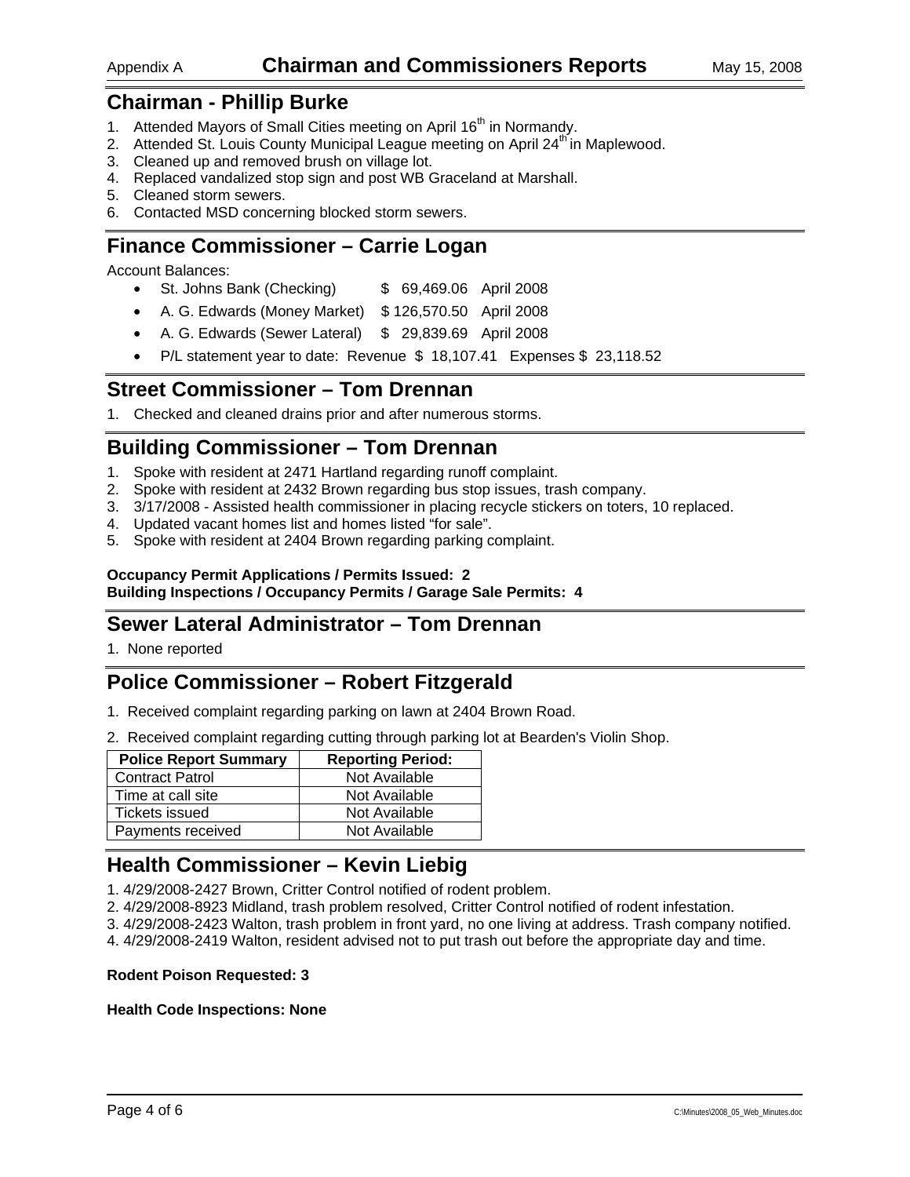# Chairman and Commissioners Reports

## Chairman - Phillip Burke

1. Attended Mayors of Small Cities meeting on April 16th in Normandy.
2. Attended St. Louis County Municipal League meeting on April 24th in Maplewood.
3. Cleaned up and removed brush on village lot.
4. Replaced vandalized stop sign and post WB Graceland at Marshall.
5. Cleaned storm sewers.
6. Contacted MSD concerning blocked storm sewers.

## Finance Commissioner – Carrie Logan

Account Balances:

- St. Johns Bank (Checking) $ 69,469.06 April 2008
- A. G. Edwards (Money Market) $ 126,570.50 April 2008
- A. G. Edwards (Sewer Lateral) $ 29,839.69 April 2008
- P/L statement year to date: Revenue $ 18,107.41 Expenses $ 23,118.52

## Street Commissioner – Tom Drennan

1. Checked and cleaned drains prior and after numerous storms.

## Building Commissioner – Tom Drennan

1. Spoke with resident at 2471 Hartland regarding runoff complaint.
2. Spoke with resident at 2432 Brown regarding bus stop issues, trash company.
3. 3/17/2008 - Assisted health commissioner in placing recycle stickers on toters, 10 replaced.
4. Updated vacant homes list and homes listed "for sale".
5. Spoke with resident at 2404 Brown regarding parking complaint.

**Occupancy Permit Applications / Permits Issued: 2**
**Building Inspections / Occupancy Permits / Garage Sale Permits: 4**

## Sewer Lateral Administrator – Tom Drennan

1. None reported

## Police Commissioner – Robert Fitzgerald

1. Received complaint regarding parking on lawn at 2404 Brown Road.
2. Received complaint regarding cutting through parking lot at Bearden's Violin Shop.

| Police Report Summary | Reporting Period: |
|---|---|
| Contract Patrol | Not Available |
| Time at call site | Not Available |
| Tickets issued | Not Available |
| Payments received | Not Available |

## Health Commissioner – Kevin Liebig

1. 4/29/2008-2427 Brown, Critter Control notified of rodent problem.
2. 4/29/2008-8923 Midland, trash problem resolved, Critter Control notified of rodent infestation.
3. 4/29/2008-2423 Walton, trash problem in front yard, no one living at address. Trash company notified.
4. 4/29/2008-2419 Walton, resident advised not to put trash out before the appropriate day and time.

**Rodent Poison Requested: 3**

**Health Code Inspections: None**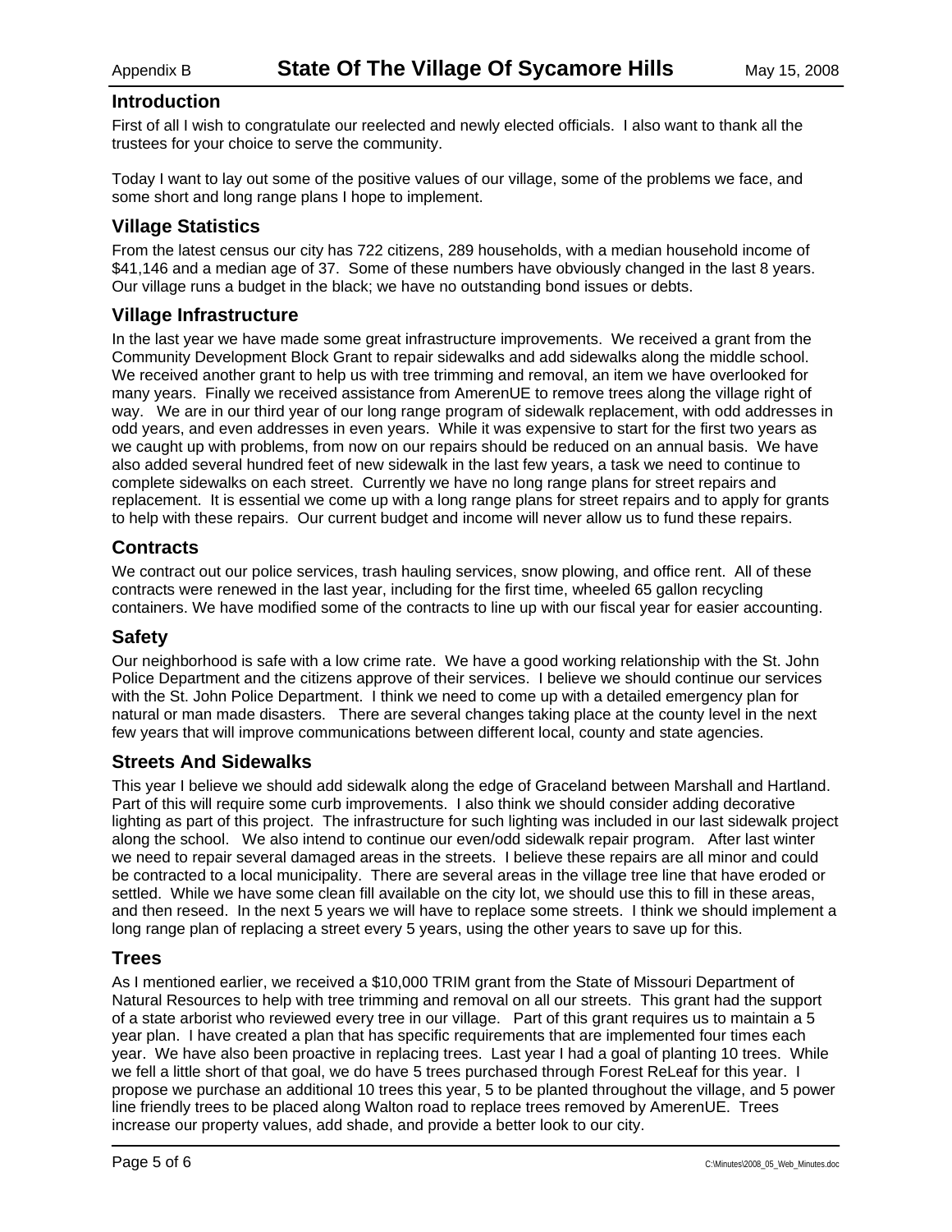# State Of The Village Of Sycamore Hills

## Introduction

First of all I wish to congratulate our reelected and newly elected officials. I also want to thank all the trustees for your choice to serve the community.

Today I want to lay out some of the positive values of our village, some of the problems we face, and some short and long range plans I hope to implement.

## Village Statistics

From the latest census our city has 722 citizens, 289 households, with a median household income of $41,146 and a median age of 37. Some of these numbers have obviously changed in the last 8 years. Our village runs a budget in the black; we have no outstanding bond issues or debts.

## Village Infrastructure

In the last year we have made some great infrastructure improvements. We received a grant from the Community Development Block Grant to repair sidewalks and add sidewalks along the middle school. We received another grant to help us with tree trimming and removal, an item we have overlooked for many years. Finally we received assistance from AmerenUE to remove trees along the village right of way. We are in our third year of our long range program of sidewalk replacement, with odd addresses in odd years, and even addresses in even years. While it was expensive to start for the first two years as we caught up with problems, from now on our repairs should be reduced on an annual basis. We have also added several hundred feet of new sidewalk in the last few years, a task we need to continue to complete sidewalks on each street. Currently we have no long range plans for street repairs and replacement. It is essential we come up with a long range plans for street repairs and to apply for grants to help with these repairs. Our current budget and income will never allow us to fund these repairs.

## Contracts

We contract out our police services, trash hauling services, snow plowing, and office rent. All of these contracts were renewed in the last year, including for the first time, wheeled 65 gallon recycling containers. We have modified some of the contracts to line up with our fiscal year for easier accounting.

## Safety

Our neighborhood is safe with a low crime rate. We have a good working relationship with the St. John Police Department and the citizens approve of their services. I believe we should continue our services with the St. John Police Department. I think we need to come up with a detailed emergency plan for natural or man made disasters. There are several changes taking place at the county level in the next few years that will improve communications between different local, county and state agencies.

## Streets And Sidewalks

This year I believe we should add sidewalk along the edge of Graceland between Marshall and Hartland. Part of this will require some curb improvements. I also think we should consider adding decorative lighting as part of this project. The infrastructure for such lighting was included in our last sidewalk project along the school. We also intend to continue our even/odd sidewalk repair program. After last winter we need to repair several damaged areas in the streets. I believe these repairs are all minor and could be contracted to a local municipality. There are several areas in the village tree line that have eroded or settled. While we have some clean fill available on the city lot, we should use this to fill in these areas, and then reseed. In the next 5 years we will have to replace some streets. I think we should implement a long range plan of replacing a street every 5 years, using the other years to save up for this.

## Trees

As I mentioned earlier, we received a $10,000 TRIM grant from the State of Missouri Department of Natural Resources to help with tree trimming and removal on all our streets. This grant had the support of a state arborist who reviewed every tree in our village. Part of this grant requires us to maintain a 5 year plan. I have created a plan that has specific requirements that are implemented four times each year. We have also been proactive in replacing trees. Last year I had a goal of planting 10 trees. While we fell a little short of that goal, we do have 5 trees purchased through Forest ReLeaf for this year. I propose we purchase an additional 10 trees this year, 5 to be planted throughout the village, and 5 power line friendly trees to be placed along Walton road to replace trees removed by AmerenUE. Trees increase our property values, add shade, and provide a better look to our city.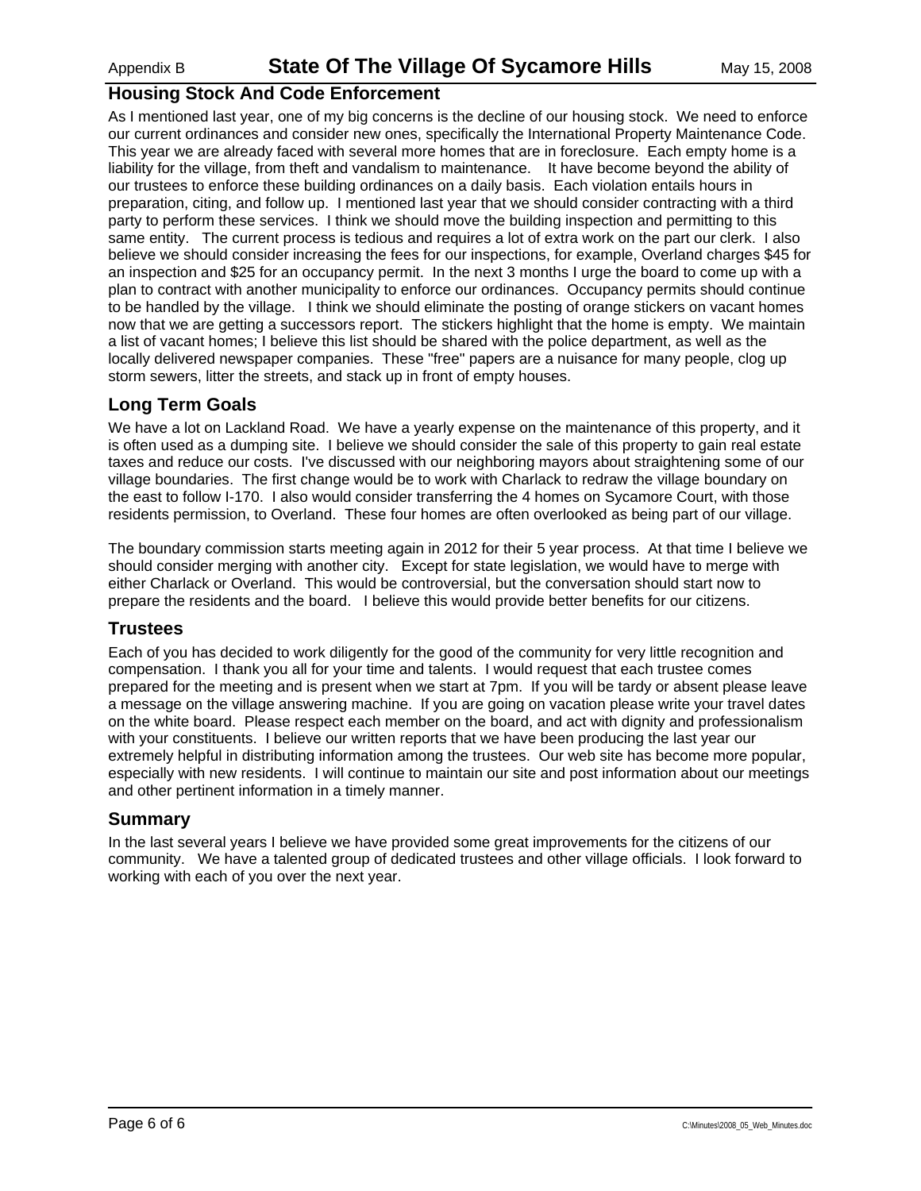## Housing Stock And Code Enforcement

As I mentioned last year, one of my big concerns is the decline of our housing stock. We need to enforce our current ordinances and consider new ones, specifically the International Property Maintenance Code. This year we are already faced with several more homes that are in foreclosure. Each empty home is a liability for the village, from theft and vandalism to maintenance. It have become beyond the ability of our trustees to enforce these building ordinances on a daily basis. Each violation entails hours in preparation, citing, and follow up. I mentioned last year that we should consider contracting with a third party to perform these services. I think we should move the building inspection and permitting to this same entity. The current process is tedious and requires a lot of extra work on the part our clerk. I also believe we should consider increasing the fees for our inspections, for example, Overland charges $45 for an inspection and $25 for an occupancy permit. In the next 3 months I urge the board to come up with a plan to contract with another municipality to enforce our ordinances. Occupancy permits should continue to be handled by the village. I think we should eliminate the posting of orange stickers on vacant homes now that we are getting a successors report. The stickers highlight that the home is empty. We maintain a list of vacant homes; I believe this list should be shared with the police department, as well as the locally delivered newspaper companies. These "free" papers are a nuisance for many people, clog up storm sewers, litter the streets, and stack up in front of empty houses.

## Long Term Goals

We have a lot on Lackland Road. We have a yearly expense on the maintenance of this property, and it is often used as a dumping site. I believe we should consider the sale of this property to gain real estate taxes and reduce our costs. I've discussed with our neighboring mayors about straightening some of our village boundaries. The first change would be to work with Charlack to redraw the village boundary on the east to follow I-170. I also would consider transferring the 4 homes on Sycamore Court, with those residents permission, to Overland. These four homes are often overlooked as being part of our village.

The boundary commission starts meeting again in 2012 for their 5 year process. At that time I believe we should consider merging with another city. Except for state legislation, we would have to merge with either Charlack or Overland. This would be controversial, but the conversation should start now to prepare the residents and the board. I believe this would provide better benefits for our citizens.

## Trustees

Each of you has decided to work diligently for the good of the community for very little recognition and compensation. I thank you all for your time and talents. I would request that each trustee comes prepared for the meeting and is present when we start at 7pm. If you will be tardy or absent please leave a message on the village answering machine. If you are going on vacation please write your travel dates on the white board. Please respect each member on the board, and act with dignity and professionalism with your constituents. I believe our written reports that we have been producing the last year our extremely helpful in distributing information among the trustees. Our web site has become more popular, especially with new residents. I will continue to maintain our site and post information about our meetings and other pertinent information in a timely manner.

## Summary

In the last several years I believe we have provided some great improvements for the citizens of our community. We have a talented group of dedicated trustees and other village officials. I look forward to working with each of you over the next year.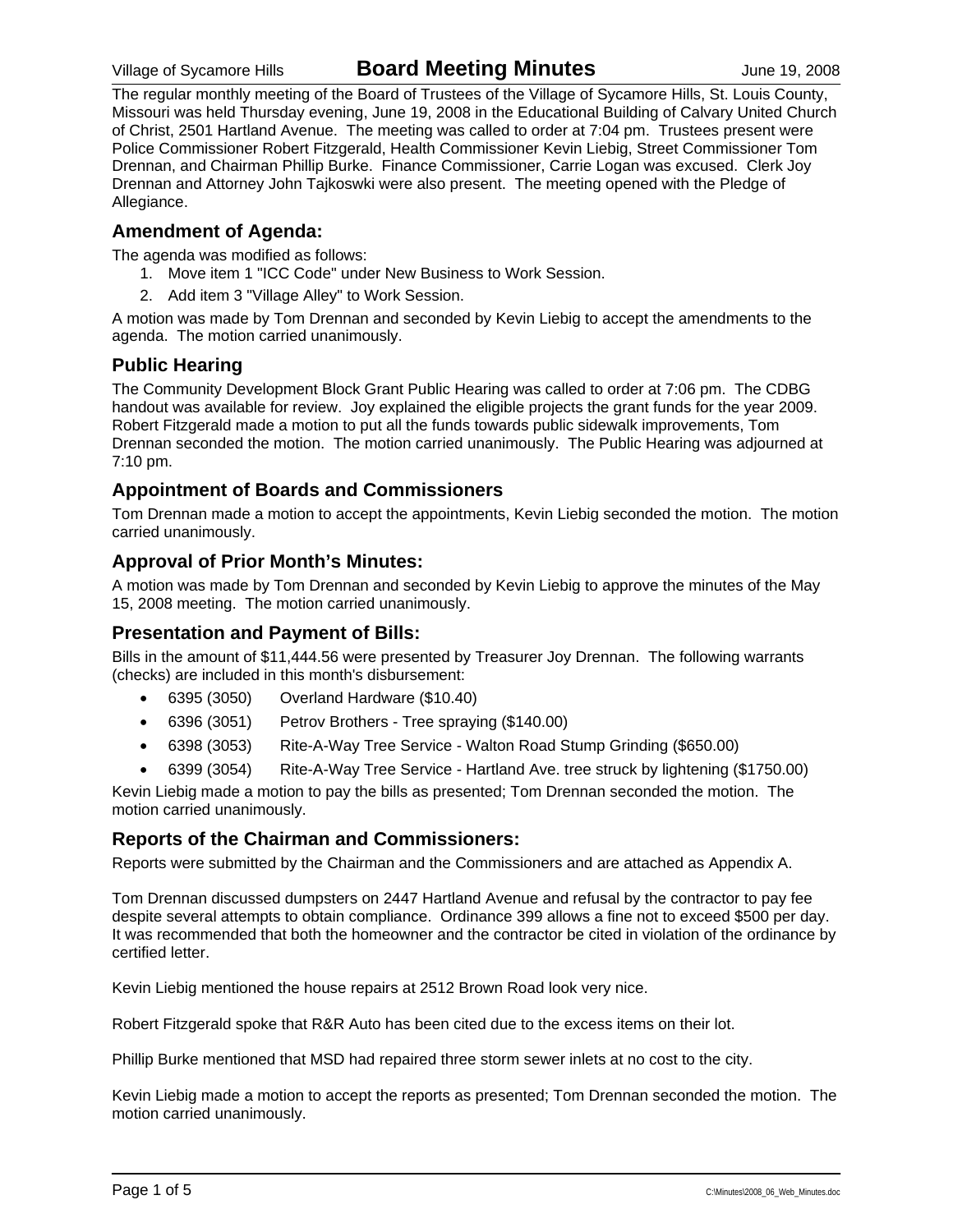The regular monthly meeting of the Board of Trustees of the Village of Sycamore Hills, St. Louis County, Missouri was held Thursday evening, June 19, 2008 in the Educational Building of Calvary United Church of Christ, 2501 Hartland Avenue. The meeting was called to order at 7:04 pm. Trustees present were Police Commissioner Robert Fitzgerald, Health Commissioner Kevin Liebig, Street Commissioner Tom Drennan, and Chairman Phillip Burke. Finance Commissioner, Carrie Logan was excused. Clerk Joy Drennan and Attorney John Tajkoswki were also present. The meeting opened with the Pledge of Allegiance.

## Amendment of Agenda:

The agenda was modified as follows:

1. Move item 1 "ICC Code" under New Business to Work Session.
2. Add item 3 "Village Alley" to Work Session.

A motion was made by Tom Drennan and seconded by Kevin Liebig to accept the amendments to the agenda. The motion carried unanimously.

## Public Hearing

The Community Development Block Grant Public Hearing was called to order at 7:06 pm. The CDBG handout was available for review. Joy explained the eligible projects the grant funds for the year 2009. Robert Fitzgerald made a motion to put all the funds towards public sidewalk improvements, Tom Drennan seconded the motion. The motion carried unanimously. The Public Hearing was adjourned at 7:10 pm.

## Appointment of Boards and Commissioners

Tom Drennan made a motion to accept the appointments, Kevin Liebig seconded the motion. The motion carried unanimously.

## Approval of Prior Month's Minutes:

A motion was made by Tom Drennan and seconded by Kevin Liebig to approve the minutes of the May 15, 2008 meeting. The motion carried unanimously.

## Presentation and Payment of Bills:

Bills in the amount of $11,444.56 were presented by Treasurer Joy Drennan. The following warrants (checks) are included in this month's disbursement:

- 6395 (3050) Overland Hardware ($10.40)
- 6396 (3051) Petrov Brothers - Tree spraying ($140.00)
- 6398 (3053) Rite-A-Way Tree Service - Walton Road Stump Grinding ($650.00)
- 6399 (3054) Rite-A-Way Tree Service - Hartland Ave. tree struck by lightening ($1750.00)

Kevin Liebig made a motion to pay the bills as presented; Tom Drennan seconded the motion. The motion carried unanimously.

## Reports of the Chairman and Commissioners:

Reports were submitted by the Chairman and the Commissioners and are attached as Appendix A.

Tom Drennan discussed dumpsters on 2447 Hartland Avenue and refusal by the contractor to pay fee despite several attempts to obtain compliance. Ordinance 399 allows a fine not to exceed $500 per day. It was recommended that both the homeowner and the contractor be cited in violation of the ordinance by certified letter.

Kevin Liebig mentioned the house repairs at 2512 Brown Road look very nice.

Robert Fitzgerald spoke that R&R Auto has been cited due to the excess items on their lot.

Phillip Burke mentioned that MSD had repaired three storm sewer inlets at no cost to the city.

Kevin Liebig made a motion to accept the reports as presented; Tom Drennan seconded the motion. The motion carried unanimously.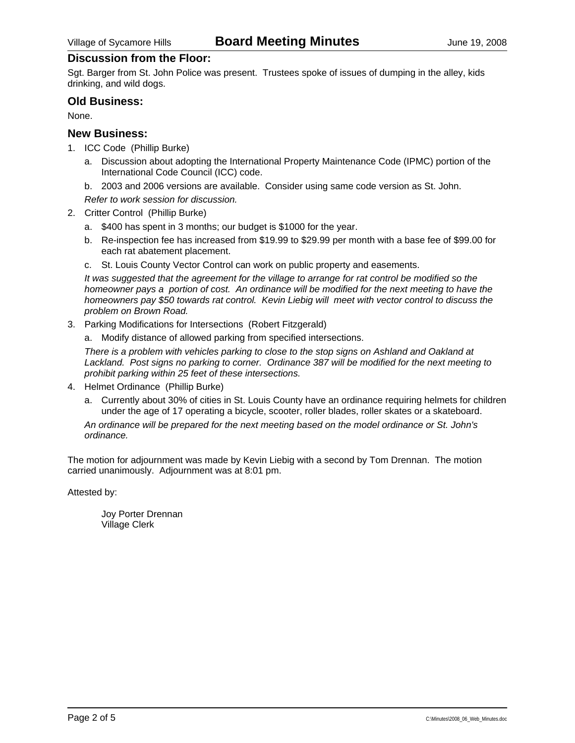## Discussion from the Floor:

Sgt. Barger from St. John Police was present. Trustees spoke of issues of dumping in the alley, kids drinking, and wild dogs.

## Old Business:

None.

## New Business:

1. ICC Code (Phillip Burke)
   a. Discussion about adopting the International Property Maintenance Code (IPMC) portion of the International Code Council (ICC) code.
   b. 2003 and 2006 versions are available. Consider using same code version as St. John.

   *Refer to work session for discussion.*

2. Critter Control (Phillip Burke)
   a. $400 has spent in 3 months; our budget is $1000 for the year.
   b. Re-inspection fee has increased from $19.99 to $29.99 per month with a base fee of $99.00 for each rat abatement placement.
   c. St. Louis County Vector Control can work on public property and easements.

   *It was suggested that the agreement for the village to arrange for rat control be modified so the homeowner pays a portion of cost. An ordinance will be modified for the next meeting to have the homeowners pay $50 towards rat control. Kevin Liebig will meet with vector control to discuss the problem on Brown Road.*

3. Parking Modifications for Intersections (Robert Fitzgerald)
   a. Modify distance of allowed parking from specified intersections.

   *There is a problem with vehicles parking to close to the stop signs on Ashland and Oakland at Lackland. Post signs no parking to corner. Ordinance 387 will be modified for the next meeting to prohibit parking within 25 feet of these intersections.*

4. Helmet Ordinance (Phillip Burke)
   a. Currently about 30% of cities in St. Louis County have an ordinance requiring helmets for children under the age of 17 operating a bicycle, scooter, roller blades, roller skates or a skateboard.

   *An ordinance will be prepared for the next meeting based on the model ordinance or St. John's ordinance.*

The motion for adjournment was made by Kevin Liebig with a second by Tom Drennan. The motion carried unanimously. Adjournment was at 8:01 pm.

Attested by:

Joy Porter Drennan
Village Clerk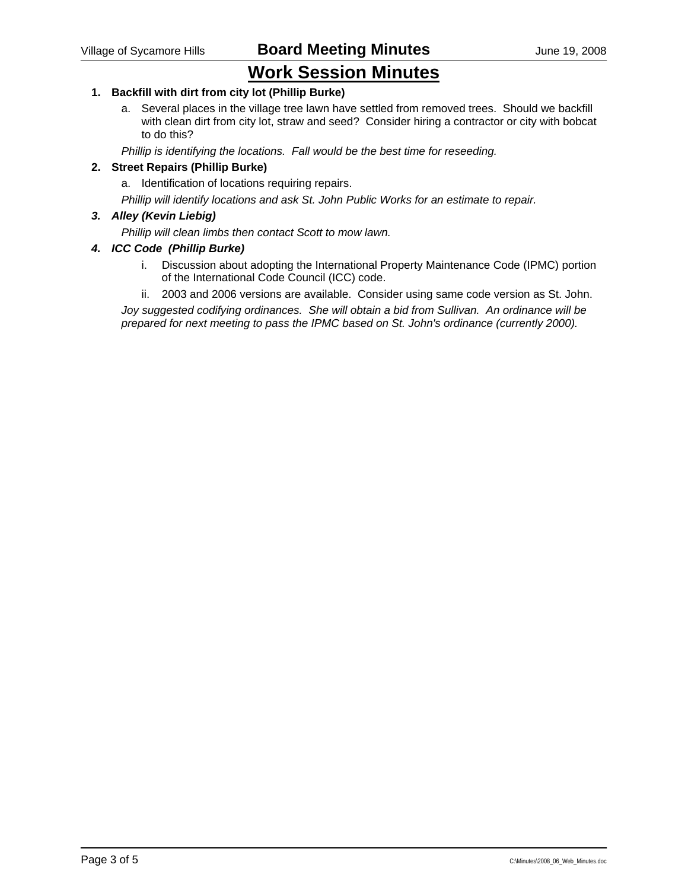# Work Session Minutes

1. **Backfill with dirt from city lot (Phillip Burke)**

   a. Several places in the village tree lawn have settled from removed trees. Should we backfill with clean dirt from city lot, straw and seed? Consider hiring a contractor or city with bobcat to do this?

   *Phillip is identifying the locations. Fall would be the best time for reseeding.*

2. **Street Repairs (Phillip Burke)**

   a. Identification of locations requiring repairs.

   *Phillip will identify locations and ask St. John Public Works for an estimate to repair.*

3. ***Alley (Kevin Liebig)***

   *Phillip will clean limbs then contact Scott to mow lawn.*

4. ***ICC Code (Phillip Burke)***

   i. Discussion about adopting the International Property Maintenance Code (IPMC) portion of the International Code Council (ICC) code.

   ii. 2003 and 2006 versions are available. Consider using same code version as St. John.

   *Joy suggested codifying ordinances. She will obtain a bid from Sullivan. An ordinance will be prepared for next meeting to pass the IPMC based on St. John's ordinance (currently 2000).*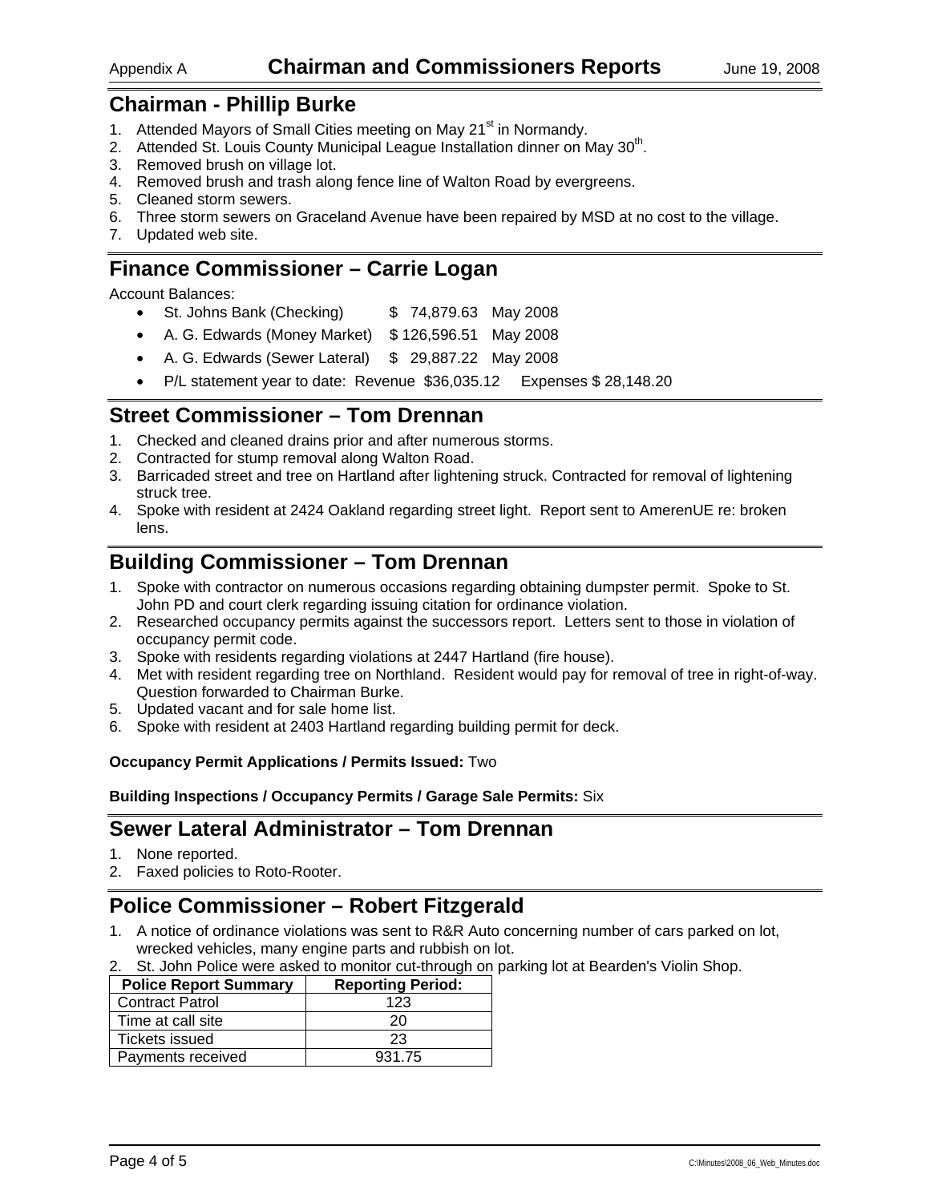Appendix A **Chairman and Commissioners Reports** June 19, 2008

## Chairman - Phillip Burke

1. Attended Mayors of Small Cities meeting on May 21st in Normandy.
2. Attended St. Louis County Municipal League Installation dinner on May 30th.
3. Removed brush on village lot.
4. Removed brush and trash along fence line of Walton Road by evergreens.
5. Cleaned storm sewers.
6. Three storm sewers on Graceland Avenue have been repaired by MSD at no cost to the village.
7. Updated web site.

## Finance Commissioner – Carrie Logan

Account Balances:

- St. Johns Bank (Checking) $ 74,879.63 May 2008
- A. G. Edwards (Money Market) $ 126,596.51 May 2008
- A. G. Edwards (Sewer Lateral) $ 29,887.22 May 2008
- P/L statement year to date: Revenue $36,035.12 Expenses $ 28,148.20

## Street Commissioner – Tom Drennan

1. Checked and cleaned drains prior and after numerous storms.
2. Contracted for stump removal along Walton Road.
3. Barricaded street and tree on Hartland after lightening struck. Contracted for removal of lightening struck tree.
4. Spoke with resident at 2424 Oakland regarding street light. Report sent to AmerenUE re: broken lens.

## Building Commissioner – Tom Drennan

1. Spoke with contractor on numerous occasions regarding obtaining dumpster permit. Spoke to St. John PD and court clerk regarding issuing citation for ordinance violation.
2. Researched occupancy permits against the successors report. Letters sent to those in violation of occupancy permit code.
3. Spoke with residents regarding violations at 2447 Hartland (fire house).
4. Met with resident regarding tree on Northland. Resident would pay for removal of tree in right-of-way. Question forwarded to Chairman Burke.
5. Updated vacant and for sale home list.
6. Spoke with resident at 2403 Hartland regarding building permit for deck.

**Occupancy Permit Applications / Permits Issued:** Two

**Building Inspections / Occupancy Permits / Garage Sale Permits:** Six

## Sewer Lateral Administrator – Tom Drennan

1. None reported.
2. Faxed policies to Roto-Rooter.

## Police Commissioner – Robert Fitzgerald

1. A notice of ordinance violations was sent to R&R Auto concerning number of cars parked on lot, wrecked vehicles, many engine parts and rubbish on lot.
2. St. John Police were asked to monitor cut-through on parking lot at Bearden's Violin Shop.

| Police Report Summary | Reporting Period: |
|---|---|
| Contract Patrol | 123 |
| Time at call site | 20 |
| Tickets issued | 23 |
| Payments received | 931.75 |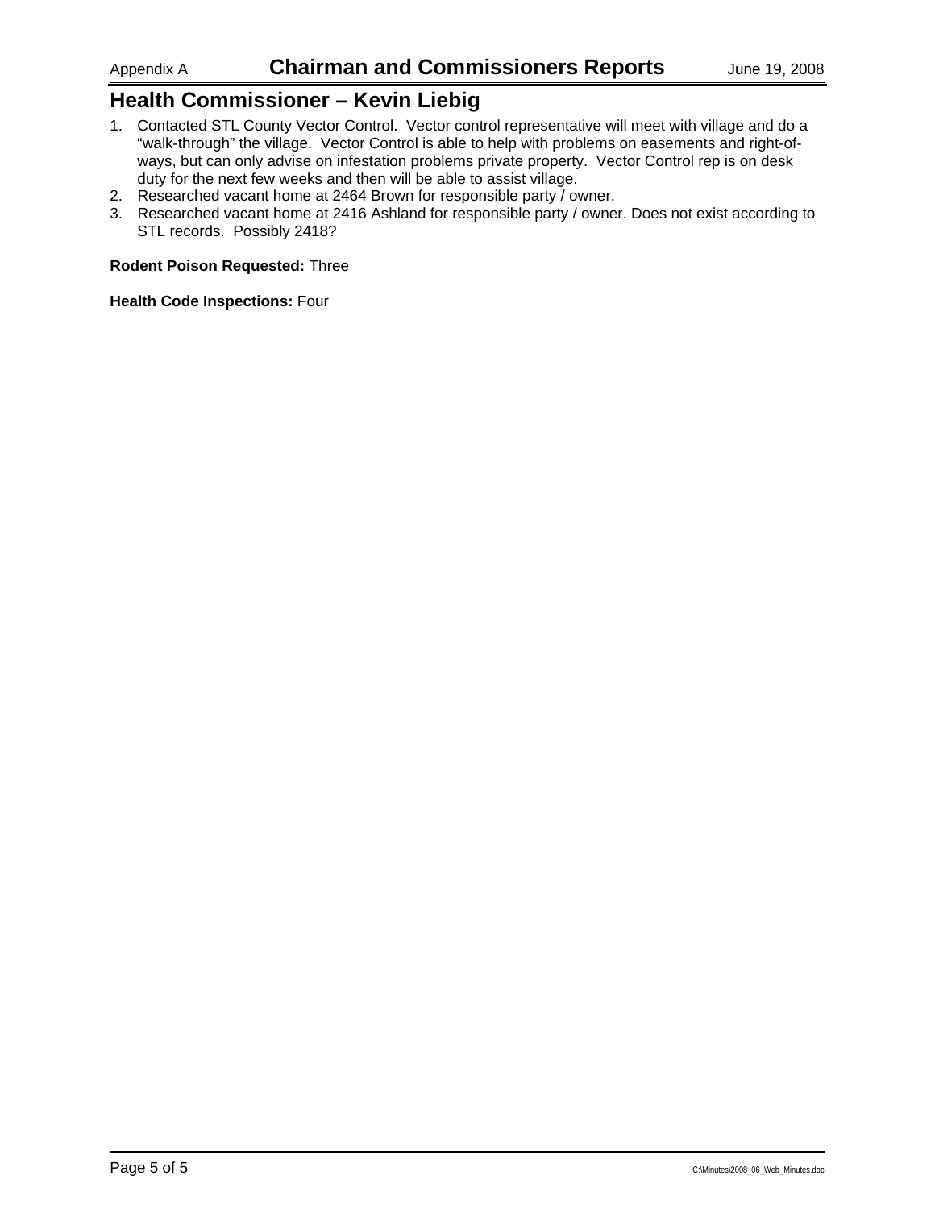## Health Commissioner – Kevin Liebig

1. Contacted STL County Vector Control. Vector control representative will meet with village and do a "walk-through" the village. Vector Control is able to help with problems on easements and right-of-ways, but can only advise on infestation problems private property. Vector Control rep is on desk duty for the next few weeks and then will be able to assist village.
2. Researched vacant home at 2464 Brown for responsible party / owner.
3. Researched vacant home at 2416 Ashland for responsible party / owner. Does not exist according to STL records. Possibly 2418?

**Rodent Poison Requested:** Three

**Health Code Inspections:** Four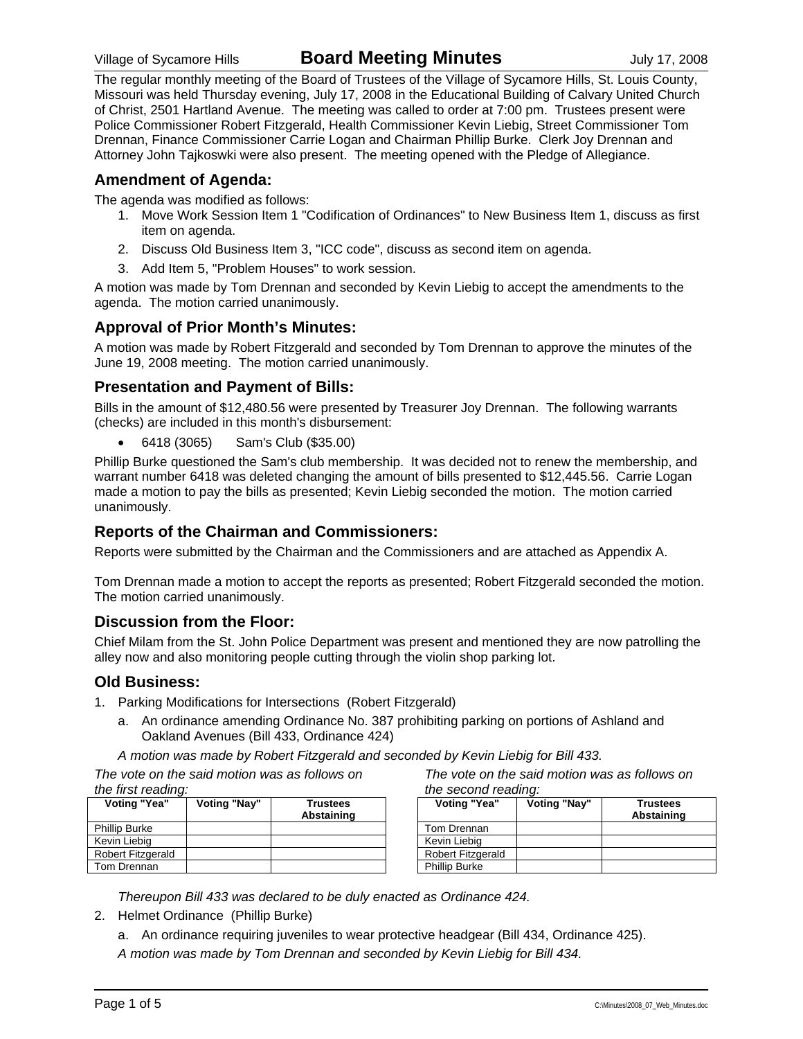The regular monthly meeting of the Board of Trustees of the Village of Sycamore Hills, St. Louis County, Missouri was held Thursday evening, July 17, 2008 in the Educational Building of Calvary United Church of Christ, 2501 Hartland Avenue. The meeting was called to order at 7:00 pm. Trustees present were Police Commissioner Robert Fitzgerald, Health Commissioner Kevin Liebig, Street Commissioner Tom Drennan, Finance Commissioner Carrie Logan and Chairman Phillip Burke. Clerk Joy Drennan and Attorney John Tajkoswki were also present. The meeting opened with the Pledge of Allegiance.

## Amendment of Agenda:

The agenda was modified as follows:

1. Move Work Session Item 1 "Codification of Ordinances" to New Business Item 1, discuss as first item on agenda.
2. Discuss Old Business Item 3, "ICC code", discuss as second item on agenda.
3. Add Item 5, "Problem Houses" to work session.

A motion was made by Tom Drennan and seconded by Kevin Liebig to accept the amendments to the agenda. The motion carried unanimously.

## Approval of Prior Month's Minutes:

A motion was made by Robert Fitzgerald and seconded by Tom Drennan to approve the minutes of the June 19, 2008 meeting. The motion carried unanimously.

## Presentation and Payment of Bills:

Bills in the amount of $12,480.56 were presented by Treasurer Joy Drennan. The following warrants (checks) are included in this month's disbursement:

- 6418 (3065) Sam's Club ($35.00)

Phillip Burke questioned the Sam's club membership. It was decided not to renew the membership, and warrant number 6418 was deleted changing the amount of bills presented to $12,445.56. Carrie Logan made a motion to pay the bills as presented; Kevin Liebig seconded the motion. The motion carried unanimously.

## Reports of the Chairman and Commissioners:

Reports were submitted by the Chairman and the Commissioners and are attached as Appendix A.

Tom Drennan made a motion to accept the reports as presented; Robert Fitzgerald seconded the motion. The motion carried unanimously.

## Discussion from the Floor:

Chief Milam from the St. John Police Department was present and mentioned they are now patrolling the alley now and also monitoring people cutting through the violin shop parking lot.

## Old Business:

1. Parking Modifications for Intersections (Robert Fitzgerald)
   a. An ordinance amending Ordinance No. 387 prohibiting parking on portions of Ashland and Oakland Avenues (Bill 433, Ordinance 424)

   *A motion was made by Robert Fitzgerald and seconded by Kevin Liebig for Bill 433.*

*The vote on the said motion was as follows on the first reading:*

| Voting "Yea" | Voting "Nay" | Trustees Abstaining |
|---|---|---|
| Phillip Burke | | |
| Kevin Liebig | | |
| Robert Fitzgerald | | |
| Tom Drennan | | |

*The vote on the said motion was as follows on the second reading:*

| Voting "Yea" | Voting "Nay" | Trustees Abstaining |
|---|---|---|
| Tom Drennan | | |
| Kevin Liebig | | |
| Robert Fitzgerald | | |
| Phillip Burke | | |

*Thereupon Bill 433 was declared to be duly enacted as Ordinance 424.*

2. Helmet Ordinance (Phillip Burke)
   a. An ordinance requiring juveniles to wear protective headgear (Bill 434, Ordinance 425).

   *A motion was made by Tom Drennan and seconded by Kevin Liebig for Bill 434.*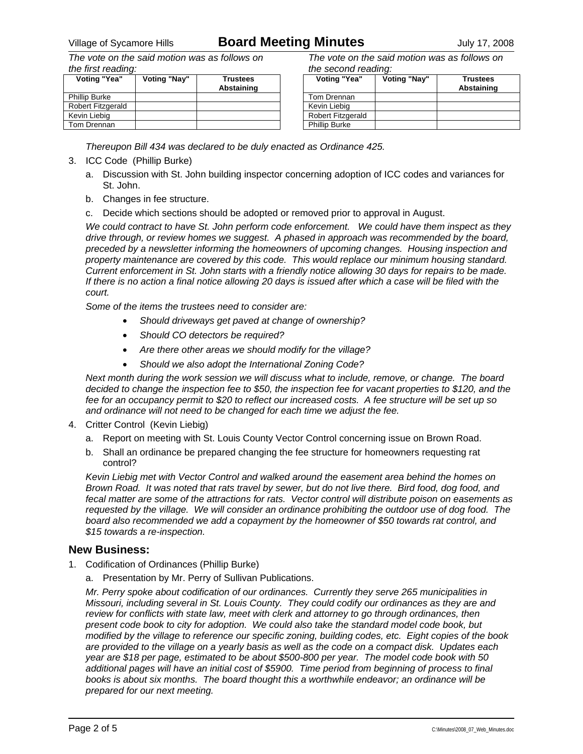*The vote on the said motion was as follows on the first reading:*

| Voting "Yea" | Voting "Nay" | Trustees Abstaining |
|---|---|---|
| Phillip Burke | | |
| Robert Fitzgerald | | |
| Kevin Liebig | | |
| Tom Drennan | | |

*The vote on the said motion was as follows on the second reading:*

| Voting "Yea" | Voting "Nay" | Trustees Abstaining |
|---|---|---|
| Tom Drennan | | |
| Kevin Liebig | | |
| Robert Fitzgerald | | |
| Phillip Burke | | |

*Thereupon Bill 434 was declared to be duly enacted as Ordinance 425.*

3. ICC Code (Phillip Burke)
   a. Discussion with St. John building inspector concerning adoption of ICC codes and variances for St. John.
   b. Changes in fee structure.
   c. Decide which sections should be adopted or removed prior to approval in August.

   *We could contract to have St. John perform code enforcement. We could have them inspect as they drive through, or review homes we suggest. A phased in approach was recommended by the board, preceded by a newsletter informing the homeowners of upcoming changes. Housing inspection and property maintenance are covered by this code. This would replace our minimum housing standard. Current enforcement in St. John starts with a friendly notice allowing 30 days for repairs to be made. If there is no action a final notice allowing 20 days is issued after which a case will be filed with the court.*

   *Some of the items the trustees need to consider are:*

   - *Should driveways get paved at change of ownership?*
   - *Should CO detectors be required?*
   - *Are there other areas we should modify for the village?*
   - *Should we also adopt the International Zoning Code?*

   *Next month during the work session we will discuss what to include, remove, or change. The board decided to change the inspection fee to $50, the inspection fee for vacant properties to $120, and the fee for an occupancy permit to $20 to reflect our increased costs. A fee structure will be set up so and ordinance will not need to be changed for each time we adjust the fee.*

4. Critter Control (Kevin Liebig)
   a. Report on meeting with St. Louis County Vector Control concerning issue on Brown Road.
   b. Shall an ordinance be prepared changing the fee structure for homeowners requesting rat control?

   *Kevin Liebig met with Vector Control and walked around the easement area behind the homes on Brown Road. It was noted that rats travel by sewer, but do not live there. Bird food, dog food, and fecal matter are some of the attractions for rats. Vector control will distribute poison on easements as requested by the village. We will consider an ordinance prohibiting the outdoor use of dog food. The board also recommended we add a copayment by the homeowner of $50 towards rat control, and $15 towards a re-inspection.*

## New Business:

1. Codification of Ordinances (Phillip Burke)
   a. Presentation by Mr. Perry of Sullivan Publications.

   *Mr. Perry spoke about codification of our ordinances. Currently they serve 265 municipalities in Missouri, including several in St. Louis County. They could codify our ordinances as they are and review for conflicts with state law, meet with clerk and attorney to go through ordinances, then present code book to city for adoption. We could also take the standard model code book, but modified by the village to reference our specific zoning, building codes, etc. Eight copies of the book are provided to the village on a yearly basis as well as the code on a compact disk. Updates each year are $18 per page, estimated to be about $500-800 per year. The model code book with 50 additional pages will have an initial cost of $5900. Time period from beginning of process to final books is about six months. The board thought this a worthwhile endeavor; an ordinance will be prepared for our next meeting.*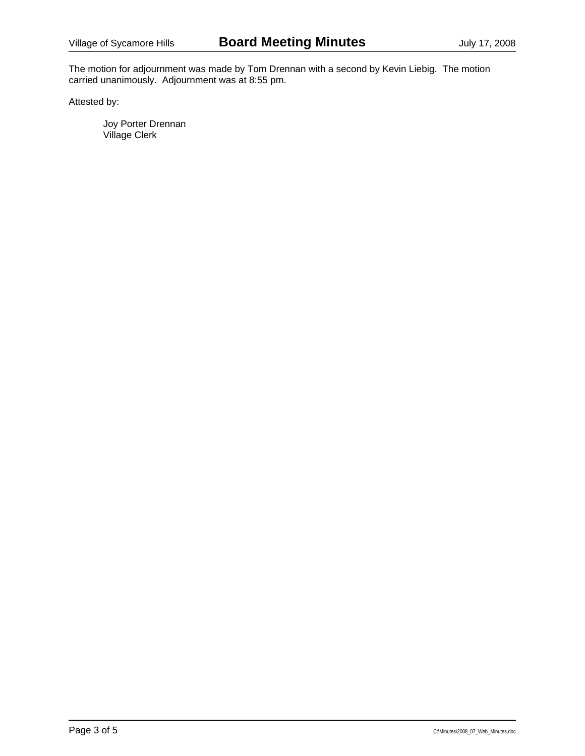The motion for adjournment was made by Tom Drennan with a second by Kevin Liebig. The motion carried unanimously. Adjournment was at 8:55 pm.

Attested by:

Joy Porter Drennan
Village Clerk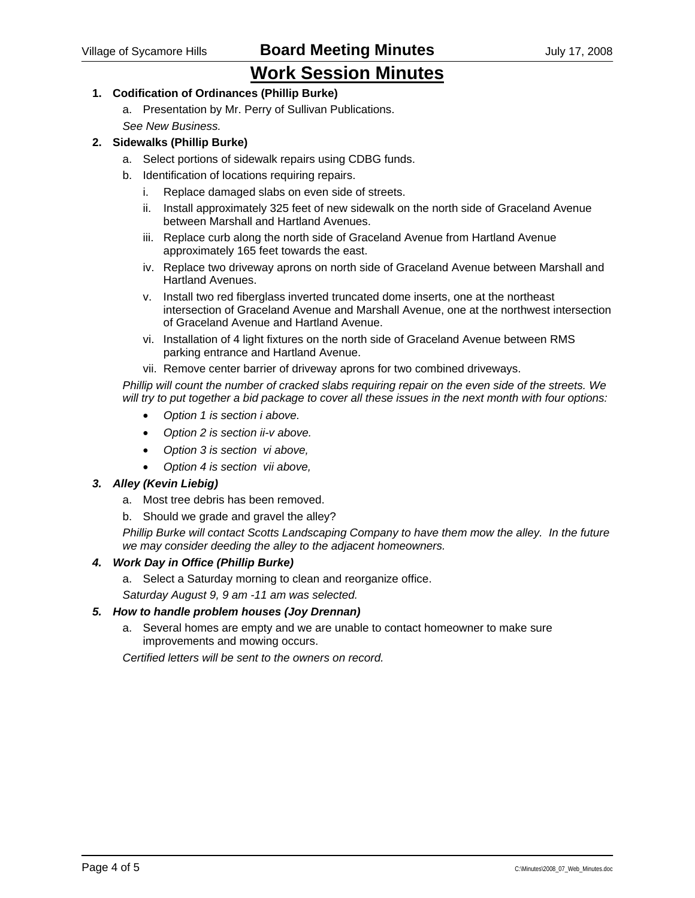# Work Session Minutes

1. **Codification of Ordinances (Phillip Burke)**
   a. Presentation by Mr. Perry of Sullivan Publications.
   *See New Business.*

2. **Sidewalks (Phillip Burke)**
   a. Select portions of sidewalk repairs using CDBG funds.
   b. Identification of locations requiring repairs.
      i. Replace damaged slabs on even side of streets.
      ii. Install approximately 325 feet of new sidewalk on the north side of Graceland Avenue between Marshall and Hartland Avenues.
      iii. Replace curb along the north side of Graceland Avenue from Hartland Avenue approximately 165 feet towards the east.
      iv. Replace two driveway aprons on north side of Graceland Avenue between Marshall and Hartland Avenues.
      v. Install two red fiberglass inverted truncated dome inserts, one at the northeast intersection of Graceland Avenue and Marshall Avenue, one at the northwest intersection of Graceland Avenue and Hartland Avenue.
      vi. Installation of 4 light fixtures on the north side of Graceland Avenue between RMS parking entrance and Hartland Avenue.
      vii. Remove center barrier of driveway aprons for two combined driveways.

   *Phillip will count the number of cracked slabs requiring repair on the even side of the streets. We will try to put together a bid package to cover all these issues in the next month with four options:*
   - *Option 1 is section i above.*
   - *Option 2 is section ii-v above.*
   - *Option 3 is section vi above,*
   - *Option 4 is section vii above,*

3. ***Alley (Kevin Liebig)***
   a. Most tree debris has been removed.
   b. Should we grade and gravel the alley?
   *Phillip Burke will contact Scotts Landscaping Company to have them mow the alley. In the future we may consider deeding the alley to the adjacent homeowners.*

4. ***Work Day in Office (Phillip Burke)***
   a. Select a Saturday morning to clean and reorganize office.
   *Saturday August 9, 9 am -11 am was selected.*

5. ***How to handle problem houses (Joy Drennan)***
   a. Several homes are empty and we are unable to contact homeowner to make sure improvements and mowing occurs.
   *Certified letters will be sent to the owners on record.*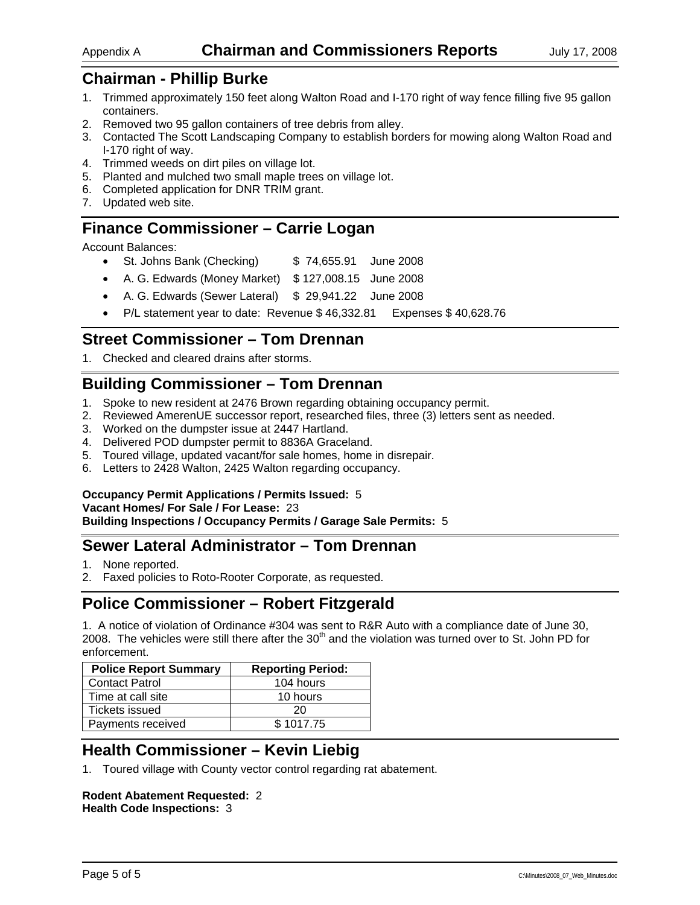# Appendix A Chairman and Commissioners Reports July 17, 2008

## Chairman - Phillip Burke

1. Trimmed approximately 150 feet along Walton Road and I-170 right of way fence filling five 95 gallon containers.
2. Removed two 95 gallon containers of tree debris from alley.
3. Contacted The Scott Landscaping Company to establish borders for mowing along Walton Road and I-170 right of way.
4. Trimmed weeds on dirt piles on village lot.
5. Planted and mulched two small maple trees on village lot.
6. Completed application for DNR TRIM grant.
7. Updated web site.

## Finance Commissioner – Carrie Logan

Account Balances:

- St. Johns Bank (Checking) $ 74,655.91 June 2008
- A. G. Edwards (Money Market) $ 127,008.15 June 2008
- A. G. Edwards (Sewer Lateral) $ 29,941.22 June 2008
- P/L statement year to date: Revenue $ 46,332.81 Expenses $ 40,628.76

## Street Commissioner – Tom Drennan

1. Checked and cleared drains after storms.

## Building Commissioner – Tom Drennan

1. Spoke to new resident at 2476 Brown regarding obtaining occupancy permit.
2. Reviewed AmerenUE successor report, researched files, three (3) letters sent as needed.
3. Worked on the dumpster issue at 2447 Hartland.
4. Delivered POD dumpster permit to 8836A Graceland.
5. Toured village, updated vacant/for sale homes, home in disrepair.
6. Letters to 2428 Walton, 2425 Walton regarding occupancy.

**Occupancy Permit Applications / Permits Issued:** 5
**Vacant Homes/ For Sale / For Lease:** 23
**Building Inspections / Occupancy Permits / Garage Sale Permits:** 5

## Sewer Lateral Administrator – Tom Drennan

1. None reported.
2. Faxed policies to Roto-Rooter Corporate, as requested.

## Police Commissioner – Robert Fitzgerald

1. A notice of violation of Ordinance #304 was sent to R&R Auto with a compliance date of June 30, 2008. The vehicles were still there after the 30th and the violation was turned over to St. John PD for enforcement.

| Police Report Summary | Reporting Period: |
|---|---|
| Contact Patrol | 104 hours |
| Time at call site | 10 hours |
| Tickets issued | 20 |
| Payments received | $ 1017.75 |

## Health Commissioner – Kevin Liebig

1. Toured village with County vector control regarding rat abatement.

**Rodent Abatement Requested:** 2
**Health Code Inspections:** 3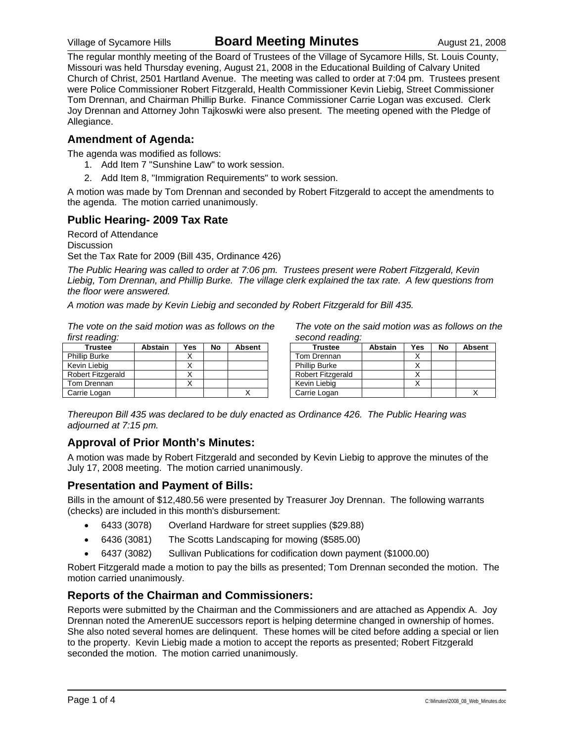The regular monthly meeting of the Board of Trustees of the Village of Sycamore Hills, St. Louis County, Missouri was held Thursday evening, August 21, 2008 in the Educational Building of Calvary United Church of Christ, 2501 Hartland Avenue. The meeting was called to order at 7:04 pm. Trustees present were Police Commissioner Robert Fitzgerald, Health Commissioner Kevin Liebig, Street Commissioner Tom Drennan, and Chairman Phillip Burke. Finance Commissioner Carrie Logan was excused. Clerk Joy Drennan and Attorney John Tajkoswki were also present. The meeting opened with the Pledge of Allegiance.

## Amendment of Agenda:

The agenda was modified as follows:

1. Add Item 7 "Sunshine Law" to work session.
2. Add Item 8, "Immigration Requirements" to work session.

A motion was made by Tom Drennan and seconded by Robert Fitzgerald to accept the amendments to the agenda. The motion carried unanimously.

## Public Hearing- 2009 Tax Rate

Record of Attendance
Discussion
Set the Tax Rate for 2009 (Bill 435, Ordinance 426)

*The Public Hearing was called to order at 7:06 pm. Trustees present were Robert Fitzgerald, Kevin Liebig, Tom Drennan, and Phillip Burke. The village clerk explained the tax rate. A few questions from the floor were answered.*

*A motion was made by Kevin Liebig and seconded by Robert Fitzgerald for Bill 435.*

*The vote on the said motion was as follows on the first reading:*

| Trustee | Abstain | Yes | No | Absent |
|---|---|---|---|---|
| Phillip Burke | | X | | |
| Kevin Liebig | | X | | |
| Robert Fitzgerald | | X | | |
| Tom Drennan | | X | | |
| Carrie Logan | | | | X |

*The vote on the said motion was as follows on the second reading:*

| Trustee | Abstain | Yes | No | Absent |
|---|---|---|---|---|
| Tom Drennan | | X | | |
| Phillip Burke | | X | | |
| Robert Fitzgerald | | X | | |
| Kevin Liebig | | X | | |
| Carrie Logan | | | | X |

*Thereupon Bill 435 was declared to be duly enacted as Ordinance 426. The Public Hearing was adjourned at 7:15 pm.*

## Approval of Prior Month's Minutes:

A motion was made by Robert Fitzgerald and seconded by Kevin Liebig to approve the minutes of the July 17, 2008 meeting. The motion carried unanimously.

## Presentation and Payment of Bills:

Bills in the amount of $12,480.56 were presented by Treasurer Joy Drennan. The following warrants (checks) are included in this month's disbursement:

- 6433 (3078) Overland Hardware for street supplies ($29.88)
- 6436 (3081) The Scotts Landscaping for mowing ($585.00)
- 6437 (3082) Sullivan Publications for codification down payment ($1000.00)

Robert Fitzgerald made a motion to pay the bills as presented; Tom Drennan seconded the motion. The motion carried unanimously.

## Reports of the Chairman and Commissioners:

Reports were submitted by the Chairman and the Commissioners and are attached as Appendix A. Joy Drennan noted the AmerenUE successors report is helping determine changed in ownership of homes. She also noted several homes are delinquent. These homes will be cited before adding a special or lien to the property. Kevin Liebig made a motion to accept the reports as presented; Robert Fitzgerald seconded the motion. The motion carried unanimously.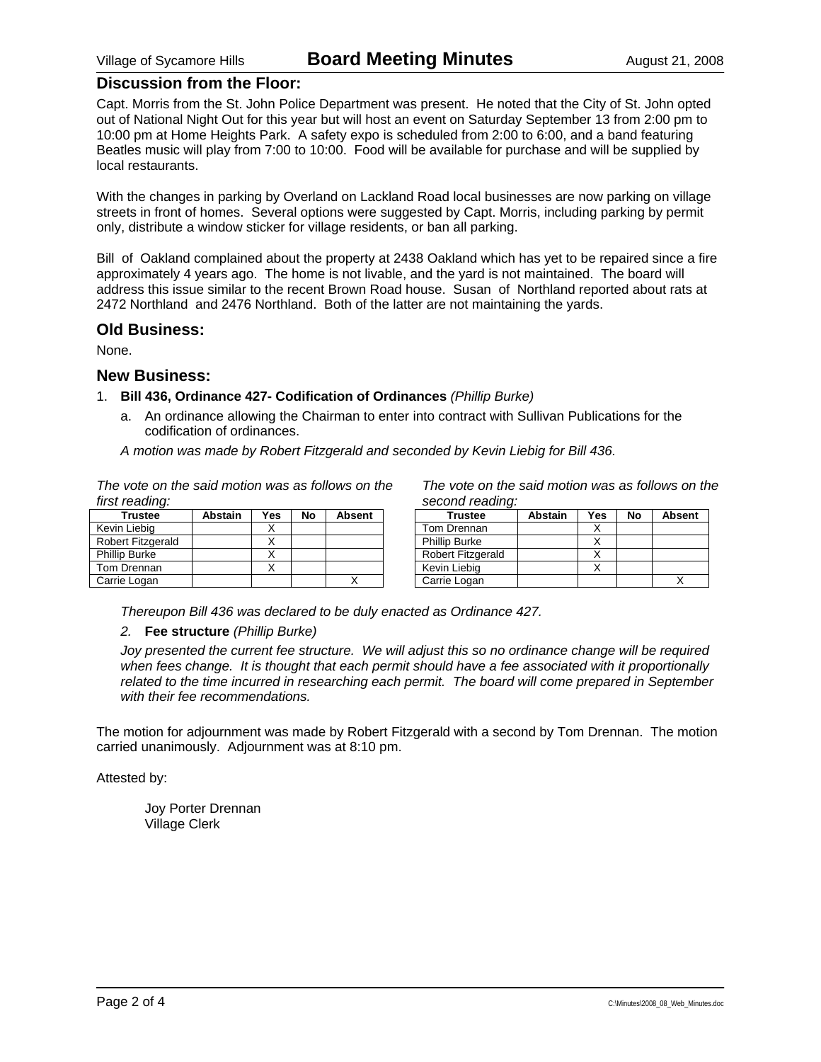## Discussion from the Floor:

Capt. Morris from the St. John Police Department was present. He noted that the City of St. John opted out of National Night Out for this year but will host an event on Saturday September 13 from 2:00 pm to 10:00 pm at Home Heights Park. A safety expo is scheduled from 2:00 to 6:00, and a band featuring Beatles music will play from 7:00 to 10:00. Food will be available for purchase and will be supplied by local restaurants.

With the changes in parking by Overland on Lackland Road local businesses are now parking on village streets in front of homes. Several options were suggested by Capt. Morris, including parking by permit only, distribute a window sticker for village residents, or ban all parking.

Bill of Oakland complained about the property at 2438 Oakland which has yet to be repaired since a fire approximately 4 years ago. The home is not livable, and the yard is not maintained. The board will address this issue similar to the recent Brown Road house. Susan of Northland reported about rats at 2472 Northland and 2476 Northland. Both of the latter are not maintaining the yards.

## Old Business:

None.

## New Business:

1. **Bill 436, Ordinance 427- Codification of Ordinances** *(Phillip Burke)*
   a. An ordinance allowing the Chairman to enter into contract with Sullivan Publications for the codification of ordinances.

   *A motion was made by Robert Fitzgerald and seconded by Kevin Liebig for Bill 436.*

*The vote on the said motion was as follows on the first reading:*

| Trustee | Abstain | Yes | No | Absent |
|---|---|---|---|---|
| Kevin Liebig | | X | | |
| Robert Fitzgerald | | X | | |
| Phillip Burke | | X | | |
| Tom Drennan | | X | | |
| Carrie Logan | | | | X |

*The vote on the said motion was as follows on the second reading:*

| Trustee | Abstain | Yes | No | Absent |
|---|---|---|---|---|
| Tom Drennan | | X | | |
| Phillip Burke | | X | | |
| Robert Fitzgerald | | X | | |
| Kevin Liebig | | X | | |
| Carrie Logan | | | | X |

*Thereupon Bill 436 was declared to be duly enacted as Ordinance 427.*

2. **Fee structure** *(Phillip Burke)*

   *Joy presented the current fee structure. We will adjust this so no ordinance change will be required when fees change. It is thought that each permit should have a fee associated with it proportionally related to the time incurred in researching each permit. The board will come prepared in September with their fee recommendations.*

The motion for adjournment was made by Robert Fitzgerald with a second by Tom Drennan. The motion carried unanimously. Adjournment was at 8:10 pm.

Attested by:

Joy Porter Drennan
Village Clerk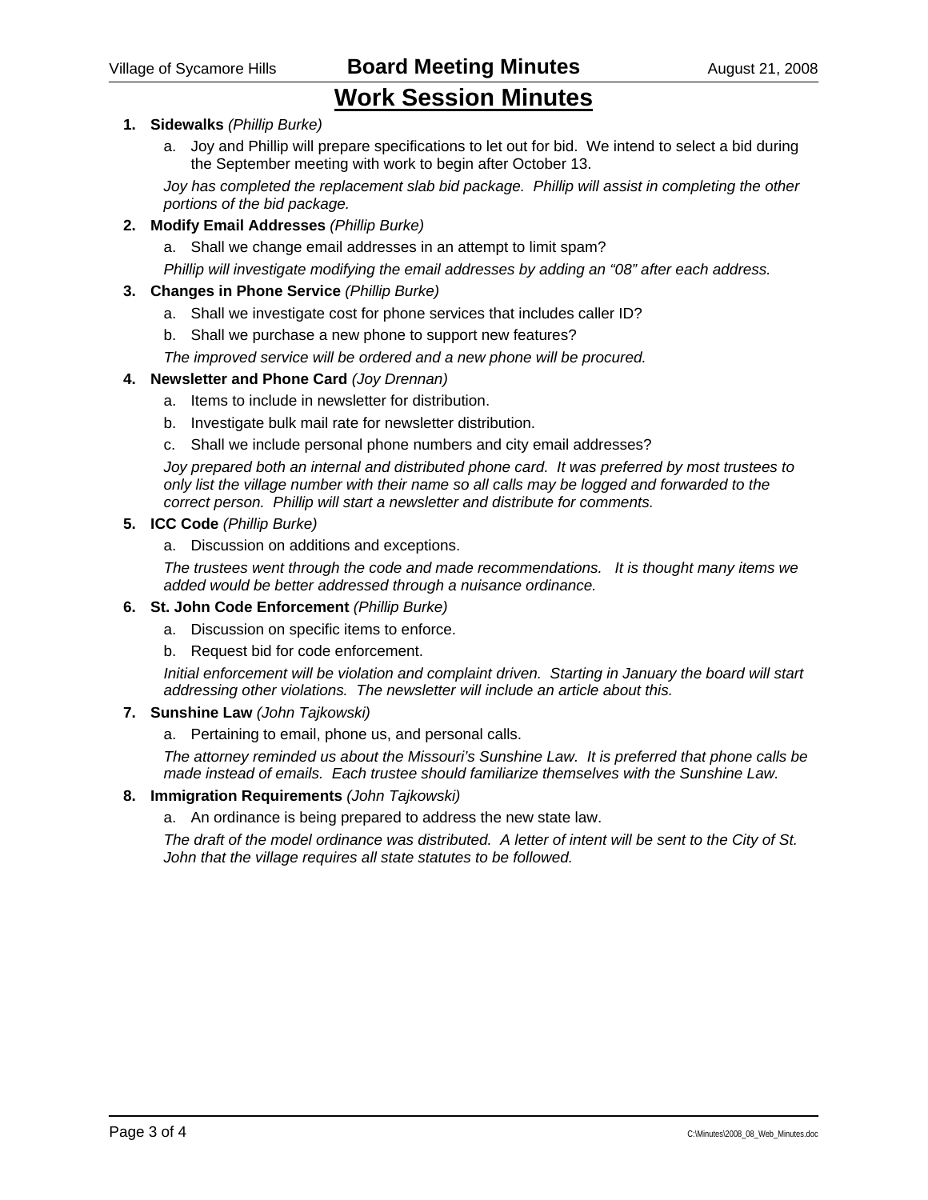## Work Session Minutes

1. **Sidewalks** *(Phillip Burke)*
   a. Joy and Phillip will prepare specifications to let out for bid. We intend to select a bid during the September meeting with work to begin after October 13.

   *Joy has completed the replacement slab bid package. Phillip will assist in completing the other portions of the bid package.*

2. **Modify Email Addresses** *(Phillip Burke)*
   a. Shall we change email addresses in an attempt to limit spam?

   *Phillip will investigate modifying the email addresses by adding an "08" after each address.*

3. **Changes in Phone Service** *(Phillip Burke)*
   a. Shall we investigate cost for phone services that includes caller ID?
   b. Shall we purchase a new phone to support new features?

   *The improved service will be ordered and a new phone will be procured.*

4. **Newsletter and Phone Card** *(Joy Drennan)*
   a. Items to include in newsletter for distribution.
   b. Investigate bulk mail rate for newsletter distribution.
   c. Shall we include personal phone numbers and city email addresses?

   *Joy prepared both an internal and distributed phone card. It was preferred by most trustees to only list the village number with their name so all calls may be logged and forwarded to the correct person. Phillip will start a newsletter and distribute for comments.*

5. **ICC Code** *(Phillip Burke)*
   a. Discussion on additions and exceptions.

   *The trustees went through the code and made recommendations. It is thought many items we added would be better addressed through a nuisance ordinance.*

6. **St. John Code Enforcement** *(Phillip Burke)*
   a. Discussion on specific items to enforce.
   b. Request bid for code enforcement.

   *Initial enforcement will be violation and complaint driven. Starting in January the board will start addressing other violations. The newsletter will include an article about this.*

7. **Sunshine Law** *(John Tajkowski)*
   a. Pertaining to email, phone us, and personal calls.

   *The attorney reminded us about the Missouri's Sunshine Law. It is preferred that phone calls be made instead of emails. Each trustee should familiarize themselves with the Sunshine Law.*

8. **Immigration Requirements** *(John Tajkowski)*
   a. An ordinance is being prepared to address the new state law.

   *The draft of the model ordinance was distributed. A letter of intent will be sent to the City of St. John that the village requires all state statutes to be followed.*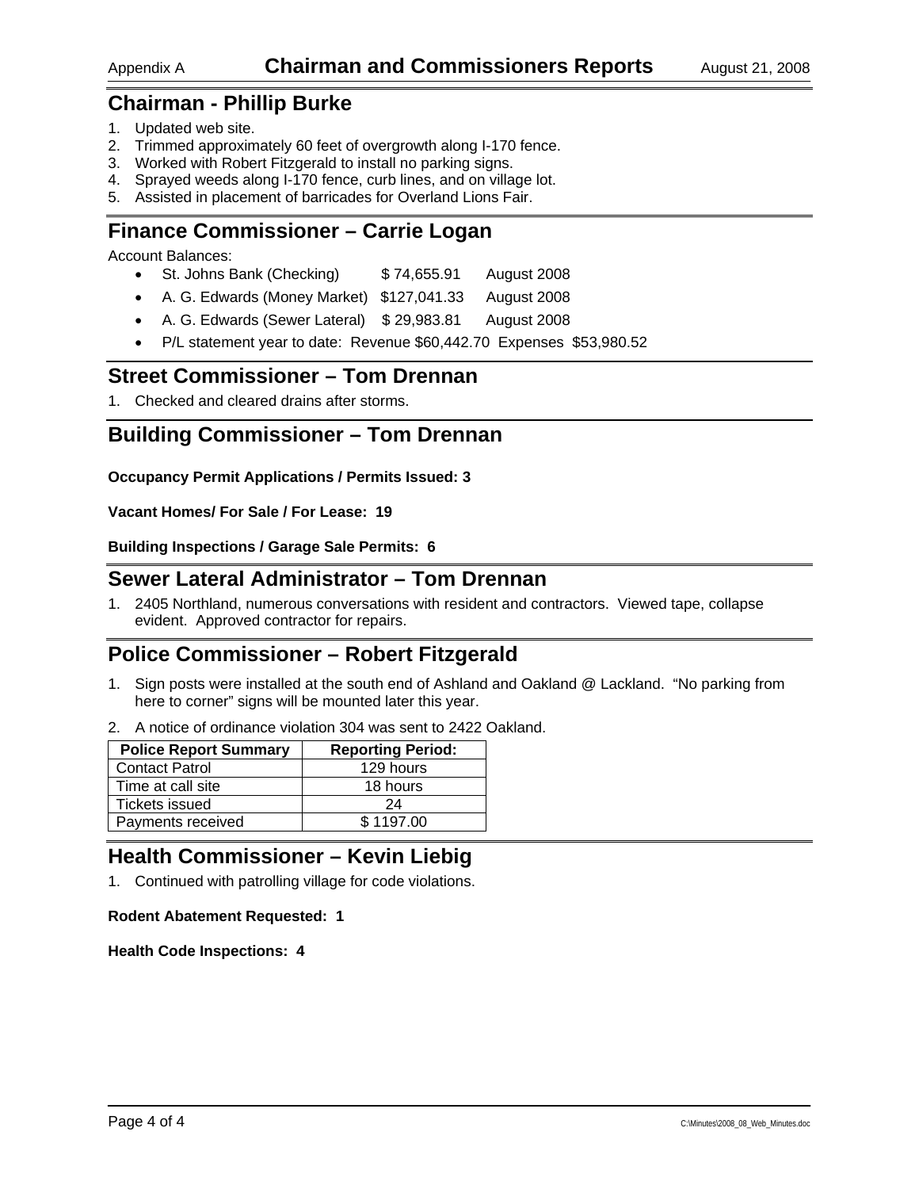Appendix A **Chairman and Commissioners Reports** August 21, 2008

## Chairman - Phillip Burke

1. Updated web site.
2. Trimmed approximately 60 feet of overgrowth along I-170 fence.
3. Worked with Robert Fitzgerald to install no parking signs.
4. Sprayed weeds along I-170 fence, curb lines, and on village lot.
5. Assisted in placement of barricades for Overland Lions Fair.

## Finance Commissioner – Carrie Logan

Account Balances:

- St. Johns Bank (Checking) $ 74,655.91 August 2008
- A. G. Edwards (Money Market) $127,041.33 August 2008
- A. G. Edwards (Sewer Lateral) $ 29,983.81 August 2008
- P/L statement year to date: Revenue $60,442.70 Expenses $53,980.52

## Street Commissioner – Tom Drennan

1. Checked and cleared drains after storms.

## Building Commissioner – Tom Drennan

**Occupancy Permit Applications / Permits Issued: 3**

**Vacant Homes/ For Sale / For Lease: 19**

**Building Inspections / Garage Sale Permits: 6**

## Sewer Lateral Administrator – Tom Drennan

1. 2405 Northland, numerous conversations with resident and contractors. Viewed tape, collapse evident. Approved contractor for repairs.

## Police Commissioner – Robert Fitzgerald

1. Sign posts were installed at the south end of Ashland and Oakland @ Lackland. "No parking from here to corner" signs will be mounted later this year.
2. A notice of ordinance violation 304 was sent to 2422 Oakland.

| Police Report Summary | Reporting Period: |
|---|---|
| Contact Patrol | 129 hours |
| Time at call site | 18 hours |
| Tickets issued | 24 |
| Payments received | $ 1197.00 |

## Health Commissioner – Kevin Liebig

1. Continued with patrolling village for code violations.

**Rodent Abatement Requested: 1**

**Health Code Inspections: 4**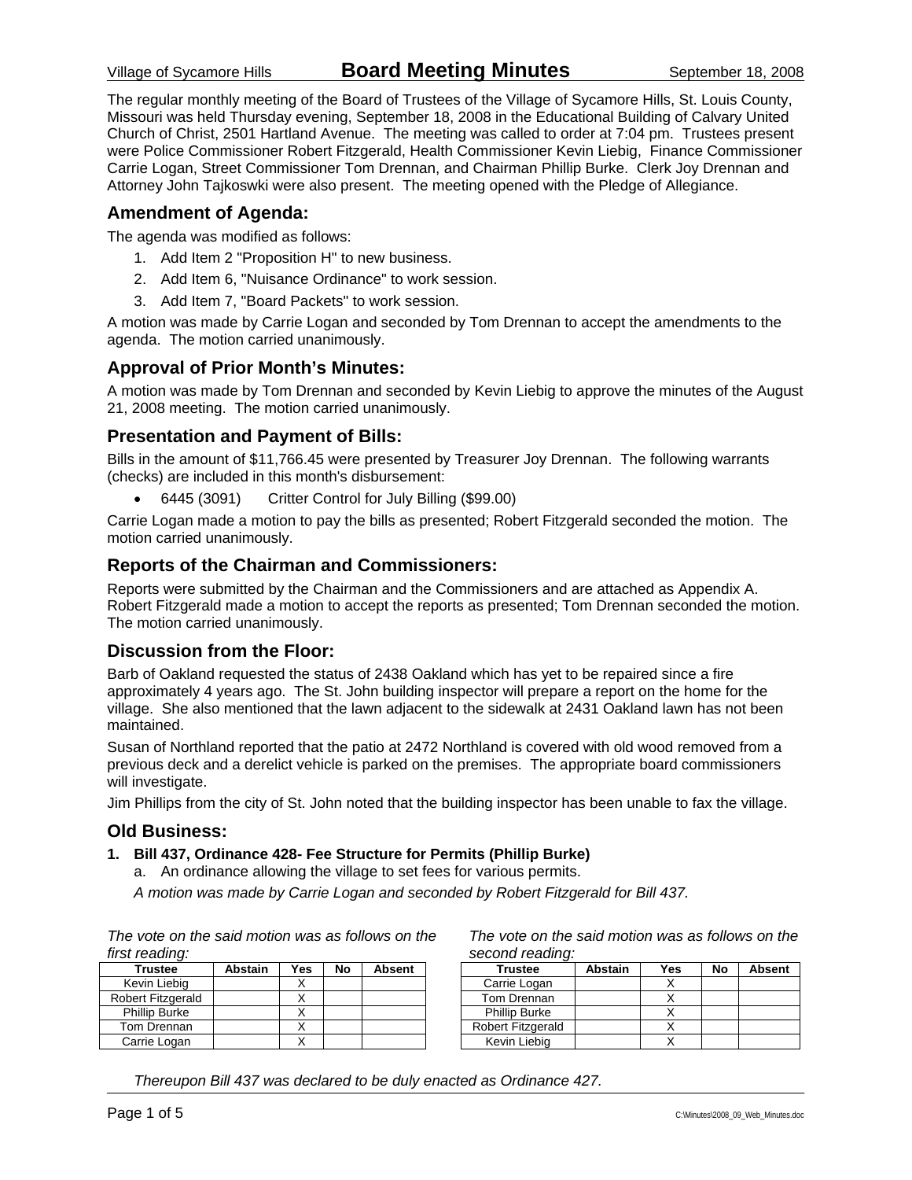The regular monthly meeting of the Board of Trustees of the Village of Sycamore Hills, St. Louis County, Missouri was held Thursday evening, September 18, 2008 in the Educational Building of Calvary United Church of Christ, 2501 Hartland Avenue. The meeting was called to order at 7:04 pm. Trustees present were Police Commissioner Robert Fitzgerald, Health Commissioner Kevin Liebig, Finance Commissioner Carrie Logan, Street Commissioner Tom Drennan, and Chairman Phillip Burke. Clerk Joy Drennan and Attorney John Tajkoswki were also present. The meeting opened with the Pledge of Allegiance.

## Amendment of Agenda:

The agenda was modified as follows:

1. Add Item 2 "Proposition H" to new business.
2. Add Item 6, "Nuisance Ordinance" to work session.
3. Add Item 7, "Board Packets" to work session.

A motion was made by Carrie Logan and seconded by Tom Drennan to accept the amendments to the agenda. The motion carried unanimously.

## Approval of Prior Month's Minutes:

A motion was made by Tom Drennan and seconded by Kevin Liebig to approve the minutes of the August 21, 2008 meeting. The motion carried unanimously.

## Presentation and Payment of Bills:

Bills in the amount of $11,766.45 were presented by Treasurer Joy Drennan. The following warrants (checks) are included in this month's disbursement:

- 6445 (3091) Critter Control for July Billing ($99.00)

Carrie Logan made a motion to pay the bills as presented; Robert Fitzgerald seconded the motion. The motion carried unanimously.

## Reports of the Chairman and Commissioners:

Reports were submitted by the Chairman and the Commissioners and are attached as Appendix A. Robert Fitzgerald made a motion to accept the reports as presented; Tom Drennan seconded the motion. The motion carried unanimously.

## Discussion from the Floor:

Barb of Oakland requested the status of 2438 Oakland which has yet to be repaired since a fire approximately 4 years ago. The St. John building inspector will prepare a report on the home for the village. She also mentioned that the lawn adjacent to the sidewalk at 2431 Oakland lawn has not been maintained.

Susan of Northland reported that the patio at 2472 Northland is covered with old wood removed from a previous deck and a derelict vehicle is parked on the premises. The appropriate board commissioners will investigate.

Jim Phillips from the city of St. John noted that the building inspector has been unable to fax the village.

## Old Business:

**1. Bill 437, Ordinance 428- Fee Structure for Permits (Phillip Burke)**

a. An ordinance allowing the village to set fees for various permits.

*A motion was made by Carrie Logan and seconded by Robert Fitzgerald for Bill 437.*

*The vote on the said motion was as follows on the first reading:*

| Trustee | Abstain | Yes | No | Absent |
|---|---|---|---|---|
| Kevin Liebig | | X | | |
| Robert Fitzgerald | | X | | |
| Phillip Burke | | X | | |
| Tom Drennan | | X | | |
| Carrie Logan | | X | | |

*The vote on the said motion was as follows on the second reading:*

| Trustee | Abstain | Yes | No | Absent |
|---|---|---|---|---|
| Carrie Logan | | X | | |
| Tom Drennan | | X | | |
| Phillip Burke | | X | | |
| Robert Fitzgerald | | X | | |
| Kevin Liebig | | X | | |

*Thereupon Bill 437 was declared to be duly enacted as Ordinance 427.*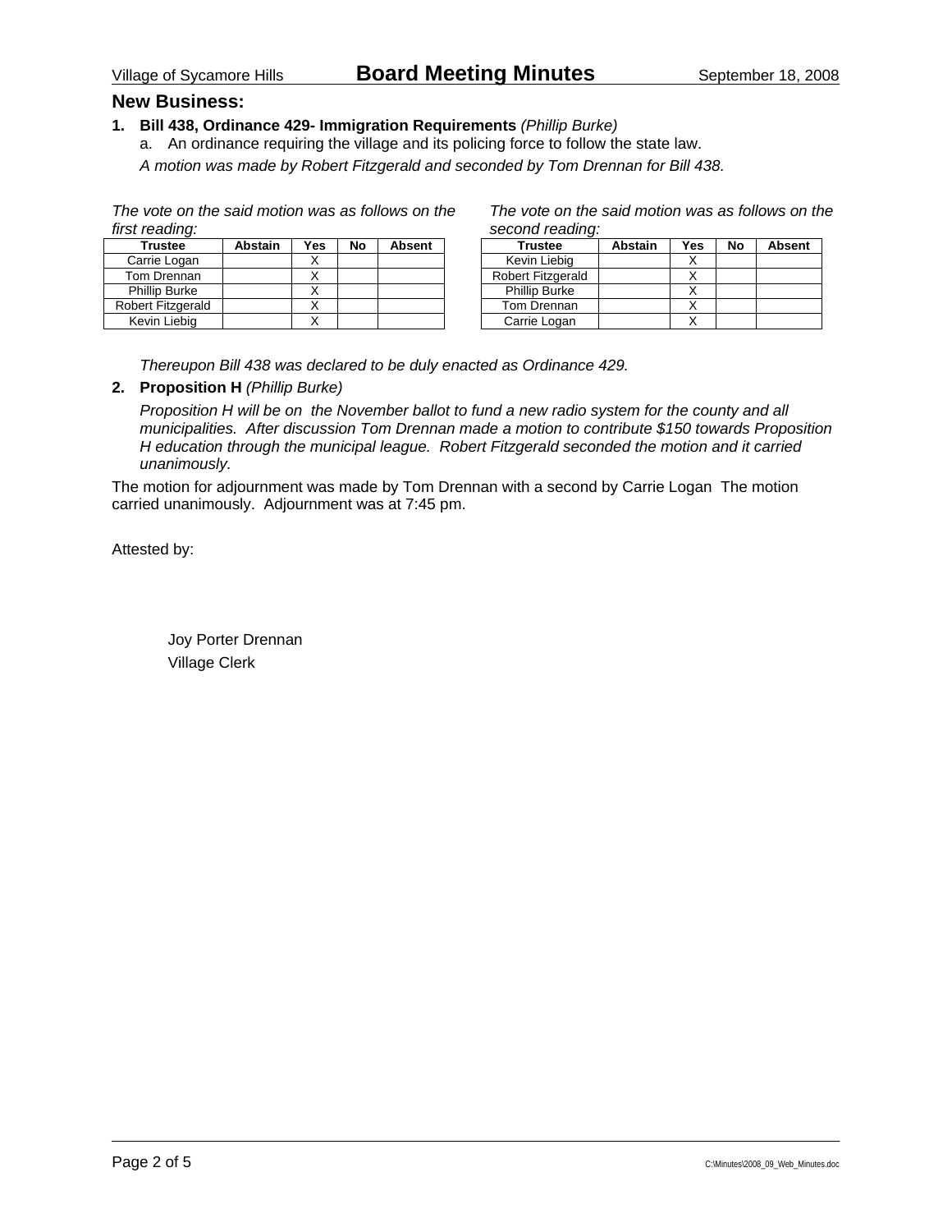## New Business:

1. **Bill 438, Ordinance 429- Immigration Requirements** *(Phillip Burke)*
   a. An ordinance requiring the village and its policing force to follow the state law.

   *A motion was made by Robert Fitzgerald and seconded by Tom Drennan for Bill 438.*

*The vote on the said motion was as follows on the first reading:*

| Trustee | Abstain | Yes | No | Absent |
|---|---|---|---|---|
| Carrie Logan | | X | | |
| Tom Drennan | | X | | |
| Phillip Burke | | X | | |
| Robert Fitzgerald | | X | | |
| Kevin Liebig | | X | | |

*The vote on the said motion was as follows on the second reading:*

| Trustee | Abstain | Yes | No | Absent |
|---|---|---|---|---|
| Kevin Liebig | | X | | |
| Robert Fitzgerald | | X | | |
| Phillip Burke | | X | | |
| Tom Drennan | | X | | |
| Carrie Logan | | X | | |

*Thereupon Bill 438 was declared to be duly enacted as Ordinance 429.*

2. **Proposition H** *(Phillip Burke)*

   *Proposition H will be on the November ballot to fund a new radio system for the county and all municipalities. After discussion Tom Drennan made a motion to contribute $150 towards Proposition H education through the municipal league. Robert Fitzgerald seconded the motion and it carried unanimously.*

The motion for adjournment was made by Tom Drennan with a second by Carrie Logan The motion carried unanimously. Adjournment was at 7:45 pm.

Attested by:

Joy Porter Drennan
Village Clerk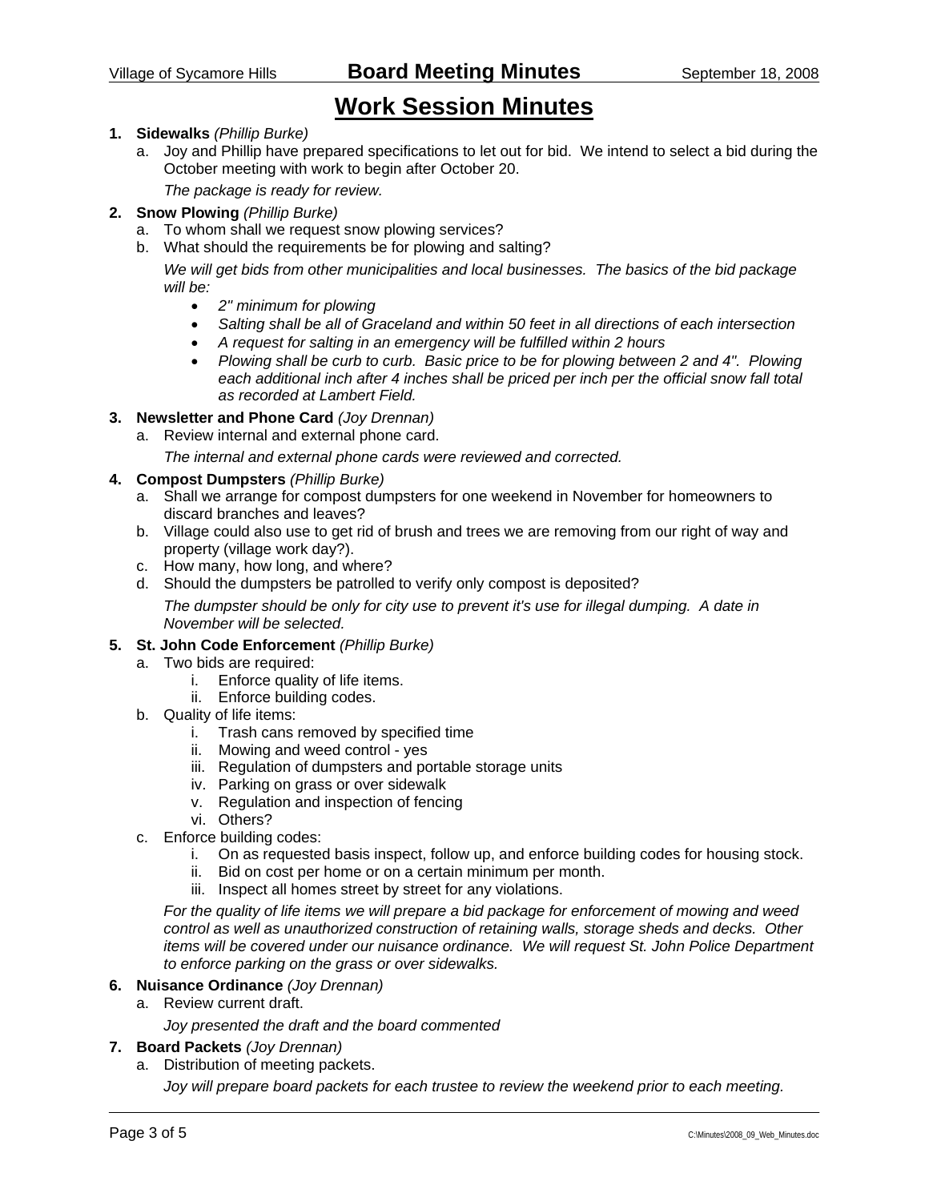# Work Session Minutes

1. **Sidewalks** *(Phillip Burke)*
   a. Joy and Phillip have prepared specifications to let out for bid. We intend to select a bid during the October meeting with work to begin after October 20.

      *The package is ready for review.*

2. **Snow Plowing** *(Phillip Burke)*
   a. To whom shall we request snow plowing services?
   b. What should the requirements be for plowing and salting?

      *We will get bids from other municipalities and local businesses. The basics of the bid package will be:*

      - *2" minimum for plowing*
      - *Salting shall be all of Graceland and within 50 feet in all directions of each intersection*
      - *A request for salting in an emergency will be fulfilled within 2 hours*
      - *Plowing shall be curb to curb. Basic price to be for plowing between 2 and 4". Plowing each additional inch after 4 inches shall be priced per inch per the official snow fall total as recorded at Lambert Field.*

3. **Newsletter and Phone Card** *(Joy Drennan)*
   a. Review internal and external phone card.

      *The internal and external phone cards were reviewed and corrected.*

4. **Compost Dumpsters** *(Phillip Burke)*
   a. Shall we arrange for compost dumpsters for one weekend in November for homeowners to discard branches and leaves?
   b. Village could also use to get rid of brush and trees we are removing from our right of way and property (village work day?).
   c. How many, how long, and where?
   d. Should the dumpsters be patrolled to verify only compost is deposited?

      *The dumpster should be only for city use to prevent it's use for illegal dumping. A date in November will be selected.*

5. **St. John Code Enforcement** *(Phillip Burke)*
   a. Two bids are required:
      i. Enforce quality of life items.
      ii. Enforce building codes.
   b. Quality of life items:
      i. Trash cans removed by specified time
      ii. Mowing and weed control - yes
      iii. Regulation of dumpsters and portable storage units
      iv. Parking on grass or over sidewalk
      v. Regulation and inspection of fencing
      vi. Others?
   c. Enforce building codes:
      i. On as requested basis inspect, follow up, and enforce building codes for housing stock.
      ii. Bid on cost per home or on a certain minimum per month.
      iii. Inspect all homes street by street for any violations.

      *For the quality of life items we will prepare a bid package for enforcement of mowing and weed control as well as unauthorized construction of retaining walls, storage sheds and decks. Other items will be covered under our nuisance ordinance. We will request St. John Police Department to enforce parking on the grass or over sidewalks.*

6. **Nuisance Ordinance** *(Joy Drennan)*
   a. Review current draft.

      *Joy presented the draft and the board commented*

7. **Board Packets** *(Joy Drennan)*
   a. Distribution of meeting packets.

      *Joy will prepare board packets for each trustee to review the weekend prior to each meeting.*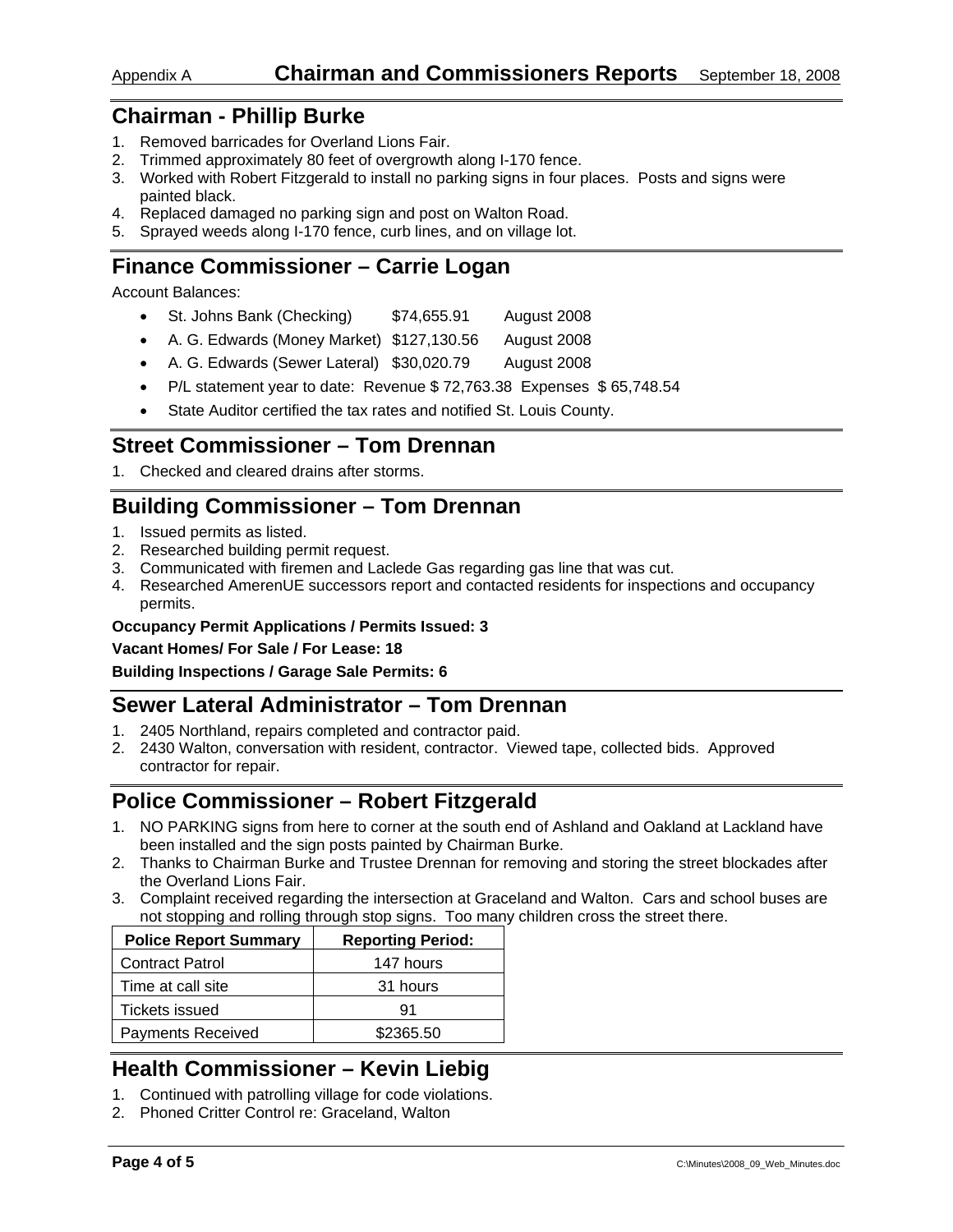# Chairman and Commissioners Reports

Appendix A — September 18, 2008

## Chairman - Phillip Burke

1. Removed barricades for Overland Lions Fair.
2. Trimmed approximately 80 feet of overgrowth along I-170 fence.
3. Worked with Robert Fitzgerald to install no parking signs in four places. Posts and signs were painted black.
4. Replaced damaged no parking sign and post on Walton Road.
5. Sprayed weeds along I-170 fence, curb lines, and on village lot.

## Finance Commissioner – Carrie Logan

Account Balances:

- St. Johns Bank (Checking) $74,655.91 August 2008
- A. G. Edwards (Money Market) $127,130.56 August 2008
- A. G. Edwards (Sewer Lateral) $30,020.79 August 2008
- P/L statement year to date: Revenue $ 72,763.38 Expenses $ 65,748.54
- State Auditor certified the tax rates and notified St. Louis County.

## Street Commissioner – Tom Drennan

1. Checked and cleared drains after storms.

## Building Commissioner – Tom Drennan

1. Issued permits as listed.
2. Researched building permit request.
3. Communicated with firemen and Laclede Gas regarding gas line that was cut.
4. Researched AmerenUE successors report and contacted residents for inspections and occupancy permits.

**Occupancy Permit Applications / Permits Issued: 3**

**Vacant Homes/ For Sale / For Lease: 18**

**Building Inspections / Garage Sale Permits: 6**

## Sewer Lateral Administrator – Tom Drennan

1. 2405 Northland, repairs completed and contractor paid.
2. 2430 Walton, conversation with resident, contractor. Viewed tape, collected bids. Approved contractor for repair.

## Police Commissioner – Robert Fitzgerald

1. NO PARKING signs from here to corner at the south end of Ashland and Oakland at Lackland have been installed and the sign posts painted by Chairman Burke.
2. Thanks to Chairman Burke and Trustee Drennan for removing and storing the street blockades after the Overland Lions Fair.
3. Complaint received regarding the intersection at Graceland and Walton. Cars and school buses are not stopping and rolling through stop signs. Too many children cross the street there.

| Police Report Summary | Reporting Period: |
|---|---|
| Contract Patrol | 147 hours |
| Time at call site | 31 hours |
| Tickets issued | 91 |
| Payments Received | $2365.50 |

## Health Commissioner – Kevin Liebig

1. Continued with patrolling village for code violations.
2. Phoned Critter Control re: Graceland, Walton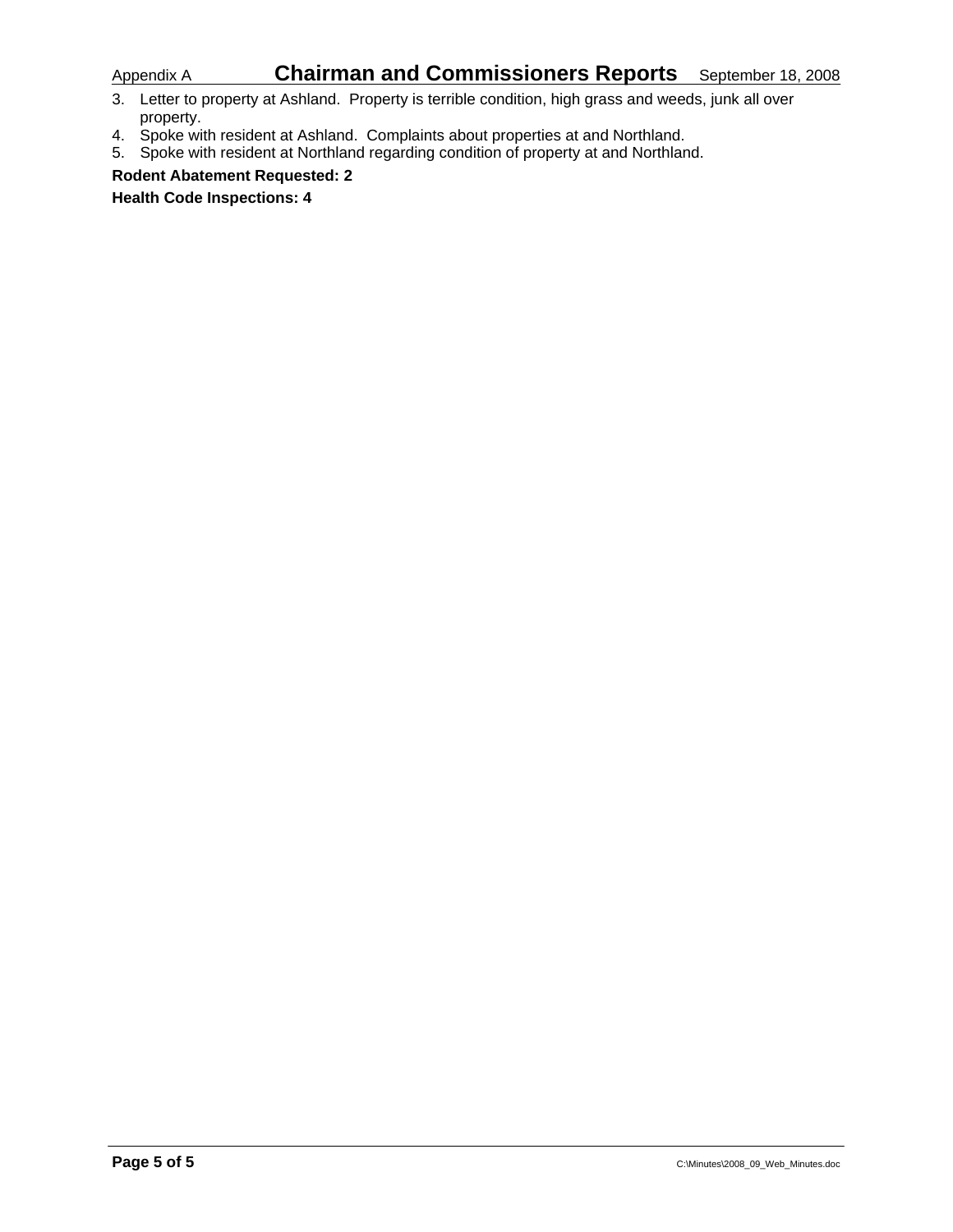3. Letter to property at Ashland. Property is terrible condition, high grass and weeds, junk all over property.
4. Spoke with resident at Ashland. Complaints about properties at and Northland.
5. Spoke with resident at Northland regarding condition of property at and Northland.

**Rodent Abatement Requested: 2**

**Health Code Inspections: 4**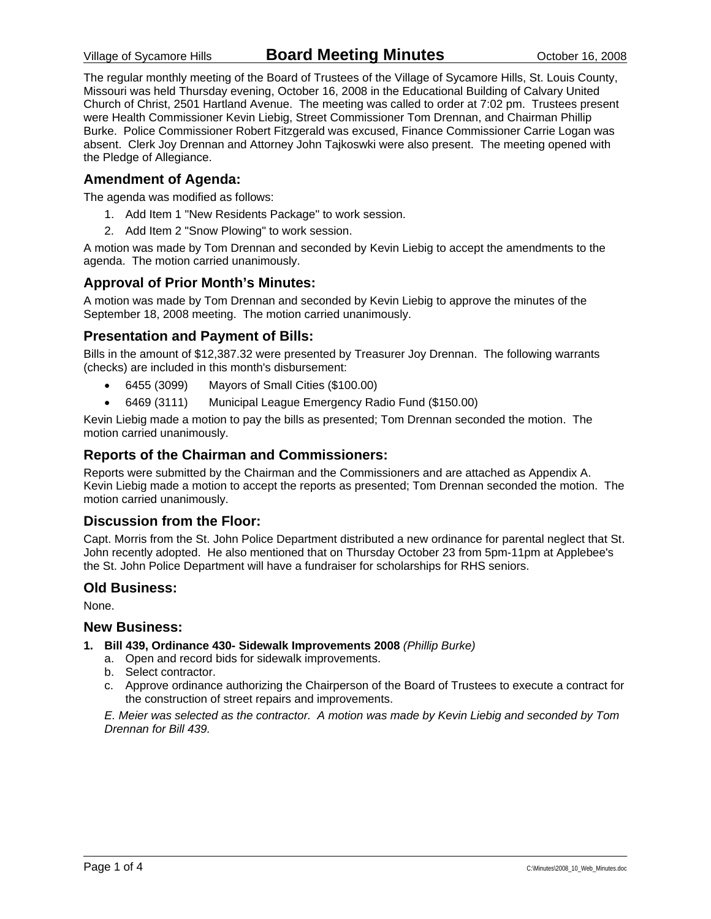Village of Sycamore Hills **Board Meeting Minutes** October 16, 2008

The regular monthly meeting of the Board of Trustees of the Village of Sycamore Hills, St. Louis County, Missouri was held Thursday evening, October 16, 2008 in the Educational Building of Calvary United Church of Christ, 2501 Hartland Avenue. The meeting was called to order at 7:02 pm. Trustees present were Health Commissioner Kevin Liebig, Street Commissioner Tom Drennan, and Chairman Phillip Burke. Police Commissioner Robert Fitzgerald was excused, Finance Commissioner Carrie Logan was absent. Clerk Joy Drennan and Attorney John Tajkoswki were also present. The meeting opened with the Pledge of Allegiance.

## Amendment of Agenda:

The agenda was modified as follows:

1. Add Item 1 "New Residents Package" to work session.
2. Add Item 2 "Snow Plowing" to work session.

A motion was made by Tom Drennan and seconded by Kevin Liebig to accept the amendments to the agenda. The motion carried unanimously.

## Approval of Prior Month's Minutes:

A motion was made by Tom Drennan and seconded by Kevin Liebig to approve the minutes of the September 18, 2008 meeting. The motion carried unanimously.

## Presentation and Payment of Bills:

Bills in the amount of $12,387.32 were presented by Treasurer Joy Drennan. The following warrants (checks) are included in this month's disbursement:

- 6455 (3099) Mayors of Small Cities ($100.00)
- 6469 (3111) Municipal League Emergency Radio Fund ($150.00)

Kevin Liebig made a motion to pay the bills as presented; Tom Drennan seconded the motion. The motion carried unanimously.

## Reports of the Chairman and Commissioners:

Reports were submitted by the Chairman and the Commissioners and are attached as Appendix A. Kevin Liebig made a motion to accept the reports as presented; Tom Drennan seconded the motion. The motion carried unanimously.

## Discussion from the Floor:

Capt. Morris from the St. John Police Department distributed a new ordinance for parental neglect that St. John recently adopted. He also mentioned that on Thursday October 23 from 5pm-11pm at Applebee's the St. John Police Department will have a fundraiser for scholarships for RHS seniors.

## Old Business:

None.

## New Business:

1. **Bill 439, Ordinance 430- Sidewalk Improvements 2008** *(Phillip Burke)*
   a. Open and record bids for sidewalk improvements.
   b. Select contractor.
   c. Approve ordinance authorizing the Chairperson of the Board of Trustees to execute a contract for the construction of street repairs and improvements.

   *E. Meier was selected as the contractor. A motion was made by Kevin Liebig and seconded by Tom Drennan for Bill 439.*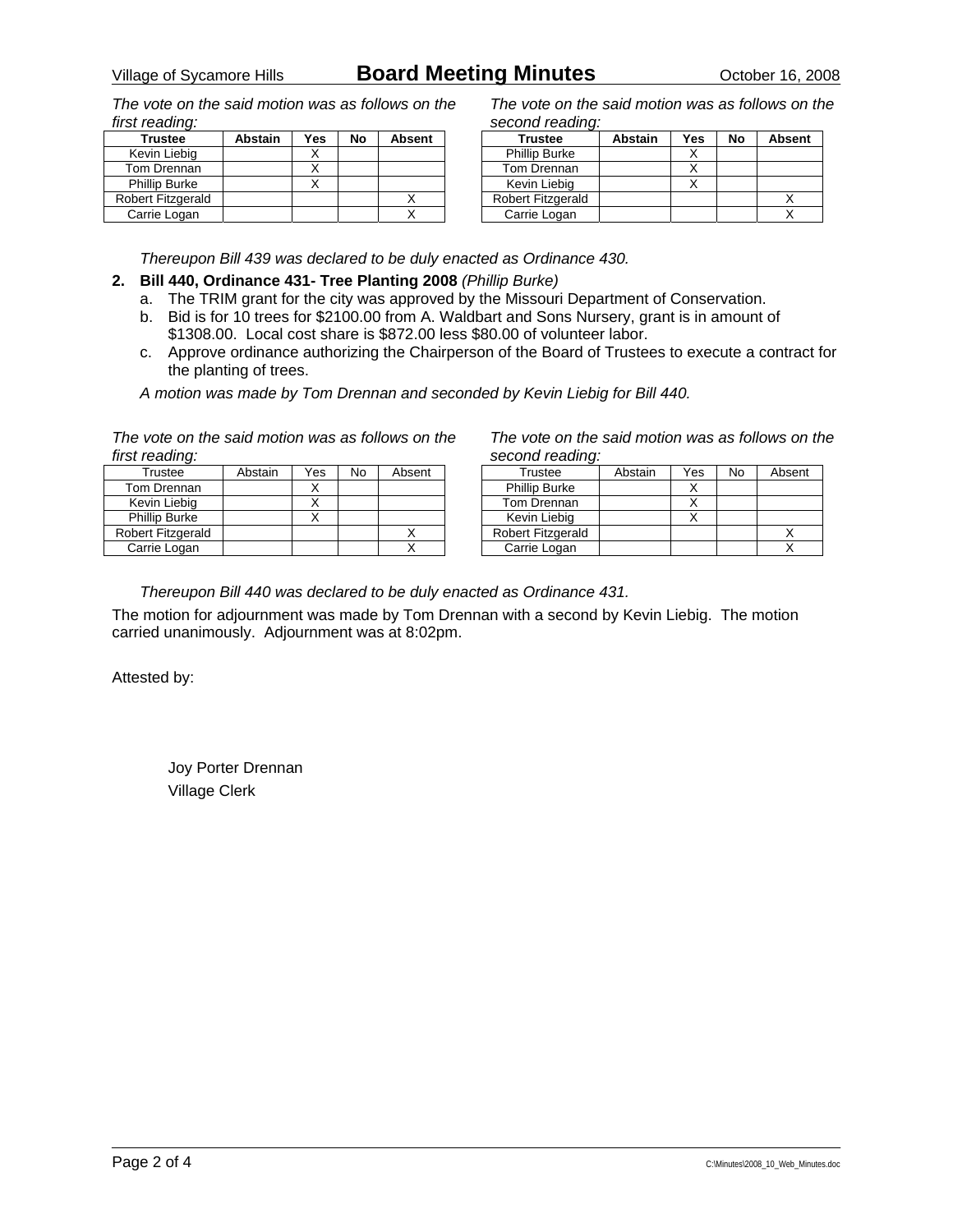*The vote on the said motion was as follows on the first reading:*

| Trustee | Abstain | Yes | No | Absent |
|---|---|---|---|---|
| Kevin Liebig | | X | | |
| Tom Drennan | | X | | |
| Phillip Burke | | X | | |
| Robert Fitzgerald | | | | X |
| Carrie Logan | | | | X |

*The vote on the said motion was as follows on the second reading:*

| Trustee | Abstain | Yes | No | Absent |
|---|---|---|---|---|
| Phillip Burke | | X | | |
| Tom Drennan | | X | | |
| Kevin Liebig | | X | | |
| Robert Fitzgerald | | | | X |
| Carrie Logan | | | | X |

*Thereupon Bill 439 was declared to be duly enacted as Ordinance 430.*

2. **Bill 440, Ordinance 431- Tree Planting 2008** *(Phillip Burke)*
   a. The TRIM grant for the city was approved by the Missouri Department of Conservation.
   b. Bid is for 10 trees for $2100.00 from A. Waldbart and Sons Nursery, grant is in amount of $1308.00. Local cost share is $872.00 less $80.00 of volunteer labor.
   c. Approve ordinance authorizing the Chairperson of the Board of Trustees to execute a contract for the planting of trees.

   *A motion was made by Tom Drennan and seconded by Kevin Liebig for Bill 440.*

*The vote on the said motion was as follows on the first reading:*

| Trustee | Abstain | Yes | No | Absent |
|---|---|---|---|---|
| Tom Drennan | | X | | |
| Kevin Liebig | | X | | |
| Phillip Burke | | X | | |
| Robert Fitzgerald | | | | X |
| Carrie Logan | | | | X |

*The vote on the said motion was as follows on the second reading:*

| Trustee | Abstain | Yes | No | Absent |
|---|---|---|---|---|
| Phillip Burke | | X | | |
| Tom Drennan | | X | | |
| Kevin Liebig | | X | | |
| Robert Fitzgerald | | | | X |
| Carrie Logan | | | | X |

*Thereupon Bill 440 was declared to be duly enacted as Ordinance 431.*

The motion for adjournment was made by Tom Drennan with a second by Kevin Liebig. The motion carried unanimously. Adjournment was at 8:02pm.

Attested by:

Joy Porter Drennan
Village Clerk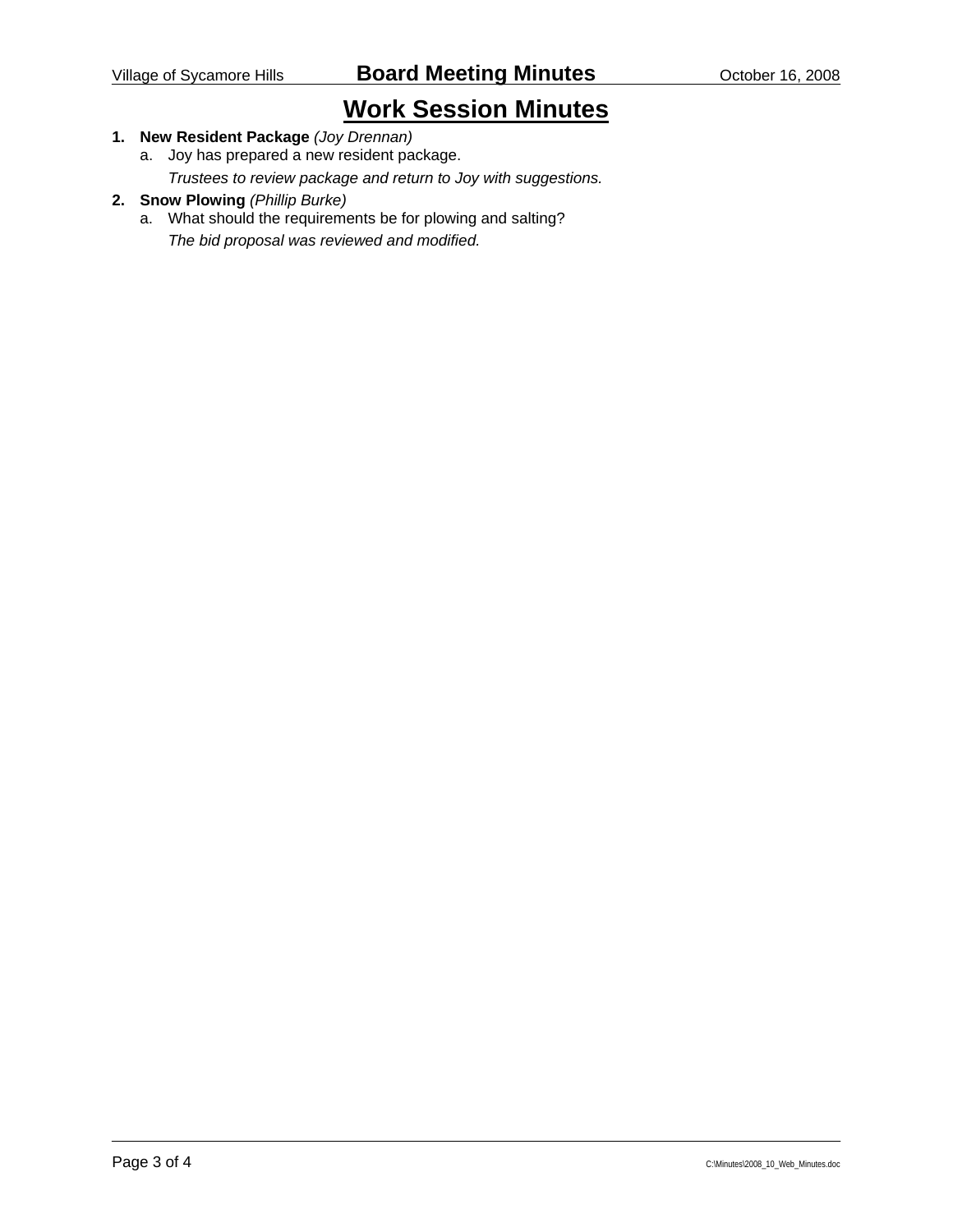# Work Session Minutes

1. **New Resident Package** *(Joy Drennan)*
   a. Joy has prepared a new resident package.
      *Trustees to review package and return to Joy with suggestions.*
2. **Snow Plowing** *(Phillip Burke)*
   a. What should the requirements be for plowing and salting?
      *The bid proposal was reviewed and modified.*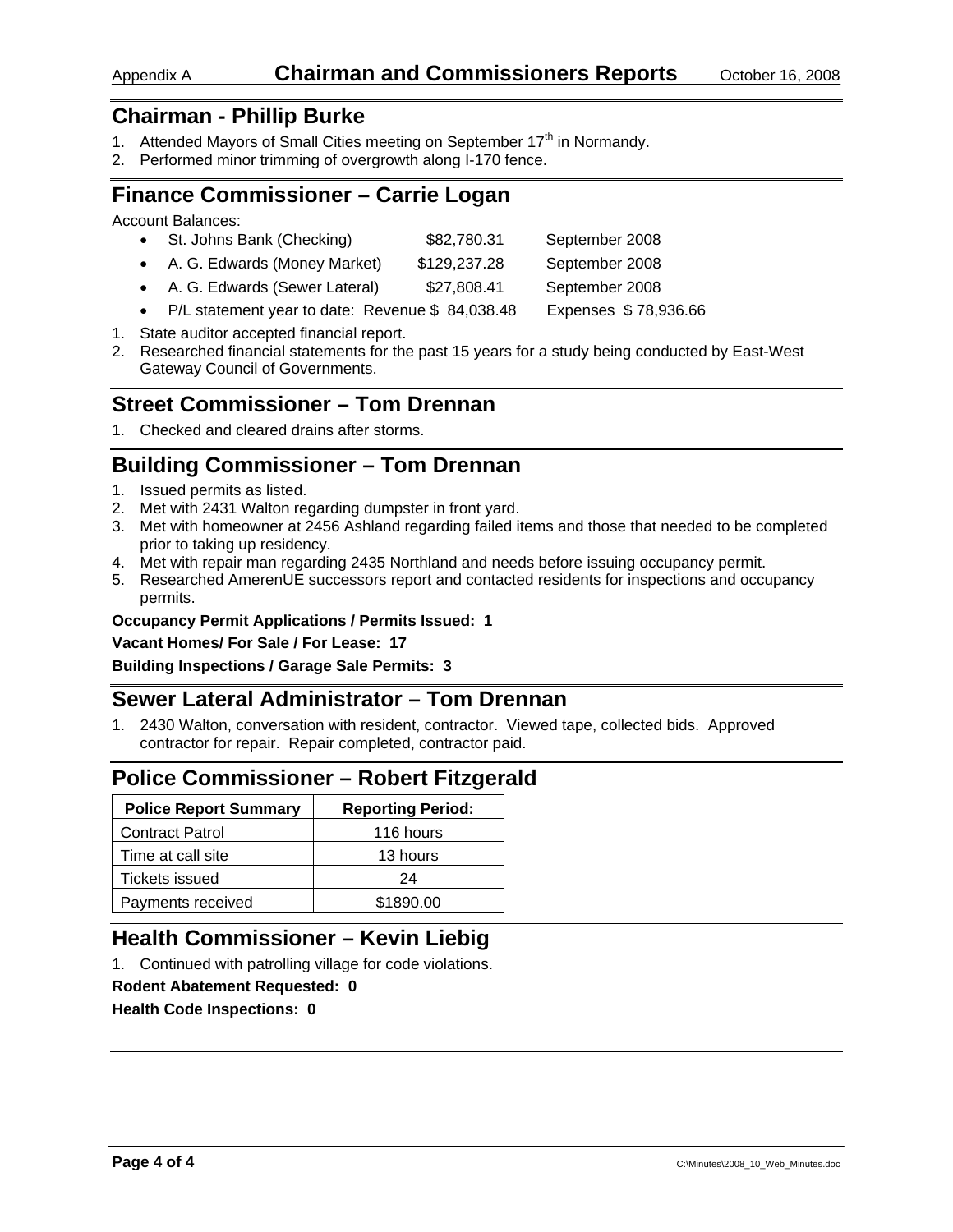Appendix A **Chairman and Commissioners Reports** October 16, 2008

## Chairman - Phillip Burke

1. Attended Mayors of Small Cities meeting on September 17th in Normandy.
2. Performed minor trimming of overgrowth along I-170 fence.

## Finance Commissioner – Carrie Logan

Account Balances:

- St. Johns Bank (Checking) $82,780.31 September 2008
- A. G. Edwards (Money Market) $129,237.28 September 2008
- A. G. Edwards (Sewer Lateral) $27,808.41 September 2008
- P/L statement year to date: Revenue $ 84,038.48 Expenses $ 78,936.66

1. State auditor accepted financial report.
2. Researched financial statements for the past 15 years for a study being conducted by East-West Gateway Council of Governments.

## Street Commissioner – Tom Drennan

1. Checked and cleared drains after storms.

## Building Commissioner – Tom Drennan

1. Issued permits as listed.
2. Met with 2431 Walton regarding dumpster in front yard.
3. Met with homeowner at 2456 Ashland regarding failed items and those that needed to be completed prior to taking up residency.
4. Met with repair man regarding 2435 Northland and needs before issuing occupancy permit.
5. Researched AmerenUE successors report and contacted residents for inspections and occupancy permits.

**Occupancy Permit Applications / Permits Issued: 1**

**Vacant Homes/ For Sale / For Lease: 17**

**Building Inspections / Garage Sale Permits: 3**

## Sewer Lateral Administrator – Tom Drennan

1. 2430 Walton, conversation with resident, contractor. Viewed tape, collected bids. Approved contractor for repair. Repair completed, contractor paid.

## Police Commissioner – Robert Fitzgerald

| Police Report Summary | Reporting Period: |
|---|---|
| Contract Patrol | 116 hours |
| Time at call site | 13 hours |
| Tickets issued | 24 |
| Payments received | $1890.00 |

## Health Commissioner – Kevin Liebig

1. Continued with patrolling village for code violations.

**Rodent Abatement Requested: 0**

**Health Code Inspections: 0**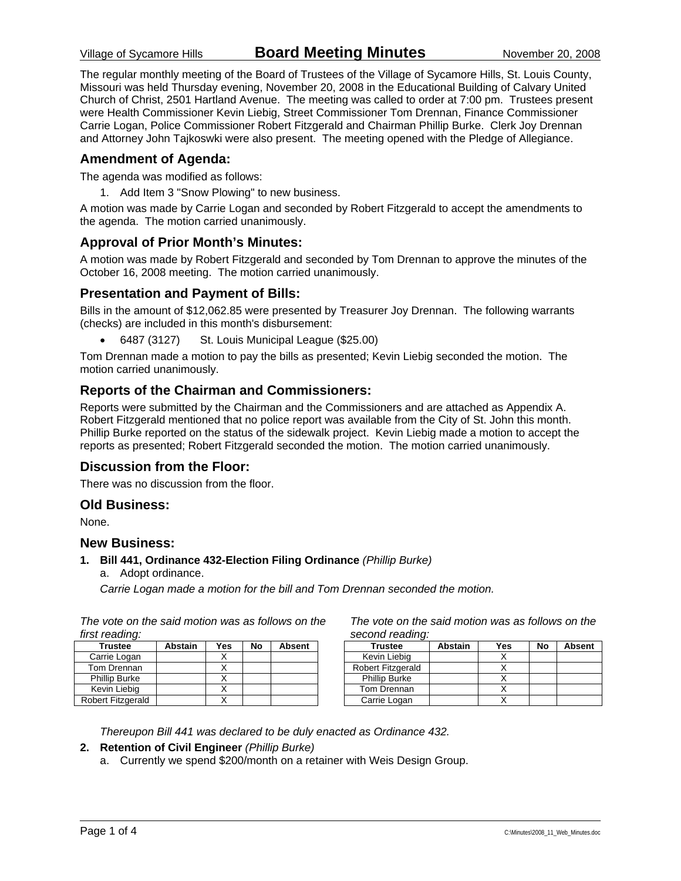Village of Sycamore Hills **Board Meeting Minutes** November 20, 2008

The regular monthly meeting of the Board of Trustees of the Village of Sycamore Hills, St. Louis County, Missouri was held Thursday evening, November 20, 2008 in the Educational Building of Calvary United Church of Christ, 2501 Hartland Avenue. The meeting was called to order at 7:00 pm. Trustees present were Health Commissioner Kevin Liebig, Street Commissioner Tom Drennan, Finance Commissioner Carrie Logan, Police Commissioner Robert Fitzgerald and Chairman Phillip Burke. Clerk Joy Drennan and Attorney John Tajkoswki were also present. The meeting opened with the Pledge of Allegiance.

## Amendment of Agenda:

The agenda was modified as follows:

1. Add Item 3 "Snow Plowing" to new business.

A motion was made by Carrie Logan and seconded by Robert Fitzgerald to accept the amendments to the agenda. The motion carried unanimously.

## Approval of Prior Month's Minutes:

A motion was made by Robert Fitzgerald and seconded by Tom Drennan to approve the minutes of the October 16, 2008 meeting. The motion carried unanimously.

## Presentation and Payment of Bills:

Bills in the amount of $12,062.85 were presented by Treasurer Joy Drennan. The following warrants (checks) are included in this month's disbursement:

- 6487 (3127) St. Louis Municipal League ($25.00)

Tom Drennan made a motion to pay the bills as presented; Kevin Liebig seconded the motion. The motion carried unanimously.

## Reports of the Chairman and Commissioners:

Reports were submitted by the Chairman and the Commissioners and are attached as Appendix A. Robert Fitzgerald mentioned that no police report was available from the City of St. John this month. Phillip Burke reported on the status of the sidewalk project. Kevin Liebig made a motion to accept the reports as presented; Robert Fitzgerald seconded the motion. The motion carried unanimously.

## Discussion from the Floor:

There was no discussion from the floor.

## Old Business:

None.

## New Business:

1. **Bill 441, Ordinance 432-Election Filing Ordinance** *(Phillip Burke)*
   a. Adopt ordinance.

   *Carrie Logan made a motion for the bill and Tom Drennan seconded the motion.*

*The vote on the said motion was as follows on the first reading:*

| Trustee | Abstain | Yes | No | Absent |
|---|---|---|---|---|
| Carrie Logan | | X | | |
| Tom Drennan | | X | | |
| Phillip Burke | | X | | |
| Kevin Liebig | | X | | |
| Robert Fitzgerald | | X | | |

*The vote on the said motion was as follows on the second reading:*

| Trustee | Abstain | Yes | No | Absent |
|---|---|---|---|---|
| Kevin Liebig | | X | | |
| Robert Fitzgerald | | X | | |
| Phillip Burke | | X | | |
| Tom Drennan | | X | | |
| Carrie Logan | | X | | |

*Thereupon Bill 441 was declared to be duly enacted as Ordinance 432.*

2. **Retention of Civil Engineer** *(Phillip Burke)*
   a. Currently we spend $200/month on a retainer with Weis Design Group.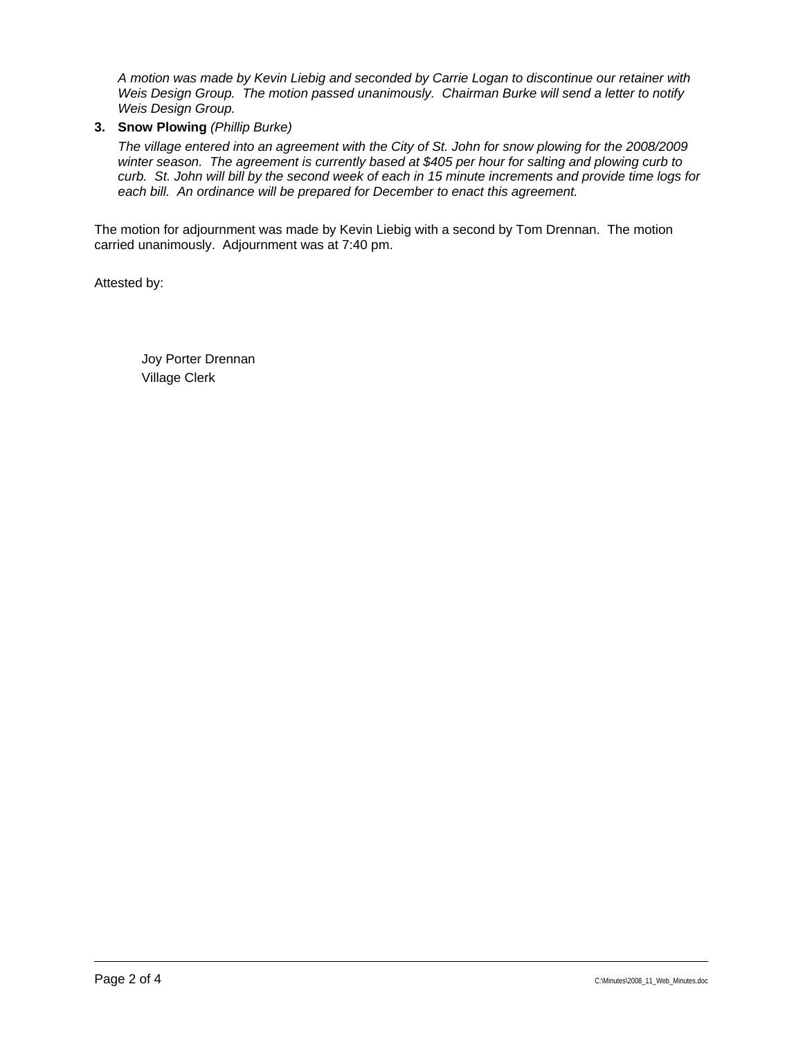*A motion was made by Kevin Liebig and seconded by Carrie Logan to discontinue our retainer with Weis Design Group. The motion passed unanimously. Chairman Burke will send a letter to notify Weis Design Group.*

3. **Snow Plowing** *(Phillip Burke)*

   *The village entered into an agreement with the City of St. John for snow plowing for the 2008/2009 winter season. The agreement is currently based at $405 per hour for salting and plowing curb to curb. St. John will bill by the second week of each in 15 minute increments and provide time logs for each bill. An ordinance will be prepared for December to enact this agreement.*

The motion for adjournment was made by Kevin Liebig with a second by Tom Drennan. The motion carried unanimously. Adjournment was at 7:40 pm.

Attested by:

Joy Porter Drennan
Village Clerk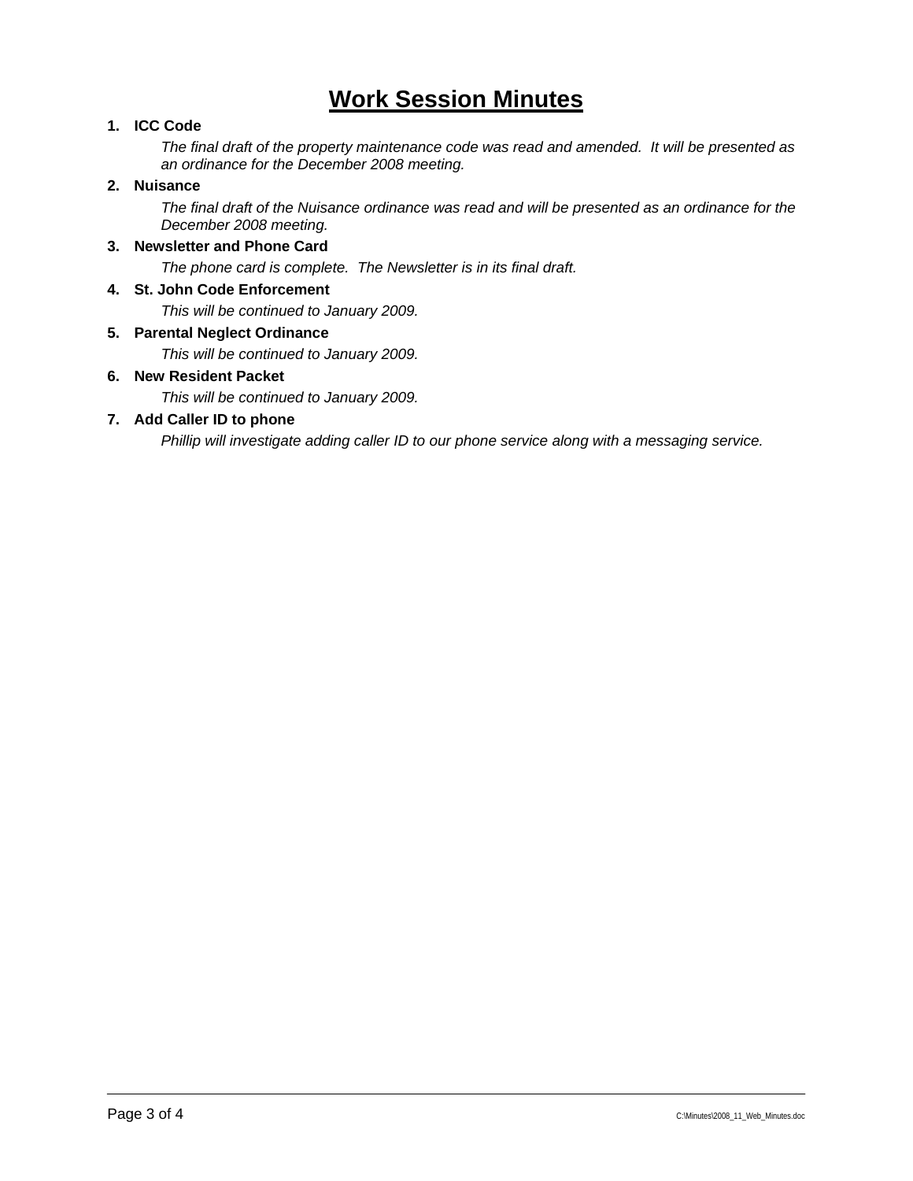# Work Session Minutes

1. **ICC Code**

   *The final draft of the property maintenance code was read and amended. It will be presented as an ordinance for the December 2008 meeting.*

2. **Nuisance**

   *The final draft of the Nuisance ordinance was read and will be presented as an ordinance for the December 2008 meeting.*

3. **Newsletter and Phone Card**

   *The phone card is complete. The Newsletter is in its final draft.*

4. **St. John Code Enforcement**

   *This will be continued to January 2009.*

5. **Parental Neglect Ordinance**

   *This will be continued to January 2009.*

6. **New Resident Packet**

   *This will be continued to January 2009.*

7. **Add Caller ID to phone**

   *Phillip will investigate adding caller ID to our phone service along with a messaging service.*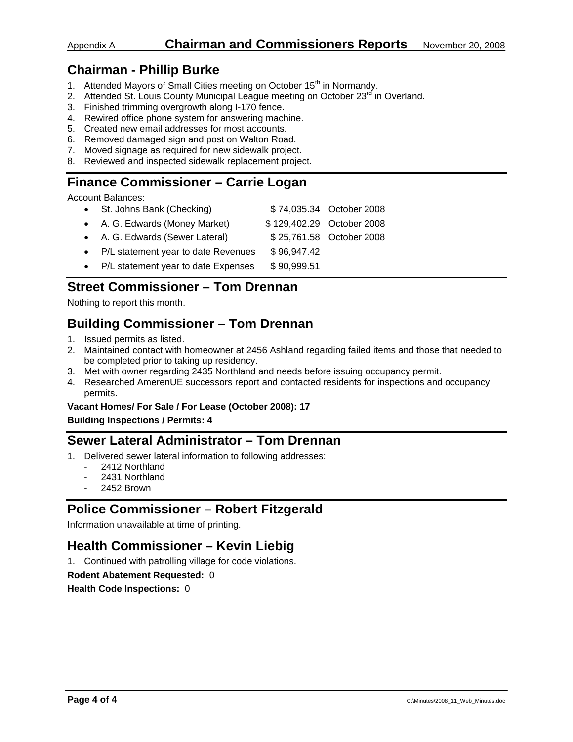Appendix A **Chairman and Commissioners Reports** November 20, 2008

## Chairman - Phillip Burke

1. Attended Mayors of Small Cities meeting on October 15th in Normandy.
2. Attended St. Louis County Municipal League meeting on October 23rd in Overland.
3. Finished trimming overgrowth along I-170 fence.
4. Rewired office phone system for answering machine.
5. Created new email addresses for most accounts.
6. Removed damaged sign and post on Walton Road.
7. Moved signage as required for new sidewalk project.
8. Reviewed and inspected sidewalk replacement project.

## Finance Commissioner – Carrie Logan

Account Balances:

| | | |
|---|---|---|
| • St. Johns Bank (Checking) | $ 74,035.34 | October 2008 |
| • A. G. Edwards (Money Market) | $ 129,402.29 | October 2008 |
| • A. G. Edwards (Sewer Lateral) | $ 25,761.58 | October 2008 |
| • P/L statement year to date Revenues | $ 96,947.42 | |
| • P/L statement year to date Expenses | $ 90,999.51 | |

## Street Commissioner – Tom Drennan

Nothing to report this month.

## Building Commissioner – Tom Drennan

1. Issued permits as listed.
2. Maintained contact with homeowner at 2456 Ashland regarding failed items and those that needed to be completed prior to taking up residency.
3. Met with owner regarding 2435 Northland and needs before issuing occupancy permit.
4. Researched AmerenUE successors report and contacted residents for inspections and occupancy permits.

**Vacant Homes/ For Sale / For Lease (October 2008): 17**

**Building Inspections / Permits: 4**

## Sewer Lateral Administrator – Tom Drennan

1. Delivered sewer lateral information to following addresses:
   - 2412 Northland
   - 2431 Northland
   - 2452 Brown

## Police Commissioner – Robert Fitzgerald

Information unavailable at time of printing.

## Health Commissioner – Kevin Liebig

1. Continued with patrolling village for code violations.

**Rodent Abatement Requested:** 0

**Health Code Inspections:** 0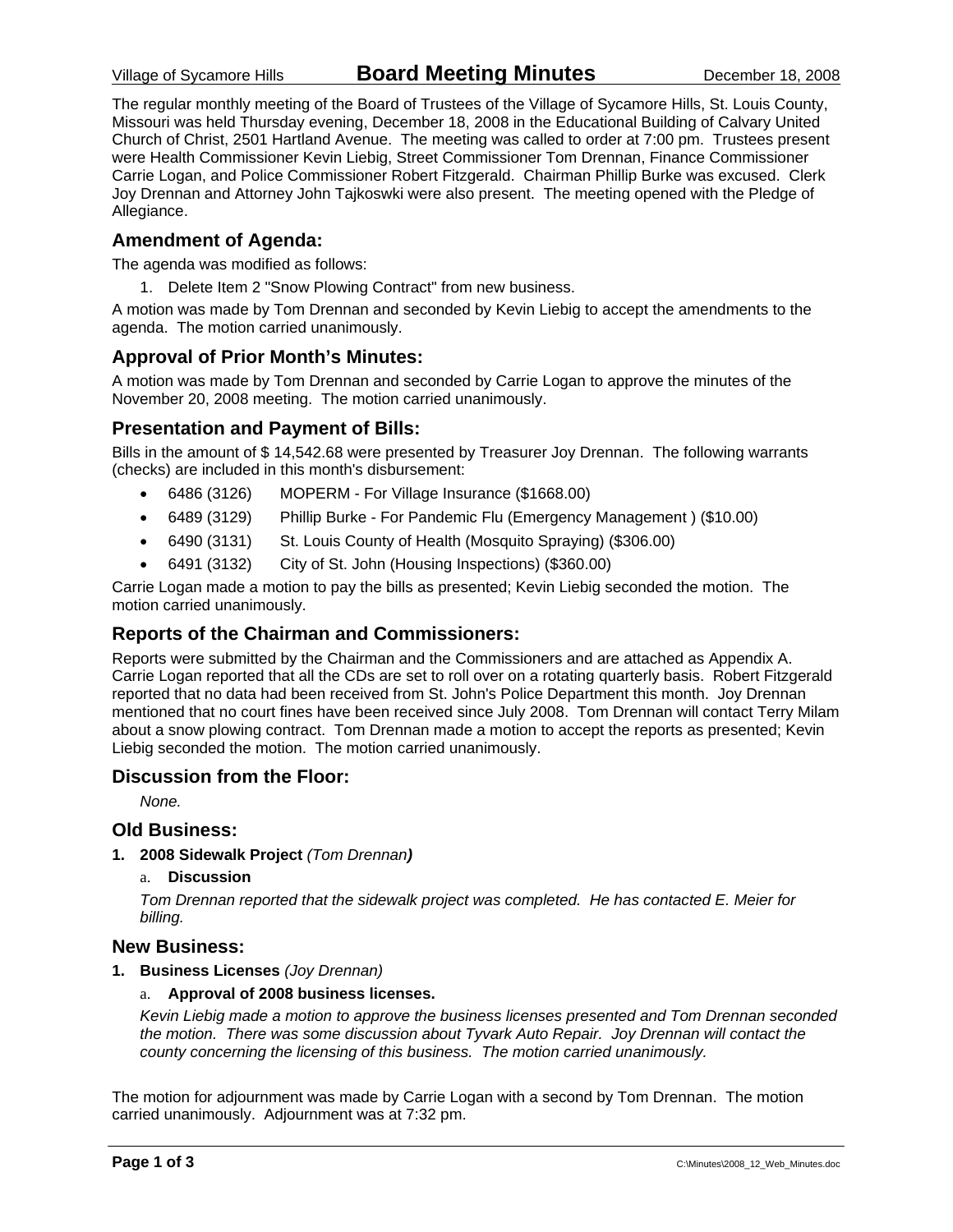Village of Sycamore Hills **Board Meeting Minutes** December 18, 2008

The regular monthly meeting of the Board of Trustees of the Village of Sycamore Hills, St. Louis County, Missouri was held Thursday evening, December 18, 2008 in the Educational Building of Calvary United Church of Christ, 2501 Hartland Avenue. The meeting was called to order at 7:00 pm. Trustees present were Health Commissioner Kevin Liebig, Street Commissioner Tom Drennan, Finance Commissioner Carrie Logan, and Police Commissioner Robert Fitzgerald. Chairman Phillip Burke was excused. Clerk Joy Drennan and Attorney John Tajkoswki were also present. The meeting opened with the Pledge of Allegiance.

## Amendment of Agenda:

The agenda was modified as follows:

1. Delete Item 2 "Snow Plowing Contract" from new business.

A motion was made by Tom Drennan and seconded by Kevin Liebig to accept the amendments to the agenda. The motion carried unanimously.

## Approval of Prior Month's Minutes:

A motion was made by Tom Drennan and seconded by Carrie Logan to approve the minutes of the November 20, 2008 meeting. The motion carried unanimously.

## Presentation and Payment of Bills:

Bills in the amount of $ 14,542.68 were presented by Treasurer Joy Drennan. The following warrants (checks) are included in this month's disbursement:

- 6486 (3126) MOPERM - For Village Insurance ($1668.00)
- 6489 (3129) Phillip Burke - For Pandemic Flu (Emergency Management ) ($10.00)
- 6490 (3131) St. Louis County of Health (Mosquito Spraying) ($306.00)
- 6491 (3132) City of St. John (Housing Inspections) ($360.00)

Carrie Logan made a motion to pay the bills as presented; Kevin Liebig seconded the motion. The motion carried unanimously.

## Reports of the Chairman and Commissioners:

Reports were submitted by the Chairman and the Commissioners and are attached as Appendix A. Carrie Logan reported that all the CDs are set to roll over on a rotating quarterly basis. Robert Fitzgerald reported that no data had been received from St. John's Police Department this month. Joy Drennan mentioned that no court fines have been received since July 2008. Tom Drennan will contact Terry Milam about a snow plowing contract. Tom Drennan made a motion to accept the reports as presented; Kevin Liebig seconded the motion. The motion carried unanimously.

## Discussion from the Floor:

*None.*

## Old Business:

**1. 2008 Sidewalk Project** *(Tom Drennan)*

a. **Discussion**

*Tom Drennan reported that the sidewalk project was completed. He has contacted E. Meier for billing.*

## New Business:

**1. Business Licenses** *(Joy Drennan)*

a. **Approval of 2008 business licenses.**

*Kevin Liebig made a motion to approve the business licenses presented and Tom Drennan seconded the motion. There was some discussion about Tyvark Auto Repair. Joy Drennan will contact the county concerning the licensing of this business. The motion carried unanimously.*

The motion for adjournment was made by Carrie Logan with a second by Tom Drennan. The motion carried unanimously. Adjournment was at 7:32 pm.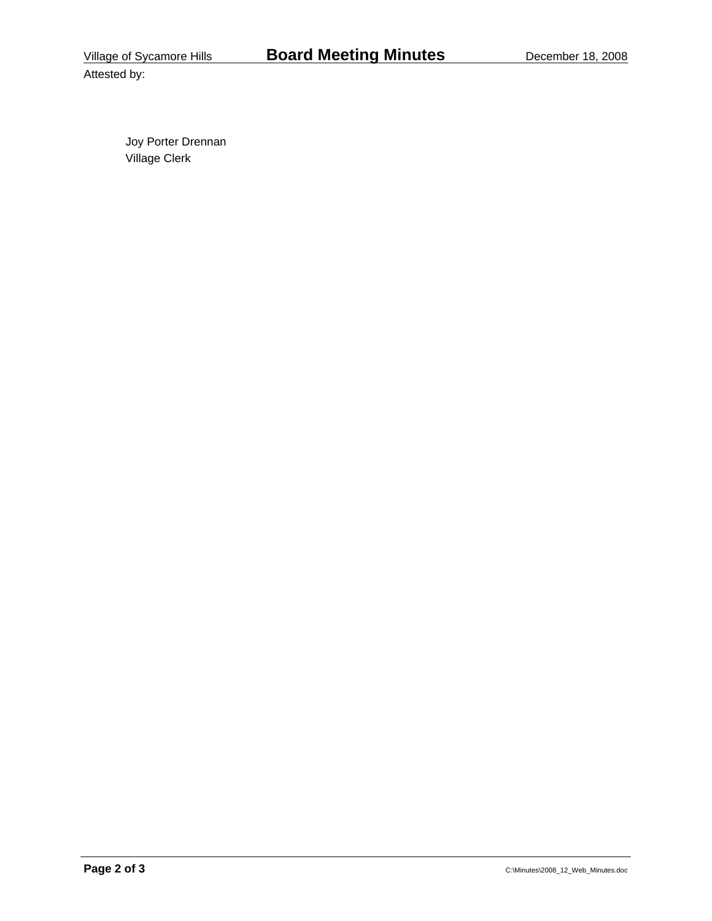Attested by:

Joy Porter Drennan
Village Clerk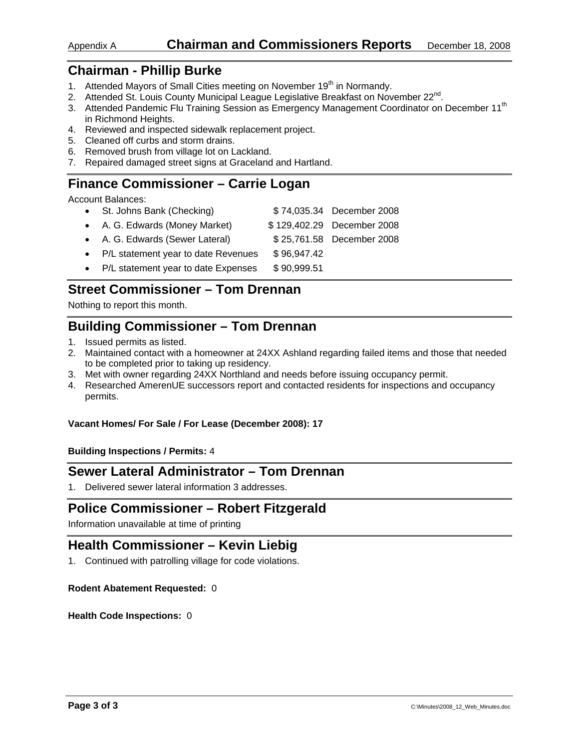Appendix A **Chairman and Commissioners Reports** December 18, 2008

## Chairman - Phillip Burke

1. Attended Mayors of Small Cities meeting on November 19th in Normandy.
2. Attended St. Louis County Municipal League Legislative Breakfast on November 22nd.
3. Attended Pandemic Flu Training Session as Emergency Management Coordinator on December 11th in Richmond Heights.
4. Reviewed and inspected sidewalk replacement project.
5. Cleaned off curbs and storm drains.
6. Removed brush from village lot on Lackland.
7. Repaired damaged street signs at Graceland and Hartland.

## Finance Commissioner – Carrie Logan

Account Balances:

- St. Johns Bank (Checking) $ 74,035.34 December 2008
- A. G. Edwards (Money Market) $ 129,402.29 December 2008
- A. G. Edwards (Sewer Lateral) $ 25,761.58 December 2008
- P/L statement year to date Revenues $ 96,947.42
- P/L statement year to date Expenses $ 90,999.51

## Street Commissioner – Tom Drennan

Nothing to report this month.

## Building Commissioner – Tom Drennan

1. Issued permits as listed.
2. Maintained contact with a homeowner at 24XX Ashland regarding failed items and those that needed to be completed prior to taking up residency.
3. Met with owner regarding 24XX Northland and needs before issuing occupancy permit.
4. Researched AmerenUE successors report and contacted residents for inspections and occupancy permits.

**Vacant Homes/ For Sale / For Lease (December 2008): 17**

**Building Inspections / Permits:** 4

## Sewer Lateral Administrator – Tom Drennan

1. Delivered sewer lateral information 3 addresses.

## Police Commissioner – Robert Fitzgerald

Information unavailable at time of printing

## Health Commissioner – Kevin Liebig

1. Continued with patrolling village for code violations.

**Rodent Abatement Requested:** 0

**Health Code Inspections:** 0

C:\Minutes\2008_12_Web_Minutes.doc